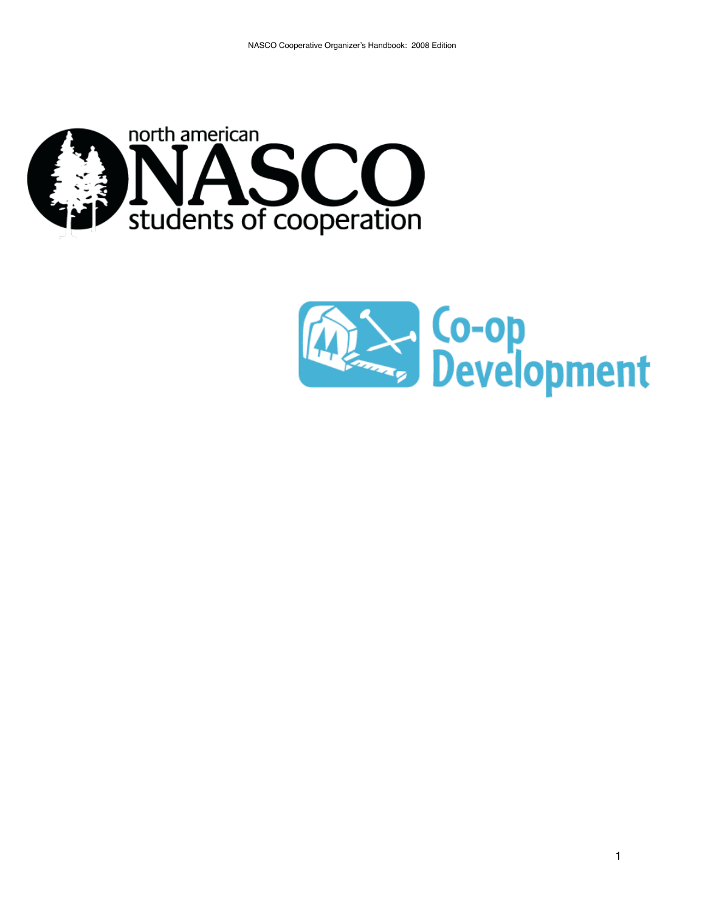north american

# NASCO

students of cooperation

Co-op Development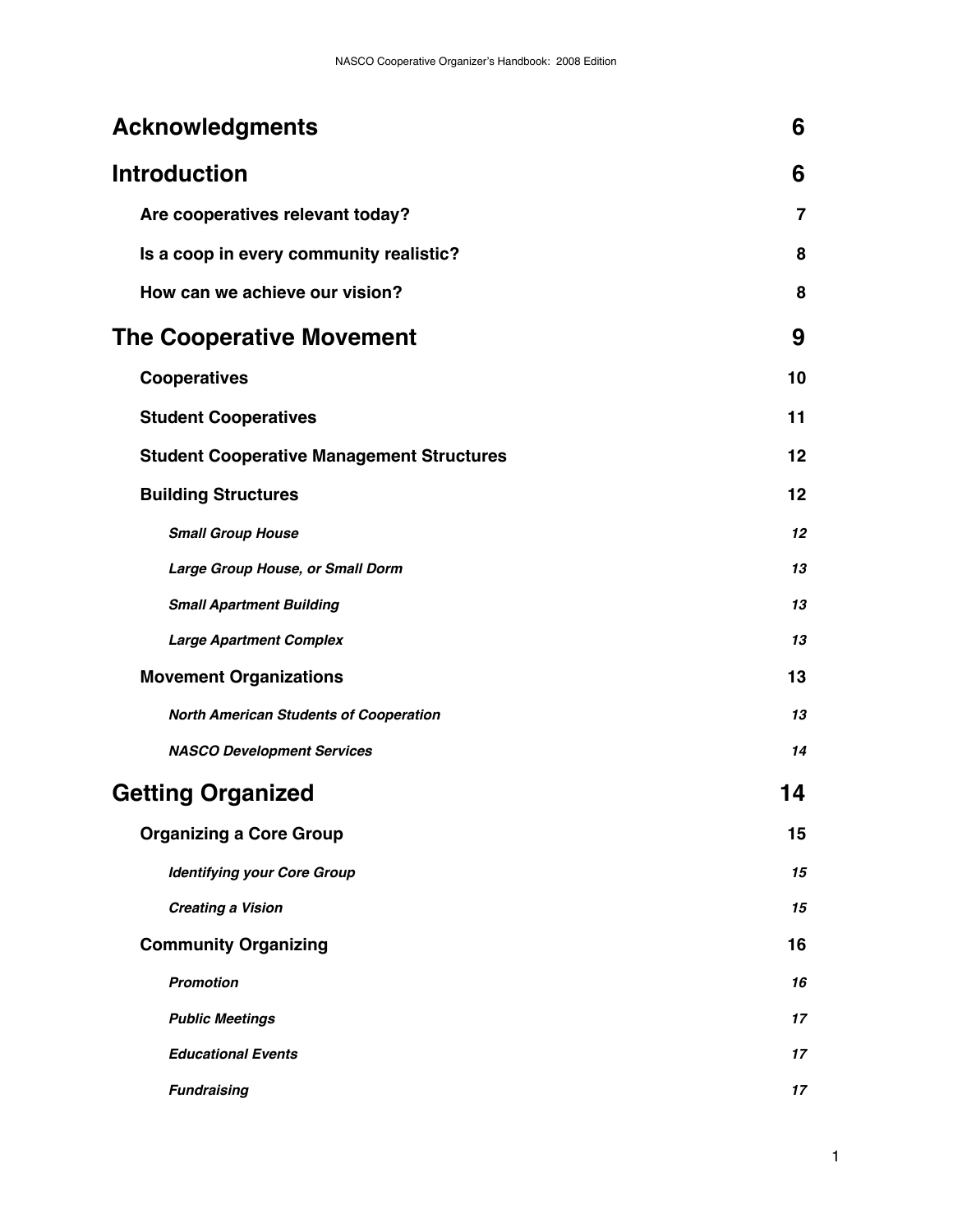| | |
|---|---|
| **Acknowledgments** | **6** |
| **Introduction** | **6** |
| **Are cooperatives relevant today?** | **7** |
| **Is a coop in every community realistic?** | **8** |
| **How can we achieve our vision?** | **8** |
| **The Cooperative Movement** | **9** |
| **Cooperatives** | **10** |
| **Student Cooperatives** | **11** |
| **Student Cooperative Management Structures** | **12** |
| **Building Structures** | **12** |
| ***Small Group House*** | ***12*** |
| ***Large Group House, or Small Dorm*** | ***13*** |
| ***Small Apartment Building*** | ***13*** |
| ***Large Apartment Complex*** | ***13*** |
| **Movement Organizations** | **13** |
| ***North American Students of Cooperation*** | ***13*** |
| ***NASCO Development Services*** | ***14*** |
| **Getting Organized** | **14** |
| **Organizing a Core Group** | **15** |
| ***Identifying your Core Group*** | ***15*** |
| ***Creating a Vision*** | ***15*** |
| **Community Organizing** | **16** |
| ***Promotion*** | ***16*** |
| ***Public Meetings*** | ***17*** |
| ***Educational Events*** | ***17*** |
| ***Fundraising*** | ***17*** |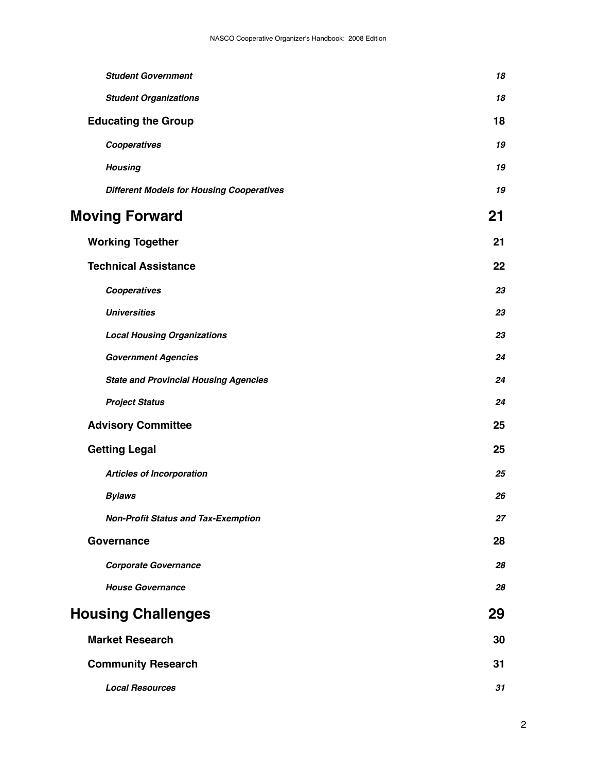| | |
|---|---|
| ***Student Government*** | ***18*** |
| ***Student Organizations*** | ***18*** |
| **Educating the Group** | **18** |
| ***Cooperatives*** | ***19*** |
| ***Housing*** | ***19*** |
| ***Different Models for Housing Cooperatives*** | ***19*** |
| **Moving Forward** | **21** |
| **Working Together** | **21** |
| **Technical Assistance** | **22** |
| ***Cooperatives*** | ***23*** |
| ***Universities*** | ***23*** |
| ***Local Housing Organizations*** | ***23*** |
| ***Government Agencies*** | ***24*** |
| ***State and Provincial Housing Agencies*** | ***24*** |
| ***Project Status*** | ***24*** |
| **Advisory Committee** | **25** |
| **Getting Legal** | **25** |
| ***Articles of Incorporation*** | ***25*** |
| ***Bylaws*** | ***26*** |
| ***Non-Profit Status and Tax-Exemption*** | ***27*** |
| **Governance** | **28** |
| ***Corporate Governance*** | ***28*** |
| ***House Governance*** | ***28*** |
| **Housing Challenges** | **29** |
| **Market Research** | **30** |
| **Community Research** | **31** |
| ***Local Resources*** | ***31*** |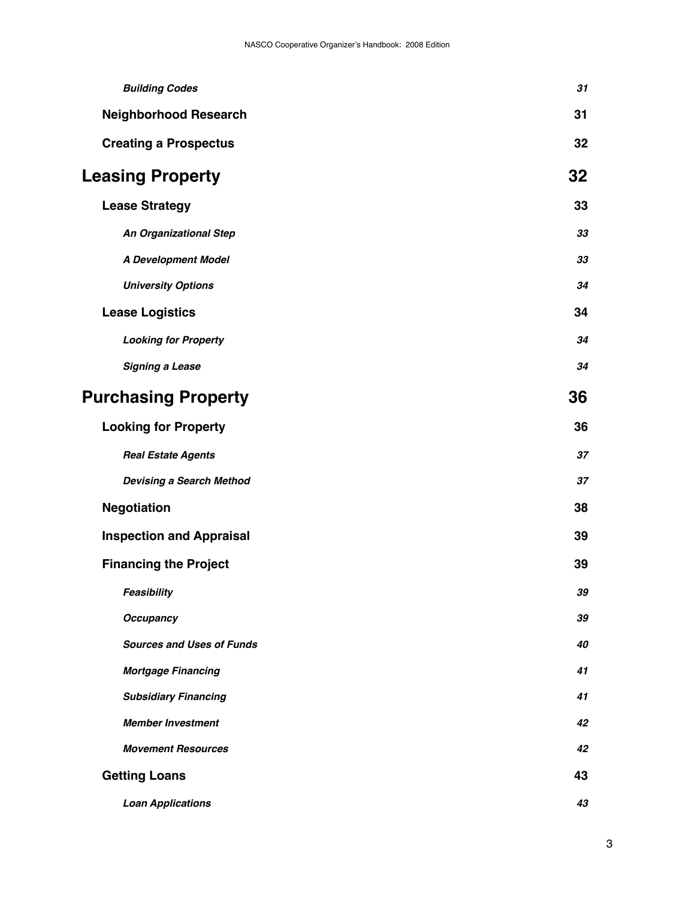***Building Codes*** ***31***

**Neighborhood Research** **31**

**Creating a Prospectus** **32**

# Leasing Property 32

**Lease Strategy** **33**

***An Organizational Step*** ***33***

***A Development Model*** ***33***

***University Options*** ***34***

**Lease Logistics** **34**

***Looking for Property*** ***34***

***Signing a Lease*** ***34***

# Purchasing Property 36

**Looking for Property** **36**

***Real Estate Agents*** ***37***

***Devising a Search Method*** ***37***

**Negotiation** **38**

**Inspection and Appraisal** **39**

**Financing the Project** **39**

***Feasibility*** ***39***

***Occupancy*** ***39***

***Sources and Uses of Funds*** ***40***

***Mortgage Financing*** ***41***

***Subsidiary Financing*** ***41***

***Member Investment*** ***42***

***Movement Resources*** ***42***

**Getting Loans** **43**

***Loan Applications*** ***43***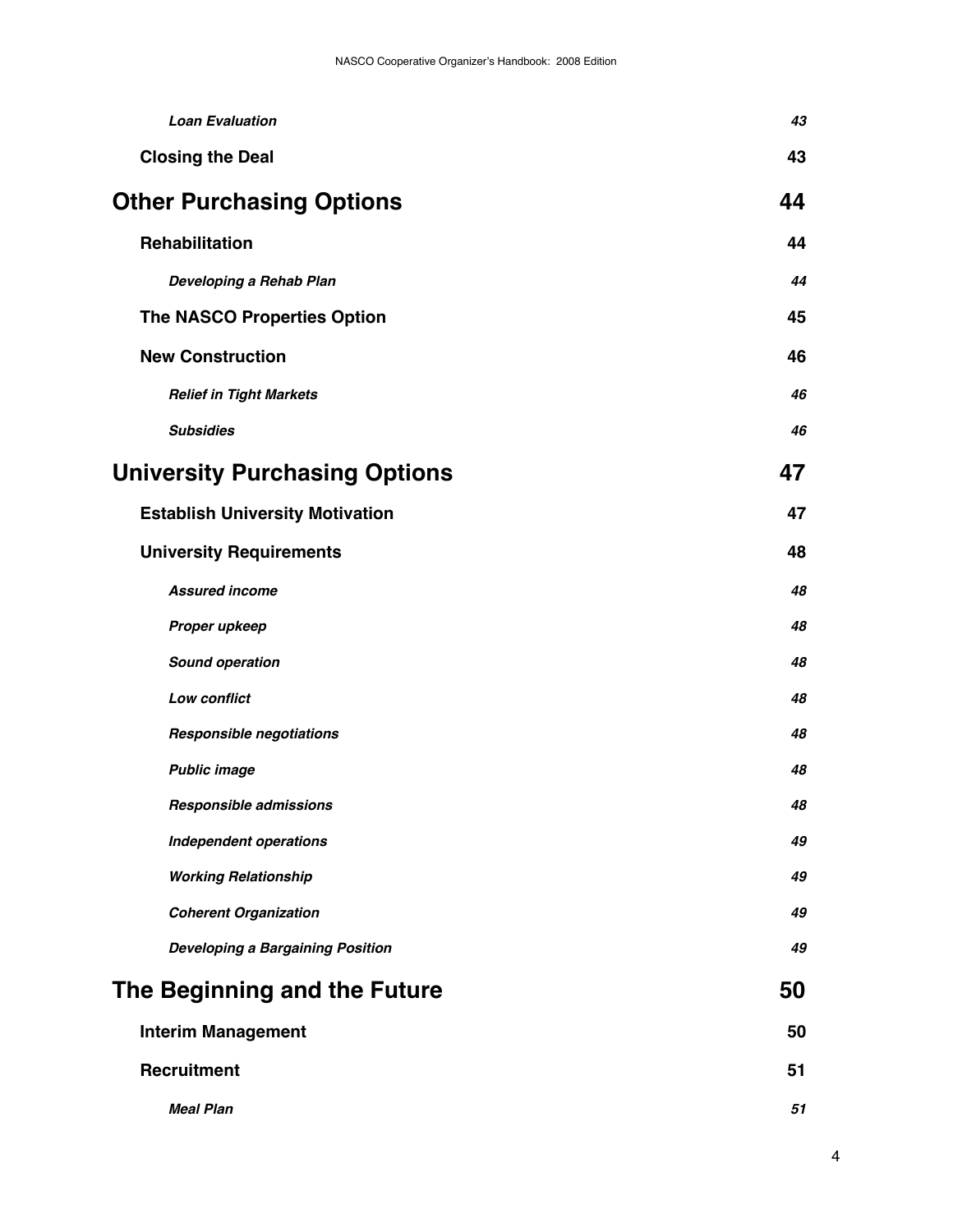| | |
|---|---|
| ***Loan Evaluation*** | ***43*** |
| **Closing the Deal** | **43** |
| **Other Purchasing Options** | **44** |
| **Rehabilitation** | **44** |
| ***Developing a Rehab Plan*** | ***44*** |
| **The NASCO Properties Option** | **45** |
| **New Construction** | **46** |
| ***Relief in Tight Markets*** | ***46*** |
| ***Subsidies*** | ***46*** |
| **University Purchasing Options** | **47** |
| **Establish University Motivation** | **47** |
| **University Requirements** | **48** |
| ***Assured income*** | ***48*** |
| ***Proper upkeep*** | ***48*** |
| ***Sound operation*** | ***48*** |
| ***Low conflict*** | ***48*** |
| ***Responsible negotiations*** | ***48*** |
| ***Public image*** | ***48*** |
| ***Responsible admissions*** | ***48*** |
| ***Independent operations*** | ***49*** |
| ***Working Relationship*** | ***49*** |
| ***Coherent Organization*** | ***49*** |
| ***Developing a Bargaining Position*** | ***49*** |
| **The Beginning and the Future** | **50** |
| **Interim Management** | **50** |
| **Recruitment** | **51** |
| ***Meal Plan*** | ***51*** |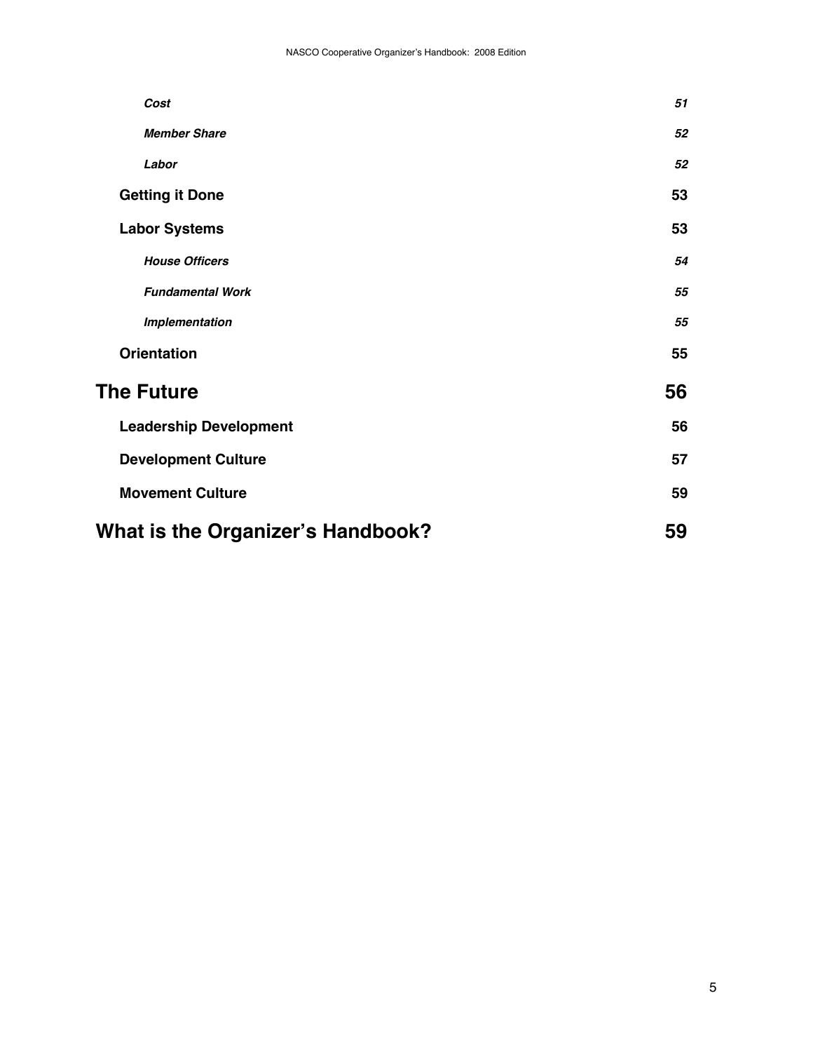*Cost* 51

*Member Share* 52

*Labor* 52

**Getting it Done** 53

**Labor Systems** 53

*House Officers* 54

*Fundamental Work* 55

*Implementation* 55

**Orientation** 55

**The Future** 56

**Leadership Development** 56

**Development Culture** 57

**Movement Culture** 59

**What is the Organizer's Handbook?** 59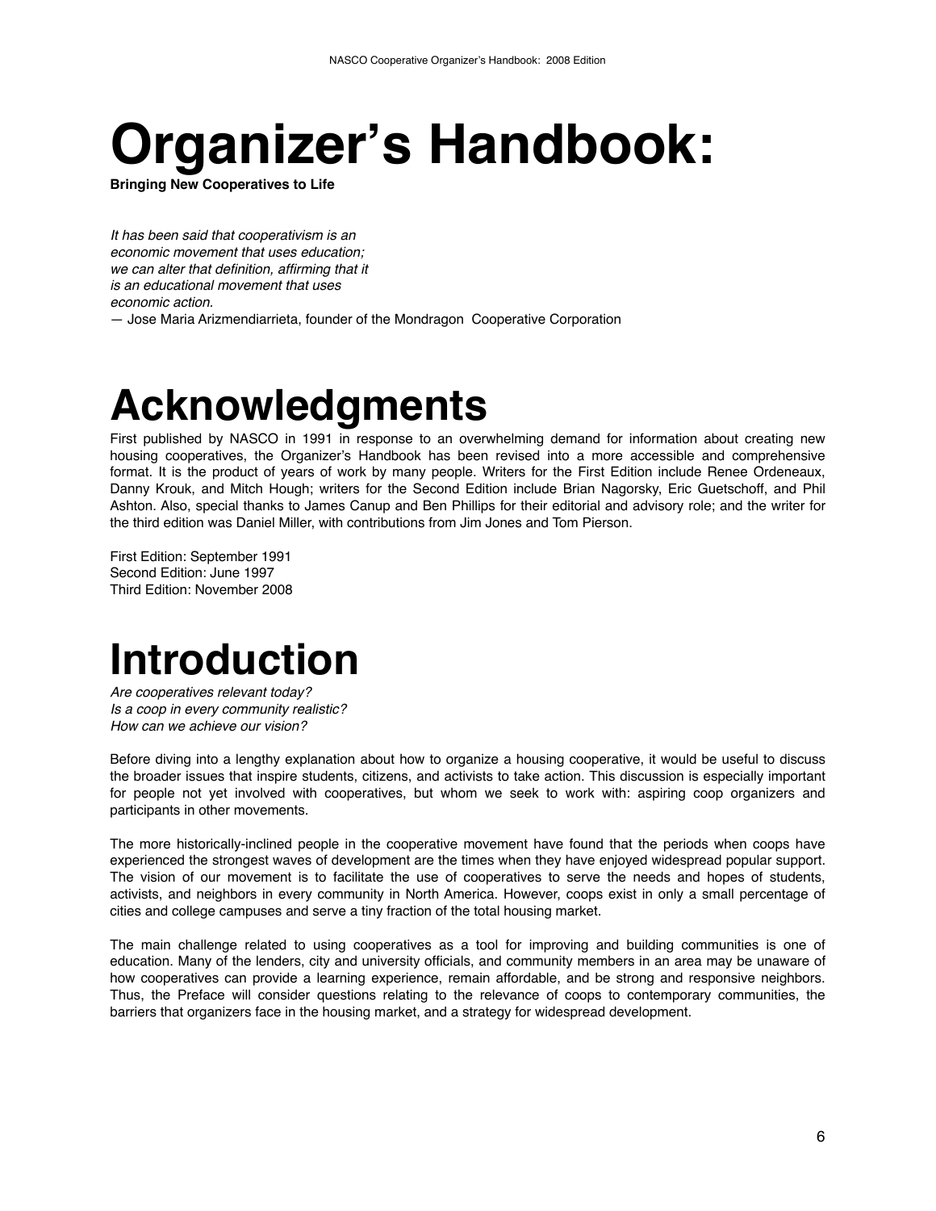# Organizer's Handbook:

**Bringing New Cooperatives to Life**

*It has been said that cooperativism is an economic movement that uses education; we can alter that definition, affirming that it is an educational movement that uses economic action.*
— Jose Maria Arizmendiarrieta, founder of the Mondragon Cooperative Corporation

# Acknowledgments

First published by NASCO in 1991 in response to an overwhelming demand for information about creating new housing cooperatives, the Organizer's Handbook has been revised into a more accessible and comprehensive format. It is the product of years of work by many people. Writers for the First Edition include Renee Ordeneaux, Danny Krouk, and Mitch Hough; writers for the Second Edition include Brian Nagorsky, Eric Guetschoff, and Phil Ashton. Also, special thanks to James Canup and Ben Phillips for their editorial and advisory role; and the writer for the third edition was Daniel Miller, with contributions from Jim Jones and Tom Pierson.

First Edition: September 1991
Second Edition: June 1997
Third Edition: November 2008

# Introduction

*Are cooperatives relevant today?*
*Is a coop in every community realistic?*
*How can we achieve our vision?*

Before diving into a lengthy explanation about how to organize a housing cooperative, it would be useful to discuss the broader issues that inspire students, citizens, and activists to take action. This discussion is especially important for people not yet involved with cooperatives, but whom we seek to work with: aspiring coop organizers and participants in other movements.

The more historically-inclined people in the cooperative movement have found that the periods when coops have experienced the strongest waves of development are the times when they have enjoyed widespread popular support. The vision of our movement is to facilitate the use of cooperatives to serve the needs and hopes of students, activists, and neighbors in every community in North America. However, coops exist in only a small percentage of cities and college campuses and serve a tiny fraction of the total housing market.

The main challenge related to using cooperatives as a tool for improving and building communities is one of education. Many of the lenders, city and university officials, and community members in an area may be unaware of how cooperatives can provide a learning experience, remain affordable, and be strong and responsive neighbors. Thus, the Preface will consider questions relating to the relevance of coops to contemporary communities, the barriers that organizers face in the housing market, and a strategy for widespread development.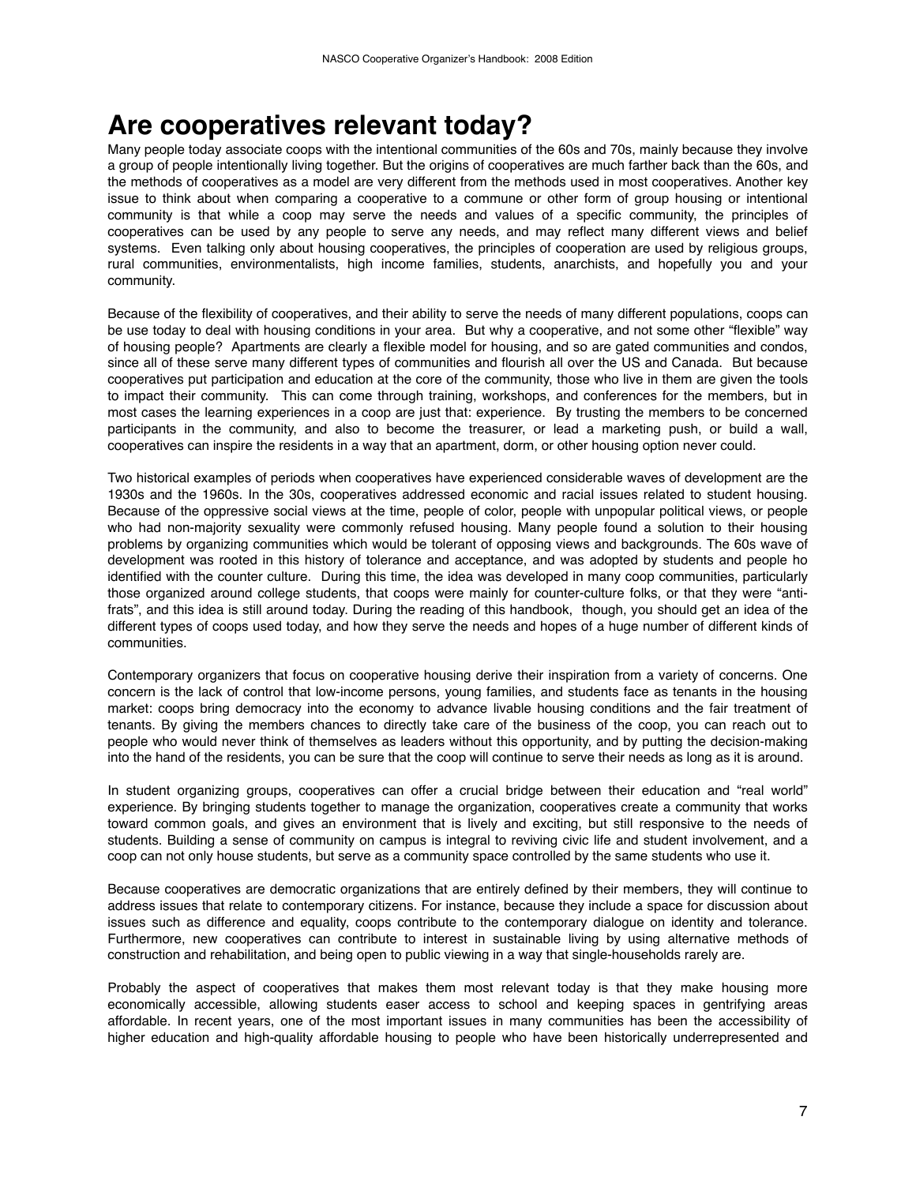# Are cooperatives relevant today?

Many people today associate coops with the intentional communities of the 60s and 70s, mainly because they involve a group of people intentionally living together. But the origins of cooperatives are much farther back than the 60s, and the methods of cooperatives as a model are very different from the methods used in most cooperatives. Another key issue to think about when comparing a cooperative to a commune or other form of group housing or intentional community is that while a coop may serve the needs and values of a specific community, the principles of cooperatives can be used by any people to serve any needs, and may reflect many different views and belief systems. Even talking only about housing cooperatives, the principles of cooperation are used by religious groups, rural communities, environmentalists, high income families, students, anarchists, and hopefully you and your community.

Because of the flexibility of cooperatives, and their ability to serve the needs of many different populations, coops can be use today to deal with housing conditions in your area. But why a cooperative, and not some other "flexible" way of housing people? Apartments are clearly a flexible model for housing, and so are gated communities and condos, since all of these serve many different types of communities and flourish all over the US and Canada. But because cooperatives put participation and education at the core of the community, those who live in them are given the tools to impact their community. This can come through training, workshops, and conferences for the members, but in most cases the learning experiences in a coop are just that: experience. By trusting the members to be concerned participants in the community, and also to become the treasurer, or lead a marketing push, or build a wall, cooperatives can inspire the residents in a way that an apartment, dorm, or other housing option never could.

Two historical examples of periods when cooperatives have experienced considerable waves of development are the 1930s and the 1960s. In the 30s, cooperatives addressed economic and racial issues related to student housing. Because of the oppressive social views at the time, people of color, people with unpopular political views, or people who had non-majority sexuality were commonly refused housing. Many people found a solution to their housing problems by organizing communities which would be tolerant of opposing views and backgrounds. The 60s wave of development was rooted in this history of tolerance and acceptance, and was adopted by students and people ho identified with the counter culture. During this time, the idea was developed in many coop communities, particularly those organized around college students, that coops were mainly for counter-culture folks, or that they were "anti-frats", and this idea is still around today. During the reading of this handbook, though, you should get an idea of the different types of coops used today, and how they serve the needs and hopes of a huge number of different kinds of communities.

Contemporary organizers that focus on cooperative housing derive their inspiration from a variety of concerns. One concern is the lack of control that low-income persons, young families, and students face as tenants in the housing market: coops bring democracy into the economy to advance livable housing conditions and the fair treatment of tenants. By giving the members chances to directly take care of the business of the coop, you can reach out to people who would never think of themselves as leaders without this opportunity, and by putting the decision-making into the hand of the residents, you can be sure that the coop will continue to serve their needs as long as it is around.

In student organizing groups, cooperatives can offer a crucial bridge between their education and "real world" experience. By bringing students together to manage the organization, cooperatives create a community that works toward common goals, and gives an environment that is lively and exciting, but still responsive to the needs of students. Building a sense of community on campus is integral to reviving civic life and student involvement, and a coop can not only house students, but serve as a community space controlled by the same students who use it.

Because cooperatives are democratic organizations that are entirely defined by their members, they will continue to address issues that relate to contemporary citizens. For instance, because they include a space for discussion about issues such as difference and equality, coops contribute to the contemporary dialogue on identity and tolerance. Furthermore, new cooperatives can contribute to interest in sustainable living by using alternative methods of construction and rehabilitation, and being open to public viewing in a way that single-households rarely are.

Probably the aspect of cooperatives that makes them most relevant today is that they make housing more economically accessible, allowing students easer access to school and keeping spaces in gentrifying areas affordable. In recent years, one of the most important issues in many communities has been the accessibility of higher education and high-quality affordable housing to people who have been historically underrepresented and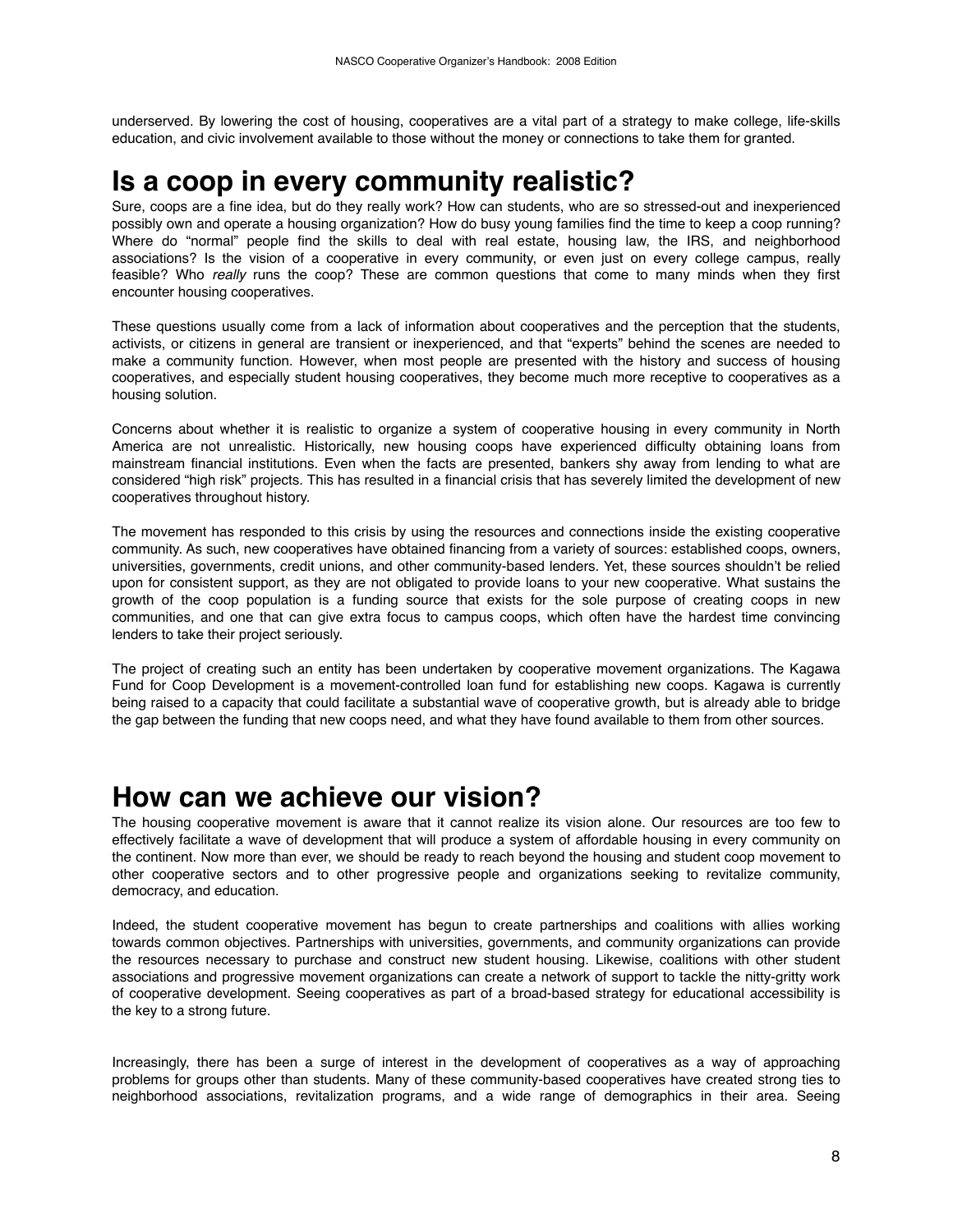underserved. By lowering the cost of housing, cooperatives are a vital part of a strategy to make college, life-skills education, and civic involvement available to those without the money or connections to take them for granted.

# Is a coop in every community realistic?

Sure, coops are a fine idea, but do they really work? How can students, who are so stressed-out and inexperienced possibly own and operate a housing organization? How do busy young families find the time to keep a coop running? Where do "normal" people find the skills to deal with real estate, housing law, the IRS, and neighborhood associations? Is the vision of a cooperative in every community, or even just on every college campus, really feasible? Who *really* runs the coop? These are common questions that come to many minds when they first encounter housing cooperatives.

These questions usually come from a lack of information about cooperatives and the perception that the students, activists, or citizens in general are transient or inexperienced, and that "experts" behind the scenes are needed to make a community function. However, when most people are presented with the history and success of housing cooperatives, and especially student housing cooperatives, they become much more receptive to cooperatives as a housing solution.

Concerns about whether it is realistic to organize a system of cooperative housing in every community in North America are not unrealistic. Historically, new housing coops have experienced difficulty obtaining loans from mainstream financial institutions. Even when the facts are presented, bankers shy away from lending to what are considered "high risk" projects. This has resulted in a financial crisis that has severely limited the development of new cooperatives throughout history.

The movement has responded to this crisis by using the resources and connections inside the existing cooperative community. As such, new cooperatives have obtained financing from a variety of sources: established coops, owners, universities, governments, credit unions, and other community-based lenders. Yet, these sources shouldn't be relied upon for consistent support, as they are not obligated to provide loans to your new cooperative. What sustains the growth of the coop population is a funding source that exists for the sole purpose of creating coops in new communities, and one that can give extra focus to campus coops, which often have the hardest time convincing lenders to take their project seriously.

The project of creating such an entity has been undertaken by cooperative movement organizations. The Kagawa Fund for Coop Development is a movement-controlled loan fund for establishing new coops. Kagawa is currently being raised to a capacity that could facilitate a substantial wave of cooperative growth, but is already able to bridge the gap between the funding that new coops need, and what they have found available to them from other sources.

# How can we achieve our vision?

The housing cooperative movement is aware that it cannot realize its vision alone. Our resources are too few to effectively facilitate a wave of development that will produce a system of affordable housing in every community on the continent. Now more than ever, we should be ready to reach beyond the housing and student coop movement to other cooperative sectors and to other progressive people and organizations seeking to revitalize community, democracy, and education.

Indeed, the student cooperative movement has begun to create partnerships and coalitions with allies working towards common objectives. Partnerships with universities, governments, and community organizations can provide the resources necessary to purchase and construct new student housing. Likewise, coalitions with other student associations and progressive movement organizations can create a network of support to tackle the nitty-gritty work of cooperative development. Seeing cooperatives as part of a broad-based strategy for educational accessibility is the key to a strong future.

Increasingly, there has been a surge of interest in the development of cooperatives as a way of approaching problems for groups other than students. Many of these community-based cooperatives have created strong ties to neighborhood associations, revitalization programs, and a wide range of demographics in their area. Seeing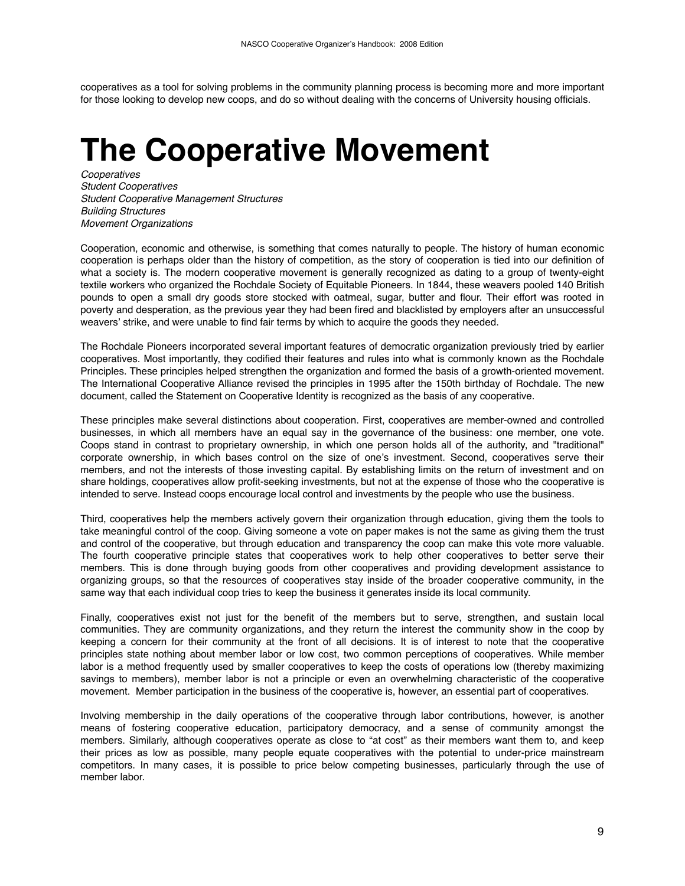cooperatives as a tool for solving problems in the community planning process is becoming more and more important for those looking to develop new coops, and do so without dealing with the concerns of University housing officials.

# The Cooperative Movement

*Cooperatives*
*Student Cooperatives*
*Student Cooperative Management Structures*
*Building Structures*
*Movement Organizations*

Cooperation, economic and otherwise, is something that comes naturally to people. The history of human economic cooperation is perhaps older than the history of competition, as the story of cooperation is tied into our definition of what a society is. The modern cooperative movement is generally recognized as dating to a group of twenty-eight textile workers who organized the Rochdale Society of Equitable Pioneers. In 1844, these weavers pooled 140 British pounds to open a small dry goods store stocked with oatmeal, sugar, butter and flour. Their effort was rooted in poverty and desperation, as the previous year they had been fired and blacklisted by employers after an unsuccessful weavers' strike, and were unable to find fair terms by which to acquire the goods they needed.

The Rochdale Pioneers incorporated several important features of democratic organization previously tried by earlier cooperatives. Most importantly, they codified their features and rules into what is commonly known as the Rochdale Principles. These principles helped strengthen the organization and formed the basis of a growth-oriented movement. The International Cooperative Alliance revised the principles in 1995 after the 150th birthday of Rochdale. The new document, called the Statement on Cooperative Identity is recognized as the basis of any cooperative.

These principles make several distinctions about cooperation. First, cooperatives are member-owned and controlled businesses, in which all members have an equal say in the governance of the business: one member, one vote. Coops stand in contrast to proprietary ownership, in which one person holds all of the authority, and "traditional" corporate ownership, in which bases control on the size of one's investment. Second, cooperatives serve their members, and not the interests of those investing capital. By establishing limits on the return of investment and on share holdings, cooperatives allow profit-seeking investments, but not at the expense of those who the cooperative is intended to serve. Instead coops encourage local control and investments by the people who use the business.

Third, cooperatives help the members actively govern their organization through education, giving them the tools to take meaningful control of the coop. Giving someone a vote on paper makes is not the same as giving them the trust and control of the cooperative, but through education and transparency the coop can make this vote more valuable. The fourth cooperative principle states that cooperatives work to help other cooperatives to better serve their members. This is done through buying goods from other cooperatives and providing development assistance to organizing groups, so that the resources of cooperatives stay inside of the broader cooperative community, in the same way that each individual coop tries to keep the business it generates inside its local community.

Finally, cooperatives exist not just for the benefit of the members but to serve, strengthen, and sustain local communities. They are community organizations, and they return the interest the community show in the coop by keeping a concern for their community at the front of all decisions. It is of interest to note that the cooperative principles state nothing about member labor or low cost, two common perceptions of cooperatives. While member labor is a method frequently used by smaller cooperatives to keep the costs of operations low (thereby maximizing savings to members), member labor is not a principle or even an overwhelming characteristic of the cooperative movement. Member participation in the business of the cooperative is, however, an essential part of cooperatives.

Involving membership in the daily operations of the cooperative through labor contributions, however, is another means of fostering cooperative education, participatory democracy, and a sense of community amongst the members. Similarly, although cooperatives operate as close to "at cost" as their members want them to, and keep their prices as low as possible, many people equate cooperatives with the potential to under-price mainstream competitors. In many cases, it is possible to price below competing businesses, particularly through the use of member labor.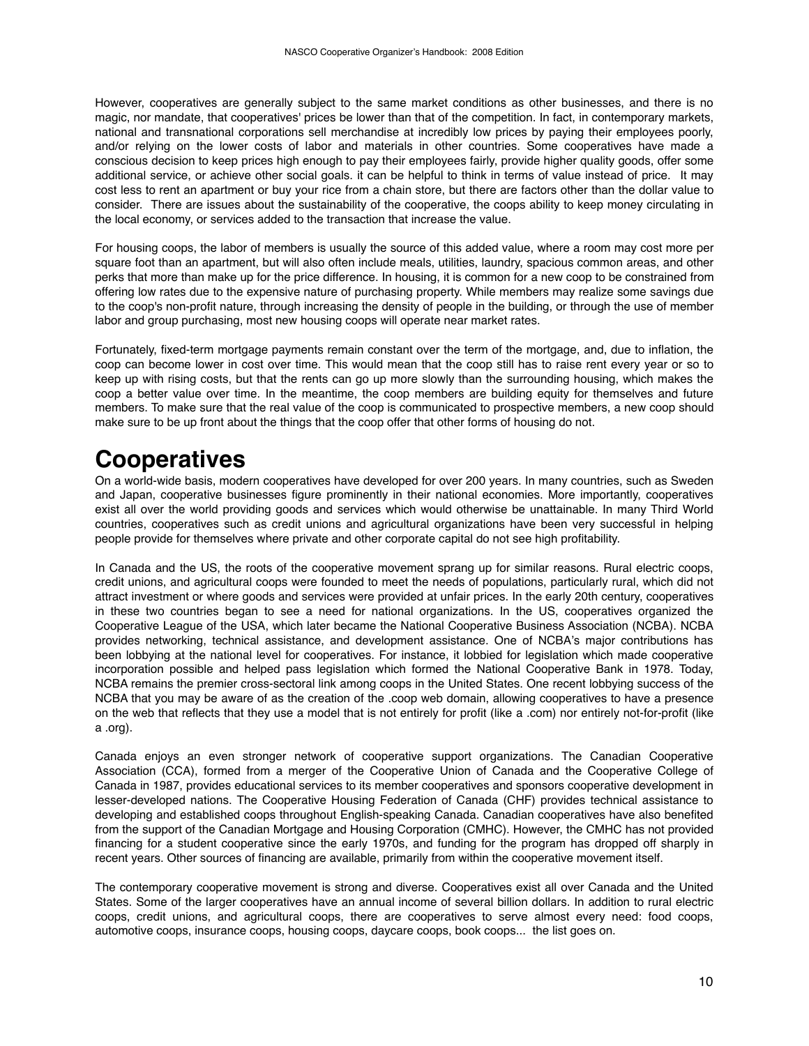However, cooperatives are generally subject to the same market conditions as other businesses, and there is no magic, nor mandate, that cooperatives' prices be lower than that of the competition. In fact, in contemporary markets, national and transnational corporations sell merchandise at incredibly low prices by paying their employees poorly, and/or relying on the lower costs of labor and materials in other countries. Some cooperatives have made a conscious decision to keep prices high enough to pay their employees fairly, provide higher quality goods, offer some additional service, or achieve other social goals. it can be helpful to think in terms of value instead of price. It may cost less to rent an apartment or buy your rice from a chain store, but there are factors other than the dollar value to consider. There are issues about the sustainability of the cooperative, the coops ability to keep money circulating in the local economy, or services added to the transaction that increase the value.

For housing coops, the labor of members is usually the source of this added value, where a room may cost more per square foot than an apartment, but will also often include meals, utilities, laundry, spacious common areas, and other perks that more than make up for the price difference. In housing, it is common for a new coop to be constrained from offering low rates due to the expensive nature of purchasing property. While members may realize some savings due to the coop's non-profit nature, through increasing the density of people in the building, or through the use of member labor and group purchasing, most new housing coops will operate near market rates.

Fortunately, fixed-term mortgage payments remain constant over the term of the mortgage, and, due to inflation, the coop can become lower in cost over time. This would mean that the coop still has to raise rent every year or so to keep up with rising costs, but that the rents can go up more slowly than the surrounding housing, which makes the coop a better value over time. In the meantime, the coop members are building equity for themselves and future members. To make sure that the real value of the coop is communicated to prospective members, a new coop should make sure to be up front about the things that the coop offer that other forms of housing do not.

# Cooperatives

On a world-wide basis, modern cooperatives have developed for over 200 years. In many countries, such as Sweden and Japan, cooperative businesses figure prominently in their national economies. More importantly, cooperatives exist all over the world providing goods and services which would otherwise be unattainable. In many Third World countries, cooperatives such as credit unions and agricultural organizations have been very successful in helping people provide for themselves where private and other corporate capital do not see high profitability.

In Canada and the US, the roots of the cooperative movement sprang up for similar reasons. Rural electric coops, credit unions, and agricultural coops were founded to meet the needs of populations, particularly rural, which did not attract investment or where goods and services were provided at unfair prices. In the early 20th century, cooperatives in these two countries began to see a need for national organizations. In the US, cooperatives organized the Cooperative League of the USA, which later became the National Cooperative Business Association (NCBA). NCBA provides networking, technical assistance, and development assistance. One of NCBA's major contributions has been lobbying at the national level for cooperatives. For instance, it lobbied for legislation which made cooperative incorporation possible and helped pass legislation which formed the National Cooperative Bank in 1978. Today, NCBA remains the premier cross-sectoral link among coops in the United States. One recent lobbying success of the NCBA that you may be aware of as the creation of the .coop web domain, allowing cooperatives to have a presence on the web that reflects that they use a model that is not entirely for profit (like a .com) nor entirely not-for-profit (like a .org).

Canada enjoys an even stronger network of cooperative support organizations. The Canadian Cooperative Association (CCA), formed from a merger of the Cooperative Union of Canada and the Cooperative College of Canada in 1987, provides educational services to its member cooperatives and sponsors cooperative development in lesser-developed nations. The Cooperative Housing Federation of Canada (CHF) provides technical assistance to developing and established coops throughout English-speaking Canada. Canadian cooperatives have also benefited from the support of the Canadian Mortgage and Housing Corporation (CMHC). However, the CMHC has not provided financing for a student cooperative since the early 1970s, and funding for the program has dropped off sharply in recent years. Other sources of financing are available, primarily from within the cooperative movement itself.

The contemporary cooperative movement is strong and diverse. Cooperatives exist all over Canada and the United States. Some of the larger cooperatives have an annual income of several billion dollars. In addition to rural electric coops, credit unions, and agricultural coops, there are cooperatives to serve almost every need: food coops, automotive coops, insurance coops, housing coops, daycare coops, book coops... the list goes on.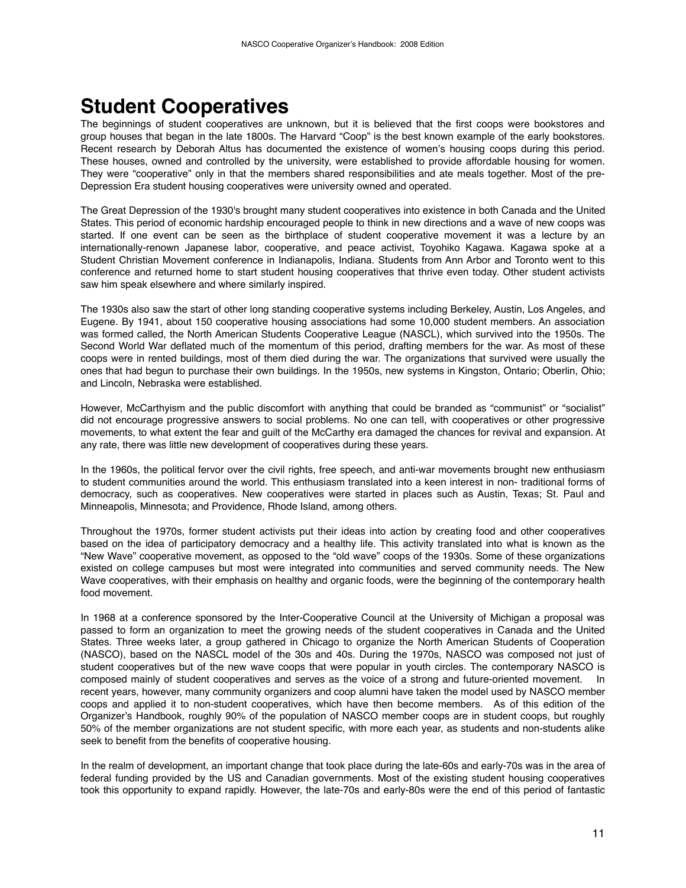# Student Cooperatives

The beginnings of student cooperatives are unknown, but it is believed that the first coops were bookstores and group houses that began in the late 1800s. The Harvard "Coop" is the best known example of the early bookstores. Recent research by Deborah Altus has documented the existence of women's housing coops during this period. These houses, owned and controlled by the university, were established to provide affordable housing for women. They were "cooperative" only in that the members shared responsibilities and ate meals together. Most of the pre-Depression Era student housing cooperatives were university owned and operated.

The Great Depression of the 1930's brought many student cooperatives into existence in both Canada and the United States. This period of economic hardship encouraged people to think in new directions and a wave of new coops was started. If one event can be seen as the birthplace of student cooperative movement it was a lecture by an internationally-renown Japanese labor, cooperative, and peace activist, Toyohiko Kagawa. Kagawa spoke at a Student Christian Movement conference in Indianapolis, Indiana. Students from Ann Arbor and Toronto went to this conference and returned home to start student housing cooperatives that thrive even today. Other student activists saw him speak elsewhere and where similarly inspired.

The 1930s also saw the start of other long standing cooperative systems including Berkeley, Austin, Los Angeles, and Eugene. By 1941, about 150 cooperative housing associations had some 10,000 student members. An association was formed called, the North American Students Cooperative League (NASCL), which survived into the 1950s. The Second World War deflated much of the momentum of this period, drafting members for the war. As most of these coops were in rented buildings, most of them died during the war. The organizations that survived were usually the ones that had begun to purchase their own buildings. In the 1950s, new systems in Kingston, Ontario; Oberlin, Ohio; and Lincoln, Nebraska were established.

However, McCarthyism and the public discomfort with anything that could be branded as "communist" or "socialist" did not encourage progressive answers to social problems. No one can tell, with cooperatives or other progressive movements, to what extent the fear and guilt of the McCarthy era damaged the chances for revival and expansion. At any rate, there was little new development of cooperatives during these years.

In the 1960s, the political fervor over the civil rights, free speech, and anti-war movements brought new enthusiasm to student communities around the world. This enthusiasm translated into a keen interest in non- traditional forms of democracy, such as cooperatives. New cooperatives were started in places such as Austin, Texas; St. Paul and Minneapolis, Minnesota; and Providence, Rhode Island, among others.

Throughout the 1970s, former student activists put their ideas into action by creating food and other cooperatives based on the idea of participatory democracy and a healthy life. This activity translated into what is known as the "New Wave" cooperative movement, as opposed to the "old wave" coops of the 1930s. Some of these organizations existed on college campuses but most were integrated into communities and served community needs. The New Wave cooperatives, with their emphasis on healthy and organic foods, were the beginning of the contemporary health food movement.

In 1968 at a conference sponsored by the Inter-Cooperative Council at the University of Michigan a proposal was passed to form an organization to meet the growing needs of the student cooperatives in Canada and the United States. Three weeks later, a group gathered in Chicago to organize the North American Students of Cooperation (NASCO), based on the NASCL model of the 30s and 40s. During the 1970s, NASCO was composed not just of student cooperatives but of the new wave coops that were popular in youth circles. The contemporary NASCO is composed mainly of student cooperatives and serves as the voice of a strong and future-oriented movement. In recent years, however, many community organizers and coop alumni have taken the model used by NASCO member coops and applied it to non-student cooperatives, which have then become members. As of this edition of the Organizer's Handbook, roughly 90% of the population of NASCO member coops are in student coops, but roughly 50% of the member organizations are not student specific, with more each year, as students and non-students alike seek to benefit from the benefits of cooperative housing.

In the realm of development, an important change that took place during the late-60s and early-70s was in the area of federal funding provided by the US and Canadian governments. Most of the existing student housing cooperatives took this opportunity to expand rapidly. However, the late-70s and early-80s were the end of this period of fantastic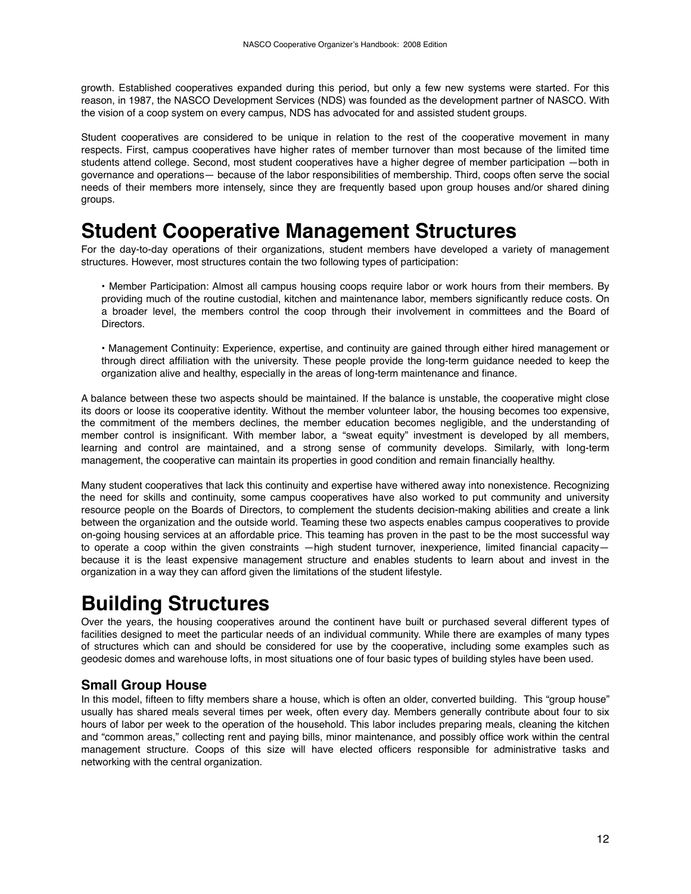growth. Established cooperatives expanded during this period, but only a few new systems were started. For this reason, in 1987, the NASCO Development Services (NDS) was founded as the development partner of NASCO. With the vision of a coop system on every campus, NDS has advocated for and assisted student groups.

Student cooperatives are considered to be unique in relation to the rest of the cooperative movement in many respects. First, campus cooperatives have higher rates of member turnover than most because of the limited time students attend college. Second, most student cooperatives have a higher degree of member participation —both in governance and operations— because of the labor responsibilities of membership. Third, coops often serve the social needs of their members more intensely, since they are frequently based upon group houses and/or shared dining groups.

# Student Cooperative Management Structures

For the day-to-day operations of their organizations, student members have developed a variety of management structures. However, most structures contain the two following types of participation:

- Member Participation: Almost all campus housing coops require labor or work hours from their members. By providing much of the routine custodial, kitchen and maintenance labor, members significantly reduce costs. On a broader level, the members control the coop through their involvement in committees and the Board of Directors.

- Management Continuity: Experience, expertise, and continuity are gained through either hired management or through direct affiliation with the university. These people provide the long-term guidance needed to keep the organization alive and healthy, especially in the areas of long-term maintenance and finance.

A balance between these two aspects should be maintained. If the balance is unstable, the cooperative might close its doors or loose its cooperative identity. Without the member volunteer labor, the housing becomes too expensive, the commitment of the members declines, the member education becomes negligible, and the understanding of member control is insignificant. With member labor, a "sweat equity" investment is developed by all members, learning and control are maintained, and a strong sense of community develops. Similarly, with long-term management, the cooperative can maintain its properties in good condition and remain financially healthy.

Many student cooperatives that lack this continuity and expertise have withered away into nonexistence. Recognizing the need for skills and continuity, some campus cooperatives have also worked to put community and university resource people on the Boards of Directors, to complement the students decision-making abilities and create a link between the organization and the outside world. Teaming these two aspects enables campus cooperatives to provide on-going housing services at an affordable price. This teaming has proven in the past to be the most successful way to operate a coop within the given constraints —high student turnover, inexperience, limited financial capacity— because it is the least expensive management structure and enables students to learn about and invest in the organization in a way they can afford given the limitations of the student lifestyle.

# Building Structures

Over the years, the housing cooperatives around the continent have built or purchased several different types of facilities designed to meet the particular needs of an individual community. While there are examples of many types of structures which can and should be considered for use by the cooperative, including some examples such as geodesic domes and warehouse lofts, in most situations one of four basic types of building styles have been used.

## Small Group House

In this model, fifteen to fifty members share a house, which is often an older, converted building. This "group house" usually has shared meals several times per week, often every day. Members generally contribute about four to six hours of labor per week to the operation of the household. This labor includes preparing meals, cleaning the kitchen and "common areas," collecting rent and paying bills, minor maintenance, and possibly office work within the central management structure. Coops of this size will have elected officers responsible for administrative tasks and networking with the central organization.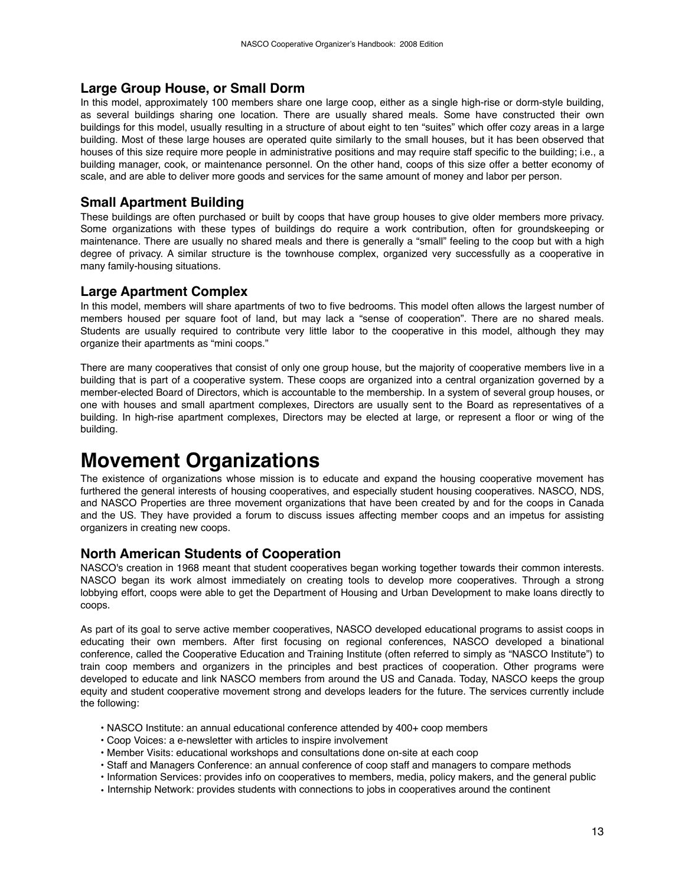### Large Group House, or Small Dorm

In this model, approximately 100 members share one large coop, either as a single high-rise or dorm-style building, as several buildings sharing one location. There are usually shared meals. Some have constructed their own buildings for this model, usually resulting in a structure of about eight to ten "suites" which offer cozy areas in a large building. Most of these large houses are operated quite similarly to the small houses, but it has been observed that houses of this size require more people in administrative positions and may require staff specific to the building; i.e., a building manager, cook, or maintenance personnel. On the other hand, coops of this size offer a better economy of scale, and are able to deliver more goods and services for the same amount of money and labor per person.

### Small Apartment Building

These buildings are often purchased or built by coops that have group houses to give older members more privacy. Some organizations with these types of buildings do require a work contribution, often for groundskeeping or maintenance. There are usually no shared meals and there is generally a "small" feeling to the coop but with a high degree of privacy. A similar structure is the townhouse complex, organized very successfully as a cooperative in many family-housing situations.

### Large Apartment Complex

In this model, members will share apartments of two to five bedrooms. This model often allows the largest number of members housed per square foot of land, but may lack a "sense of cooperation". There are no shared meals. Students are usually required to contribute very little labor to the cooperative in this model, although they may organize their apartments as "mini coops."

There are many cooperatives that consist of only one group house, but the majority of cooperative members live in a building that is part of a cooperative system. These coops are organized into a central organization governed by a member-elected Board of Directors, which is accountable to the membership. In a system of several group houses, or one with houses and small apartment complexes, Directors are usually sent to the Board as representatives of a building. In high-rise apartment complexes, Directors may be elected at large, or represent a floor or wing of the building.

# Movement Organizations

The existence of organizations whose mission is to educate and expand the housing cooperative movement has furthered the general interests of housing cooperatives, and especially student housing cooperatives. NASCO, NDS, and NASCO Properties are three movement organizations that have been created by and for the coops in Canada and the US. They have provided a forum to discuss issues affecting member coops and an impetus for assisting organizers in creating new coops.

### North American Students of Cooperation

NASCO's creation in 1968 meant that student cooperatives began working together towards their common interests. NASCO began its work almost immediately on creating tools to develop more cooperatives. Through a strong lobbying effort, coops were able to get the Department of Housing and Urban Development to make loans directly to coops.

As part of its goal to serve active member cooperatives, NASCO developed educational programs to assist coops in educating their own members. After first focusing on regional conferences, NASCO developed a binational conference, called the Cooperative Education and Training Institute (often referred to simply as "NASCO Institute") to train coop members and organizers in the principles and best practices of cooperation. Other programs were developed to educate and link NASCO members from around the US and Canada. Today, NASCO keeps the group equity and student cooperative movement strong and develops leaders for the future. The services currently include the following:

- NASCO Institute: an annual educational conference attended by 400+ coop members
- Coop Voices: a e-newsletter with articles to inspire involvement
- Member Visits: educational workshops and consultations done on-site at each coop
- Staff and Managers Conference: an annual conference of coop staff and managers to compare methods
- Information Services: provides info on cooperatives to members, media, policy makers, and the general public
- Internship Network: provides students with connections to jobs in cooperatives around the continent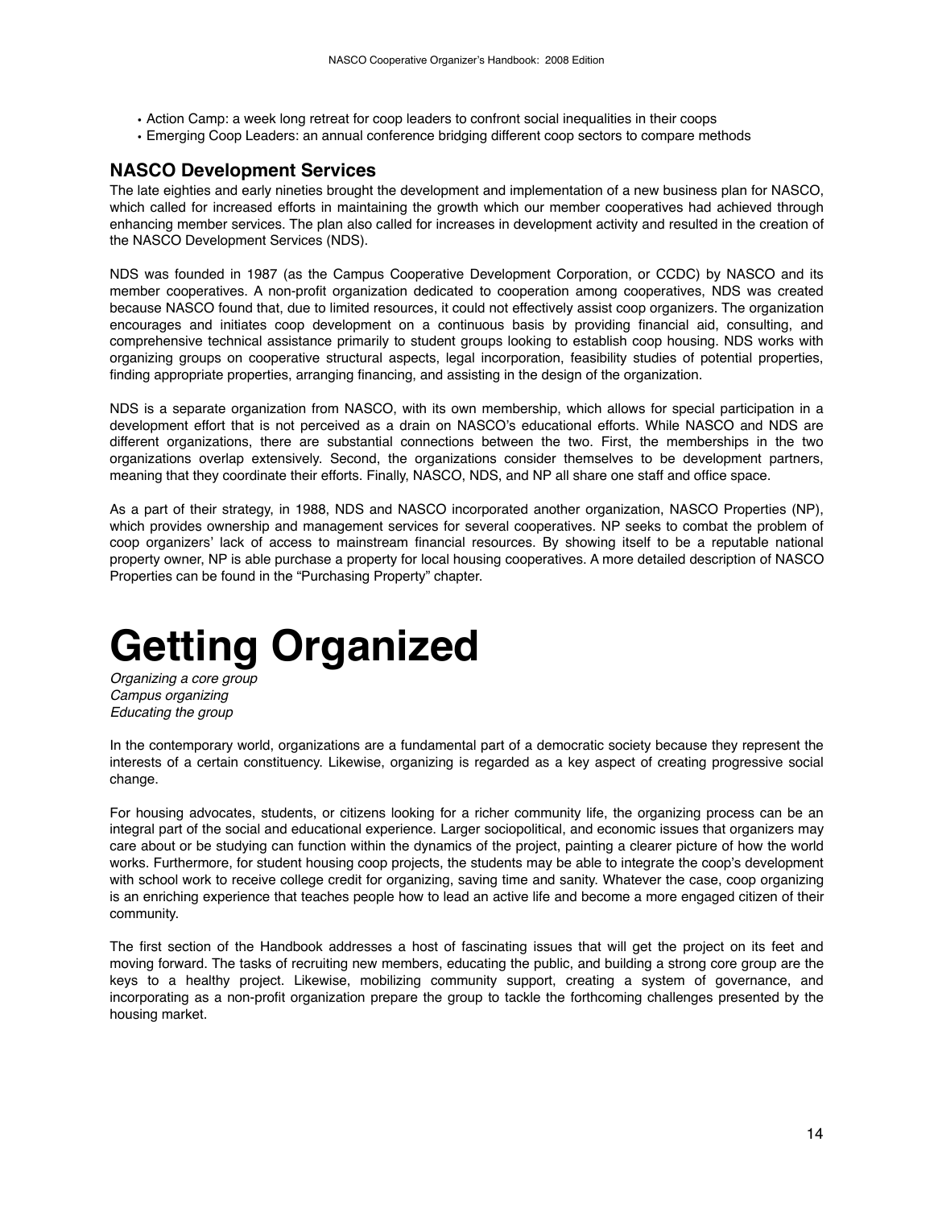- Action Camp: a week long retreat for coop leaders to confront social inequalities in their coops
- Emerging Coop Leaders: an annual conference bridging different coop sectors to compare methods

### NASCO Development Services

The late eighties and early nineties brought the development and implementation of a new business plan for NASCO, which called for increased efforts in maintaining the growth which our member cooperatives had achieved through enhancing member services. The plan also called for increases in development activity and resulted in the creation of the NASCO Development Services (NDS).

NDS was founded in 1987 (as the Campus Cooperative Development Corporation, or CCDC) by NASCO and its member cooperatives. A non-profit organization dedicated to cooperation among cooperatives, NDS was created because NASCO found that, due to limited resources, it could not effectively assist coop organizers. The organization encourages and initiates coop development on a continuous basis by providing financial aid, consulting, and comprehensive technical assistance primarily to student groups looking to establish coop housing. NDS works with organizing groups on cooperative structural aspects, legal incorporation, feasibility studies of potential properties, finding appropriate properties, arranging financing, and assisting in the design of the organization.

NDS is a separate organization from NASCO, with its own membership, which allows for special participation in a development effort that is not perceived as a drain on NASCO's educational efforts. While NASCO and NDS are different organizations, there are substantial connections between the two. First, the memberships in the two organizations overlap extensively. Second, the organizations consider themselves to be development partners, meaning that they coordinate their efforts. Finally, NASCO, NDS, and NP all share one staff and office space.

As a part of their strategy, in 1988, NDS and NASCO incorporated another organization, NASCO Properties (NP), which provides ownership and management services for several cooperatives. NP seeks to combat the problem of coop organizers' lack of access to mainstream financial resources. By showing itself to be a reputable national property owner, NP is able purchase a property for local housing cooperatives. A more detailed description of NASCO Properties can be found in the "Purchasing Property" chapter.

# Getting Organized

*Organizing a core group*
*Campus organizing*
*Educating the group*

In the contemporary world, organizations are a fundamental part of a democratic society because they represent the interests of a certain constituency. Likewise, organizing is regarded as a key aspect of creating progressive social change.

For housing advocates, students, or citizens looking for a richer community life, the organizing process can be an integral part of the social and educational experience. Larger sociopolitical, and economic issues that organizers may care about or be studying can function within the dynamics of the project, painting a clearer picture of how the world works. Furthermore, for student housing coop projects, the students may be able to integrate the coop's development with school work to receive college credit for organizing, saving time and sanity. Whatever the case, coop organizing is an enriching experience that teaches people how to lead an active life and become a more engaged citizen of their community.

The first section of the Handbook addresses a host of fascinating issues that will get the project on its feet and moving forward. The tasks of recruiting new members, educating the public, and building a strong core group are the keys to a healthy project. Likewise, mobilizing community support, creating a system of governance, and incorporating as a non-profit organization prepare the group to tackle the forthcoming challenges presented by the housing market.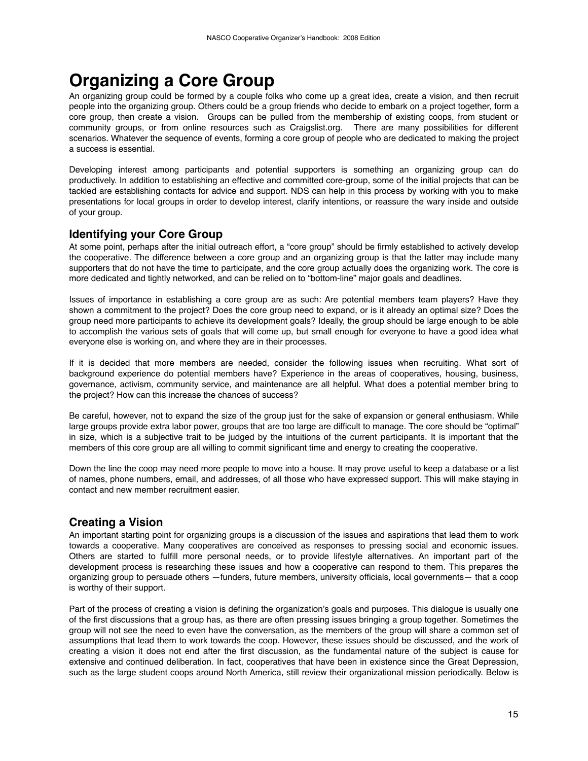# Organizing a Core Group

An organizing group could be formed by a couple folks who come up a great idea, create a vision, and then recruit people into the organizing group. Others could be a group friends who decide to embark on a project together, form a core group, then create a vision. Groups can be pulled from the membership of existing coops, from student or community groups, or from online resources such as Craigslist.org. There are many possibilities for different scenarios. Whatever the sequence of events, forming a core group of people who are dedicated to making the project a success is essential.

Developing interest among participants and potential supporters is something an organizing group can do productively. In addition to establishing an effective and committed core-group, some of the initial projects that can be tackled are establishing contacts for advice and support. NDS can help in this process by working with you to make presentations for local groups in order to develop interest, clarify intentions, or reassure the wary inside and outside of your group.

## Identifying your Core Group

At some point, perhaps after the initial outreach effort, a "core group" should be firmly established to actively develop the cooperative. The difference between a core group and an organizing group is that the latter may include many supporters that do not have the time to participate, and the core group actually does the organizing work. The core is more dedicated and tightly networked, and can be relied on to "bottom-line" major goals and deadlines.

Issues of importance in establishing a core group are as such: Are potential members team players? Have they shown a commitment to the project? Does the core group need to expand, or is it already an optimal size? Does the group need more participants to achieve its development goals? Ideally, the group should be large enough to be able to accomplish the various sets of goals that will come up, but small enough for everyone to have a good idea what everyone else is working on, and where they are in their processes.

If it is decided that more members are needed, consider the following issues when recruiting. What sort of background experience do potential members have? Experience in the areas of cooperatives, housing, business, governance, activism, community service, and maintenance are all helpful. What does a potential member bring to the project? How can this increase the chances of success?

Be careful, however, not to expand the size of the group just for the sake of expansion or general enthusiasm. While large groups provide extra labor power, groups that are too large are difficult to manage. The core should be "optimal" in size, which is a subjective trait to be judged by the intuitions of the current participants. It is important that the members of this core group are all willing to commit significant time and energy to creating the cooperative.

Down the line the coop may need more people to move into a house. It may prove useful to keep a database or a list of names, phone numbers, email, and addresses, of all those who have expressed support. This will make staying in contact and new member recruitment easier.

## Creating a Vision

An important starting point for organizing groups is a discussion of the issues and aspirations that lead them to work towards a cooperative. Many cooperatives are conceived as responses to pressing social and economic issues. Others are started to fulfill more personal needs, or to provide lifestyle alternatives. An important part of the development process is researching these issues and how a cooperative can respond to them. This prepares the organizing group to persuade others —funders, future members, university officials, local governments— that a coop is worthy of their support.

Part of the process of creating a vision is defining the organization's goals and purposes. This dialogue is usually one of the first discussions that a group has, as there are often pressing issues bringing a group together. Sometimes the group will not see the need to even have the conversation, as the members of the group will share a common set of assumptions that lead them to work towards the coop. However, these issues should be discussed, and the work of creating a vision it does not end after the first discussion, as the fundamental nature of the subject is cause for extensive and continued deliberation. In fact, cooperatives that have been in existence since the Great Depression, such as the large student coops around North America, still review their organizational mission periodically. Below is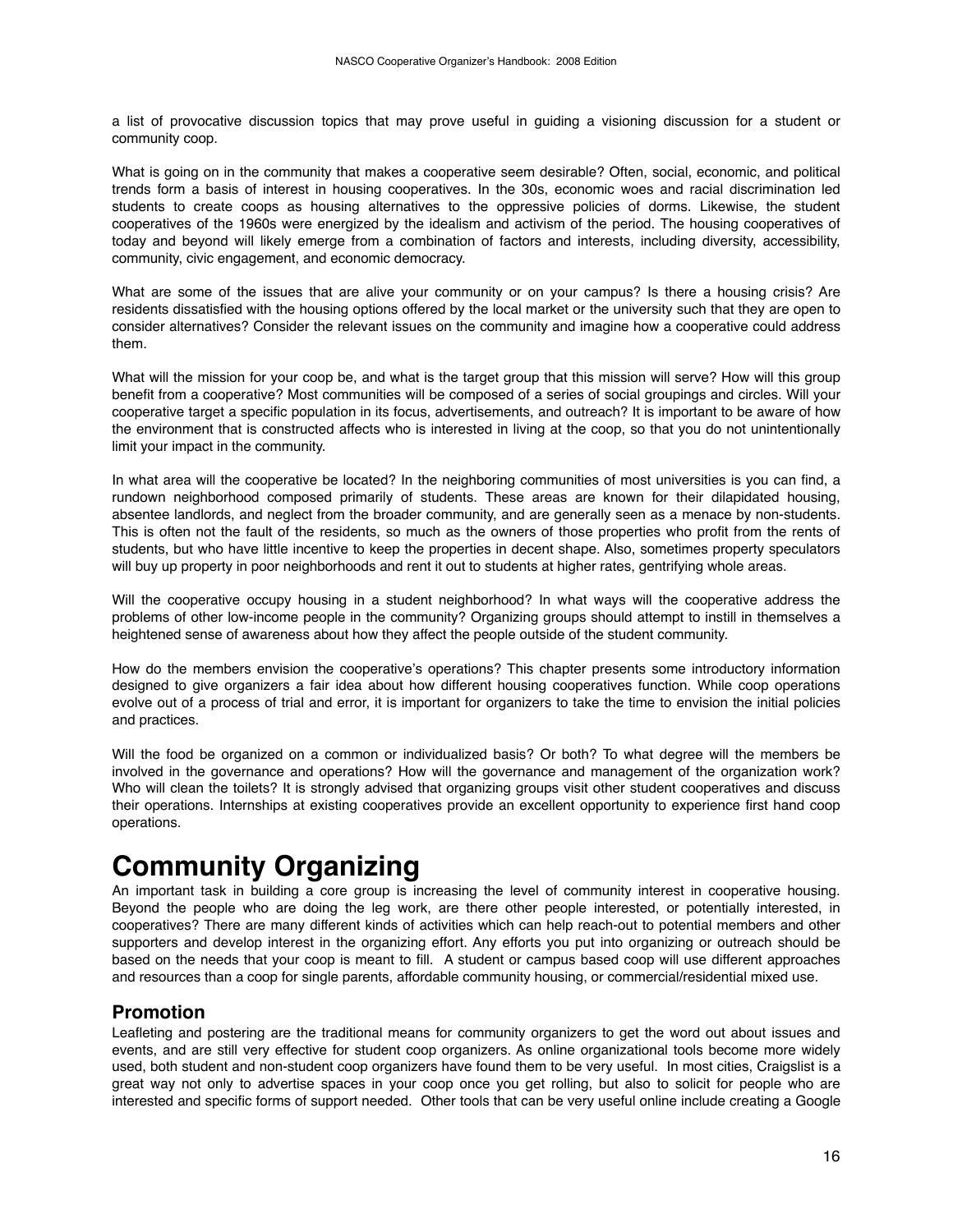a list of provocative discussion topics that may prove useful in guiding a visioning discussion for a student or community coop.

What is going on in the community that makes a cooperative seem desirable? Often, social, economic, and political trends form a basis of interest in housing cooperatives. In the 30s, economic woes and racial discrimination led students to create coops as housing alternatives to the oppressive policies of dorms. Likewise, the student cooperatives of the 1960s were energized by the idealism and activism of the period. The housing cooperatives of today and beyond will likely emerge from a combination of factors and interests, including diversity, accessibility, community, civic engagement, and economic democracy.

What are some of the issues that are alive your community or on your campus? Is there a housing crisis? Are residents dissatisfied with the housing options offered by the local market or the university such that they are open to consider alternatives? Consider the relevant issues on the community and imagine how a cooperative could address them.

What will the mission for your coop be, and what is the target group that this mission will serve? How will this group benefit from a cooperative? Most communities will be composed of a series of social groupings and circles. Will your cooperative target a specific population in its focus, advertisements, and outreach? It is important to be aware of how the environment that is constructed affects who is interested in living at the coop, so that you do not unintentionally limit your impact in the community.

In what area will the cooperative be located? In the neighboring communities of most universities is you can find, a rundown neighborhood composed primarily of students. These areas are known for their dilapidated housing, absentee landlords, and neglect from the broader community, and are generally seen as a menace by non-students. This is often not the fault of the residents, so much as the owners of those properties who profit from the rents of students, but who have little incentive to keep the properties in decent shape. Also, sometimes property speculators will buy up property in poor neighborhoods and rent it out to students at higher rates, gentrifying whole areas.

Will the cooperative occupy housing in a student neighborhood? In what ways will the cooperative address the problems of other low-income people in the community? Organizing groups should attempt to instill in themselves a heightened sense of awareness about how they affect the people outside of the student community.

How do the members envision the cooperative's operations? This chapter presents some introductory information designed to give organizers a fair idea about how different housing cooperatives function. While coop operations evolve out of a process of trial and error, it is important for organizers to take the time to envision the initial policies and practices.

Will the food be organized on a common or individualized basis? Or both? To what degree will the members be involved in the governance and operations? How will the governance and management of the organization work? Who will clean the toilets? It is strongly advised that organizing groups visit other student cooperatives and discuss their operations. Internships at existing cooperatives provide an excellent opportunity to experience first hand coop operations.

# Community Organizing

An important task in building a core group is increasing the level of community interest in cooperative housing. Beyond the people who are doing the leg work, are there other people interested, or potentially interested, in cooperatives? There are many different kinds of activities which can help reach-out to potential members and other supporters and develop interest in the organizing effort. Any efforts you put into organizing or outreach should be based on the needs that your coop is meant to fill. A student or campus based coop will use different approaches and resources than a coop for single parents, affordable community housing, or commercial/residential mixed use.

## Promotion

Leafleting and postering are the traditional means for community organizers to get the word out about issues and events, and are still very effective for student coop organizers. As online organizational tools become more widely used, both student and non-student coop organizers have found them to be very useful. In most cities, Craigslist is a great way not only to advertise spaces in your coop once you get rolling, but also to solicit for people who are interested and specific forms of support needed. Other tools that can be very useful online include creating a Google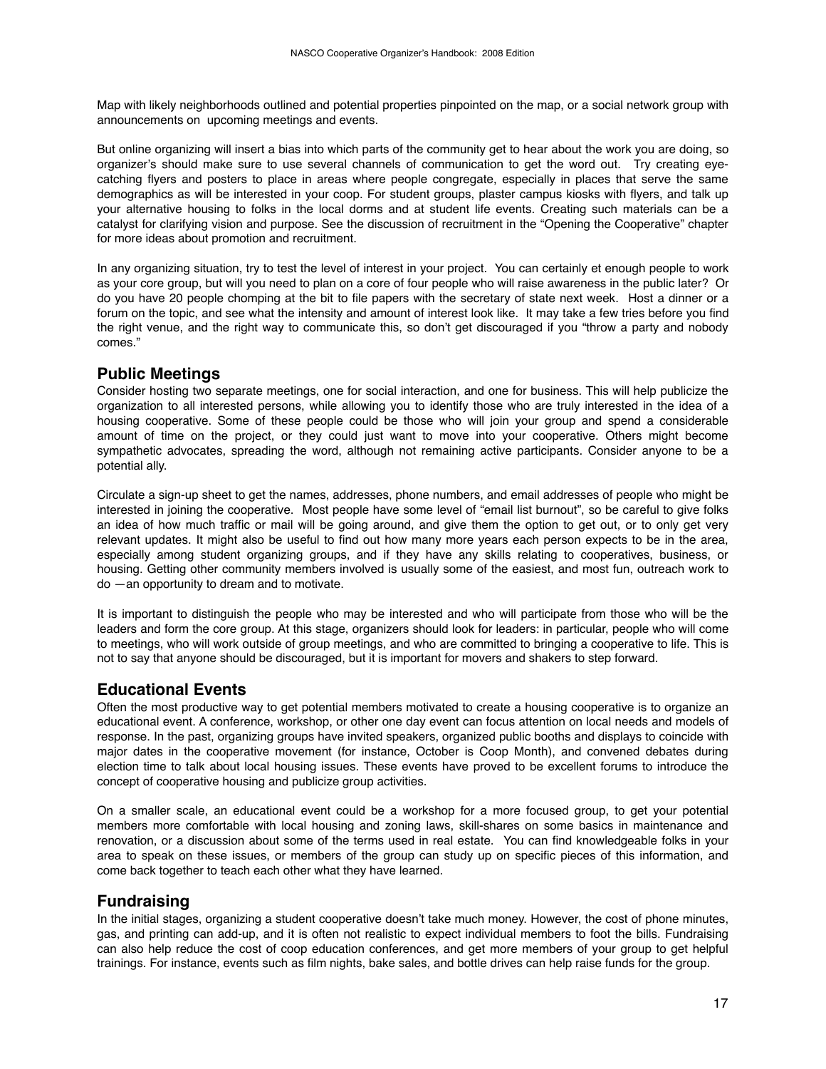Map with likely neighborhoods outlined and potential properties pinpointed on the map, or a social network group with announcements on upcoming meetings and events.

But online organizing will insert a bias into which parts of the community get to hear about the work you are doing, so organizer's should make sure to use several channels of communication to get the word out. Try creating eye-catching flyers and posters to place in areas where people congregate, especially in places that serve the same demographics as will be interested in your coop. For student groups, plaster campus kiosks with flyers, and talk up your alternative housing to folks in the local dorms and at student life events. Creating such materials can be a catalyst for clarifying vision and purpose. See the discussion of recruitment in the "Opening the Cooperative" chapter for more ideas about promotion and recruitment.

In any organizing situation, try to test the level of interest in your project. You can certainly et enough people to work as your core group, but will you need to plan on a core of four people who will raise awareness in the public later? Or do you have 20 people chomping at the bit to file papers with the secretary of state next week. Host a dinner or a forum on the topic, and see what the intensity and amount of interest look like. It may take a few tries before you find the right venue, and the right way to communicate this, so don't get discouraged if you "throw a party and nobody comes."

## Public Meetings

Consider hosting two separate meetings, one for social interaction, and one for business. This will help publicize the organization to all interested persons, while allowing you to identify those who are truly interested in the idea of a housing cooperative. Some of these people could be those who will join your group and spend a considerable amount of time on the project, or they could just want to move into your cooperative. Others might become sympathetic advocates, spreading the word, although not remaining active participants. Consider anyone to be a potential ally.

Circulate a sign-up sheet to get the names, addresses, phone numbers, and email addresses of people who might be interested in joining the cooperative. Most people have some level of "email list burnout", so be careful to give folks an idea of how much traffic or mail will be going around, and give them the option to get out, or to only get very relevant updates. It might also be useful to find out how many more years each person expects to be in the area, especially among student organizing groups, and if they have any skills relating to cooperatives, business, or housing. Getting other community members involved is usually some of the easiest, and most fun, outreach work to do —an opportunity to dream and to motivate.

It is important to distinguish the people who may be interested and who will participate from those who will be the leaders and form the core group. At this stage, organizers should look for leaders: in particular, people who will come to meetings, who will work outside of group meetings, and who are committed to bringing a cooperative to life. This is not to say that anyone should be discouraged, but it is important for movers and shakers to step forward.

## Educational Events

Often the most productive way to get potential members motivated to create a housing cooperative is to organize an educational event. A conference, workshop, or other one day event can focus attention on local needs and models of response. In the past, organizing groups have invited speakers, organized public booths and displays to coincide with major dates in the cooperative movement (for instance, October is Coop Month), and convened debates during election time to talk about local housing issues. These events have proved to be excellent forums to introduce the concept of cooperative housing and publicize group activities.

On a smaller scale, an educational event could be a workshop for a more focused group, to get your potential members more comfortable with local housing and zoning laws, skill-shares on some basics in maintenance and renovation, or a discussion about some of the terms used in real estate. You can find knowledgeable folks in your area to speak on these issues, or members of the group can study up on specific pieces of this information, and come back together to teach each other what they have learned.

## Fundraising

In the initial stages, organizing a student cooperative doesn't take much money. However, the cost of phone minutes, gas, and printing can add-up, and it is often not realistic to expect individual members to foot the bills. Fundraising can also help reduce the cost of coop education conferences, and get more members of your group to get helpful trainings. For instance, events such as film nights, bake sales, and bottle drives can help raise funds for the group.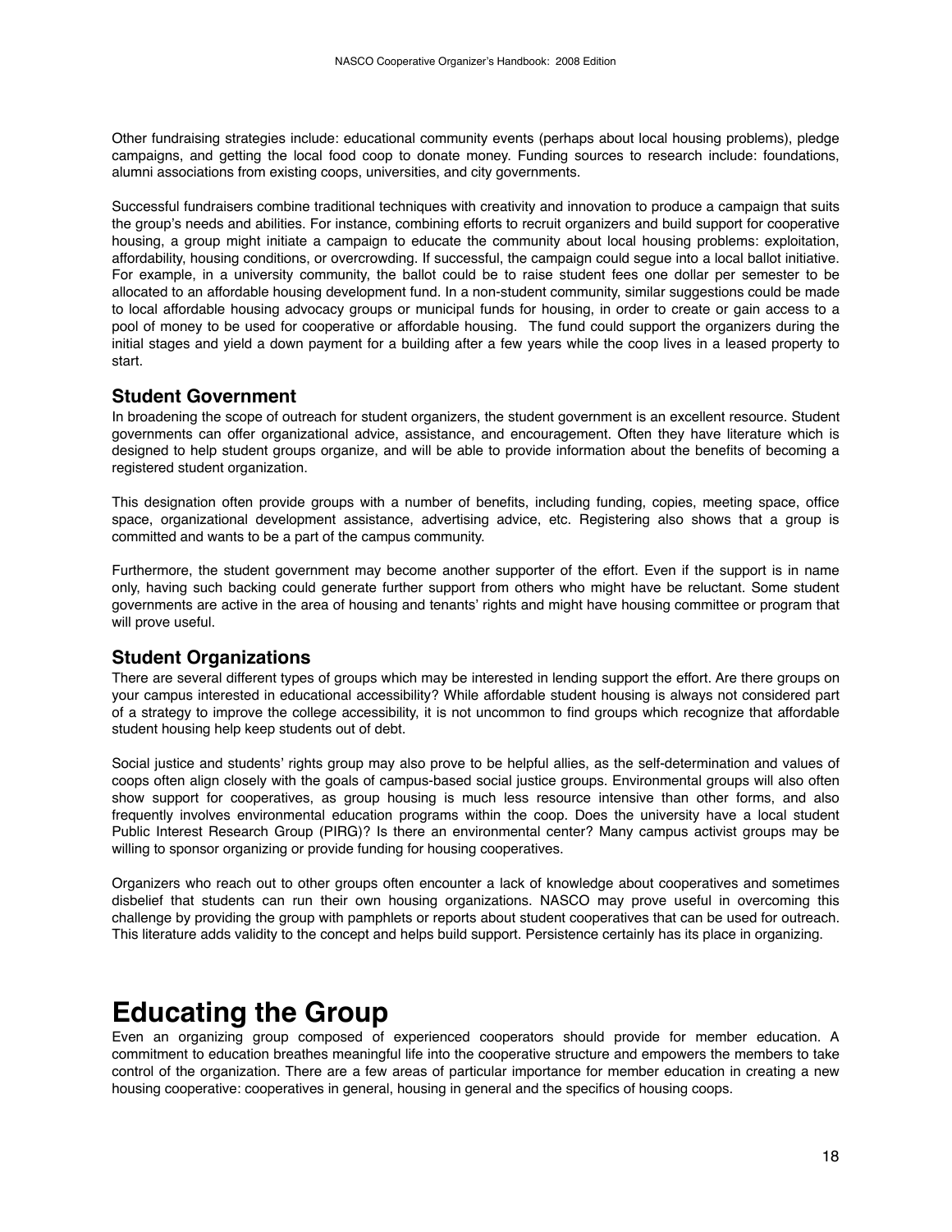Other fundraising strategies include: educational community events (perhaps about local housing problems), pledge campaigns, and getting the local food coop to donate money. Funding sources to research include: foundations, alumni associations from existing coops, universities, and city governments.

Successful fundraisers combine traditional techniques with creativity and innovation to produce a campaign that suits the group's needs and abilities. For instance, combining efforts to recruit organizers and build support for cooperative housing, a group might initiate a campaign to educate the community about local housing problems: exploitation, affordability, housing conditions, or overcrowding. If successful, the campaign could segue into a local ballot initiative. For example, in a university community, the ballot could be to raise student fees one dollar per semester to be allocated to an affordable housing development fund. In a non-student community, similar suggestions could be made to local affordable housing advocacy groups or municipal funds for housing, in order to create or gain access to a pool of money to be used for cooperative or affordable housing. The fund could support the organizers during the initial stages and yield a down payment for a building after a few years while the coop lives in a leased property to start.

### Student Government

In broadening the scope of outreach for student organizers, the student government is an excellent resource. Student governments can offer organizational advice, assistance, and encouragement. Often they have literature which is designed to help student groups organize, and will be able to provide information about the benefits of becoming a registered student organization.

This designation often provide groups with a number of benefits, including funding, copies, meeting space, office space, organizational development assistance, advertising advice, etc. Registering also shows that a group is committed and wants to be a part of the campus community.

Furthermore, the student government may become another supporter of the effort. Even if the support is in name only, having such backing could generate further support from others who might have be reluctant. Some student governments are active in the area of housing and tenants' rights and might have housing committee or program that will prove useful.

### Student Organizations

There are several different types of groups which may be interested in lending support the effort. Are there groups on your campus interested in educational accessibility? While affordable student housing is always not considered part of a strategy to improve the college accessibility, it is not uncommon to find groups which recognize that affordable student housing help keep students out of debt.

Social justice and students' rights group may also prove to be helpful allies, as the self-determination and values of coops often align closely with the goals of campus-based social justice groups. Environmental groups will also often show support for cooperatives, as group housing is much less resource intensive than other forms, and also frequently involves environmental education programs within the coop. Does the university have a local student Public Interest Research Group (PIRG)? Is there an environmental center? Many campus activist groups may be willing to sponsor organizing or provide funding for housing cooperatives.

Organizers who reach out to other groups often encounter a lack of knowledge about cooperatives and sometimes disbelief that students can run their own housing organizations. NASCO may prove useful in overcoming this challenge by providing the group with pamphlets or reports about student cooperatives that can be used for outreach. This literature adds validity to the concept and helps build support. Persistence certainly has its place in organizing.

## Educating the Group

Even an organizing group composed of experienced cooperators should provide for member education. A commitment to education breathes meaningful life into the cooperative structure and empowers the members to take control of the organization. There are a few areas of particular importance for member education in creating a new housing cooperative: cooperatives in general, housing in general and the specifics of housing coops.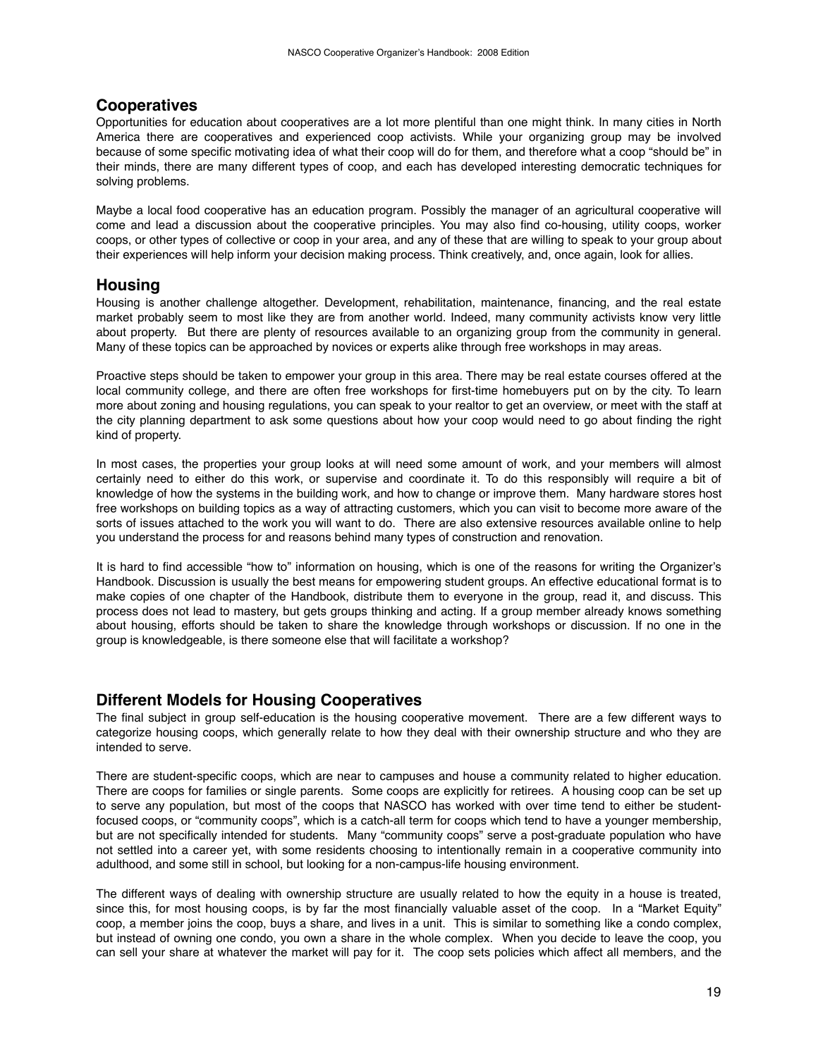## Cooperatives

Opportunities for education about cooperatives are a lot more plentiful than one might think. In many cities in North America there are cooperatives and experienced coop activists. While your organizing group may be involved because of some specific motivating idea of what their coop will do for them, and therefore what a coop "should be" in their minds, there are many different types of coop, and each has developed interesting democratic techniques for solving problems.

Maybe a local food cooperative has an education program. Possibly the manager of an agricultural cooperative will come and lead a discussion about the cooperative principles. You may also find co-housing, utility coops, worker coops, or other types of collective or coop in your area, and any of these that are willing to speak to your group about their experiences will help inform your decision making process. Think creatively, and, once again, look for allies.

## Housing

Housing is another challenge altogether. Development, rehabilitation, maintenance, financing, and the real estate market probably seem to most like they are from another world. Indeed, many community activists know very little about property. But there are plenty of resources available to an organizing group from the community in general. Many of these topics can be approached by novices or experts alike through free workshops in may areas.

Proactive steps should be taken to empower your group in this area. There may be real estate courses offered at the local community college, and there are often free workshops for first-time homebuyers put on by the city. To learn more about zoning and housing regulations, you can speak to your realtor to get an overview, or meet with the staff at the city planning department to ask some questions about how your coop would need to go about finding the right kind of property.

In most cases, the properties your group looks at will need some amount of work, and your members will almost certainly need to either do this work, or supervise and coordinate it. To do this responsibly will require a bit of knowledge of how the systems in the building work, and how to change or improve them. Many hardware stores host free workshops on building topics as a way of attracting customers, which you can visit to become more aware of the sorts of issues attached to the work you will want to do. There are also extensive resources available online to help you understand the process for and reasons behind many types of construction and renovation.

It is hard to find accessible "how to" information on housing, which is one of the reasons for writing the Organizer's Handbook. Discussion is usually the best means for empowering student groups. An effective educational format is to make copies of one chapter of the Handbook, distribute them to everyone in the group, read it, and discuss. This process does not lead to mastery, but gets groups thinking and acting. If a group member already knows something about housing, efforts should be taken to share the knowledge through workshops or discussion. If no one in the group is knowledgeable, is there someone else that will facilitate a workshop?

## Different Models for Housing Cooperatives

The final subject in group self-education is the housing cooperative movement. There are a few different ways to categorize housing coops, which generally relate to how they deal with their ownership structure and who they are intended to serve.

There are student-specific coops, which are near to campuses and house a community related to higher education. There are coops for families or single parents. Some coops are explicitly for retirees. A housing coop can be set up to serve any population, but most of the coops that NASCO has worked with over time tend to either be student-focused coops, or "community coops", which is a catch-all term for coops which tend to have a younger membership, but are not specifically intended for students. Many "community coops" serve a post-graduate population who have not settled into a career yet, with some residents choosing to intentionally remain in a cooperative community into adulthood, and some still in school, but looking for a non-campus-life housing environment.

The different ways of dealing with ownership structure are usually related to how the equity in a house is treated, since this, for most housing coops, is by far the most financially valuable asset of the coop. In a "Market Equity" coop, a member joins the coop, buys a share, and lives in a unit. This is similar to something like a condo complex, but instead of owning one condo, you own a share in the whole complex. When you decide to leave the coop, you can sell your share at whatever the market will pay for it. The coop sets policies which affect all members, and the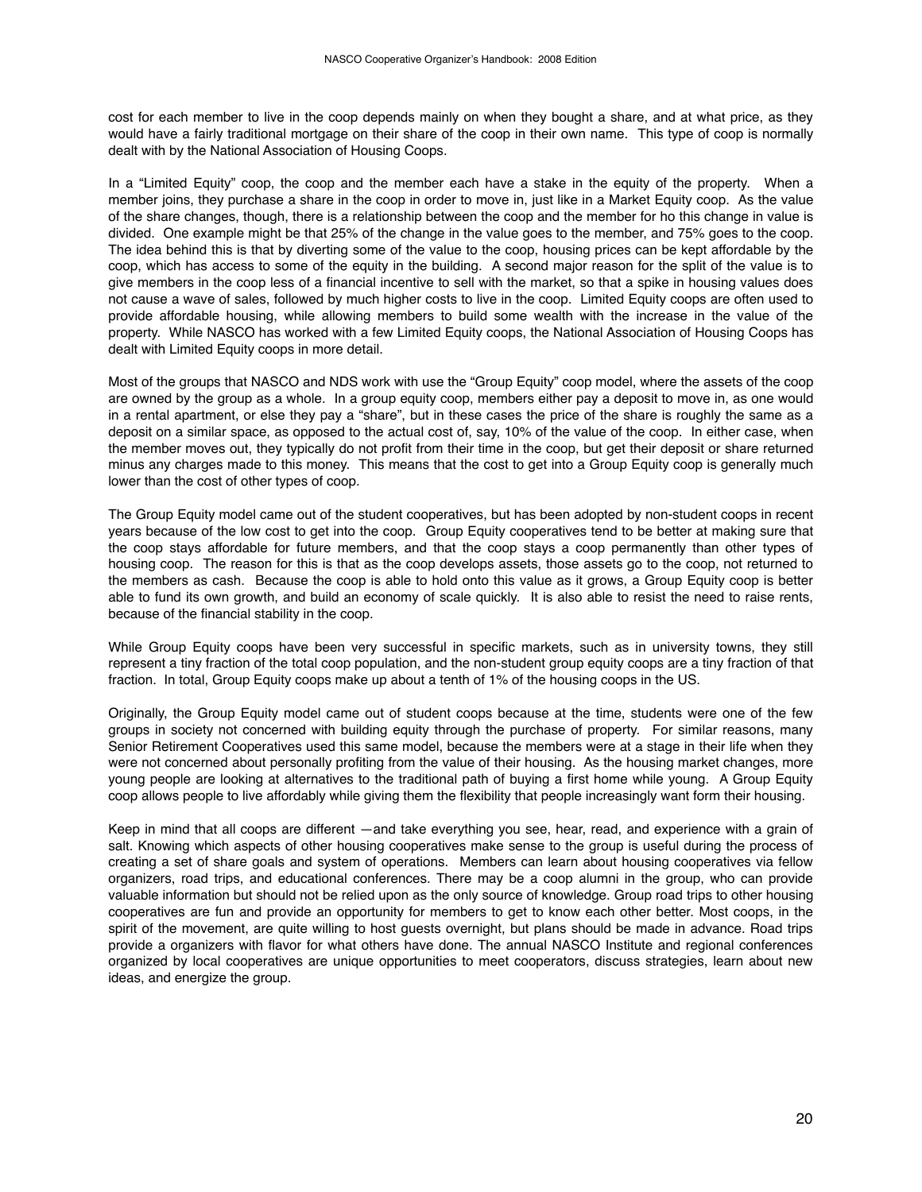cost for each member to live in the coop depends mainly on when they bought a share, and at what price, as they would have a fairly traditional mortgage on their share of the coop in their own name. This type of coop is normally dealt with by the National Association of Housing Coops.

In a "Limited Equity" coop, the coop and the member each have a stake in the equity of the property. When a member joins, they purchase a share in the coop in order to move in, just like in a Market Equity coop. As the value of the share changes, though, there is a relationship between the coop and the member for ho this change in value is divided. One example might be that 25% of the change in the value goes to the member, and 75% goes to the coop. The idea behind this is that by diverting some of the value to the coop, housing prices can be kept affordable by the coop, which has access to some of the equity in the building. A second major reason for the split of the value is to give members in the coop less of a financial incentive to sell with the market, so that a spike in housing values does not cause a wave of sales, followed by much higher costs to live in the coop. Limited Equity coops are often used to provide affordable housing, while allowing members to build some wealth with the increase in the value of the property. While NASCO has worked with a few Limited Equity coops, the National Association of Housing Coops has dealt with Limited Equity coops in more detail.

Most of the groups that NASCO and NDS work with use the "Group Equity" coop model, where the assets of the coop are owned by the group as a whole. In a group equity coop, members either pay a deposit to move in, as one would in a rental apartment, or else they pay a "share", but in these cases the price of the share is roughly the same as a deposit on a similar space, as opposed to the actual cost of, say, 10% of the value of the coop. In either case, when the member moves out, they typically do not profit from their time in the coop, but get their deposit or share returned minus any charges made to this money. This means that the cost to get into a Group Equity coop is generally much lower than the cost of other types of coop.

The Group Equity model came out of the student cooperatives, but has been adopted by non-student coops in recent years because of the low cost to get into the coop. Group Equity cooperatives tend to be better at making sure that the coop stays affordable for future members, and that the coop stays a coop permanently than other types of housing coop. The reason for this is that as the coop develops assets, those assets go to the coop, not returned to the members as cash. Because the coop is able to hold onto this value as it grows, a Group Equity coop is better able to fund its own growth, and build an economy of scale quickly. It is also able to resist the need to raise rents, because of the financial stability in the coop.

While Group Equity coops have been very successful in specific markets, such as in university towns, they still represent a tiny fraction of the total coop population, and the non-student group equity coops are a tiny fraction of that fraction. In total, Group Equity coops make up about a tenth of 1% of the housing coops in the US.

Originally, the Group Equity model came out of student coops because at the time, students were one of the few groups in society not concerned with building equity through the purchase of property. For similar reasons, many Senior Retirement Cooperatives used this same model, because the members were at a stage in their life when they were not concerned about personally profiting from the value of their housing. As the housing market changes, more young people are looking at alternatives to the traditional path of buying a first home while young. A Group Equity coop allows people to live affordably while giving them the flexibility that people increasingly want form their housing.

Keep in mind that all coops are different —and take everything you see, hear, read, and experience with a grain of salt. Knowing which aspects of other housing cooperatives make sense to the group is useful during the process of creating a set of share goals and system of operations. Members can learn about housing cooperatives via fellow organizers, road trips, and educational conferences. There may be a coop alumni in the group, who can provide valuable information but should not be relied upon as the only source of knowledge. Group road trips to other housing cooperatives are fun and provide an opportunity for members to get to know each other better. Most coops, in the spirit of the movement, are quite willing to host guests overnight, but plans should be made in advance. Road trips provide a organizers with flavor for what others have done. The annual NASCO Institute and regional conferences organized by local cooperatives are unique opportunities to meet cooperators, discuss strategies, learn about new ideas, and energize the group.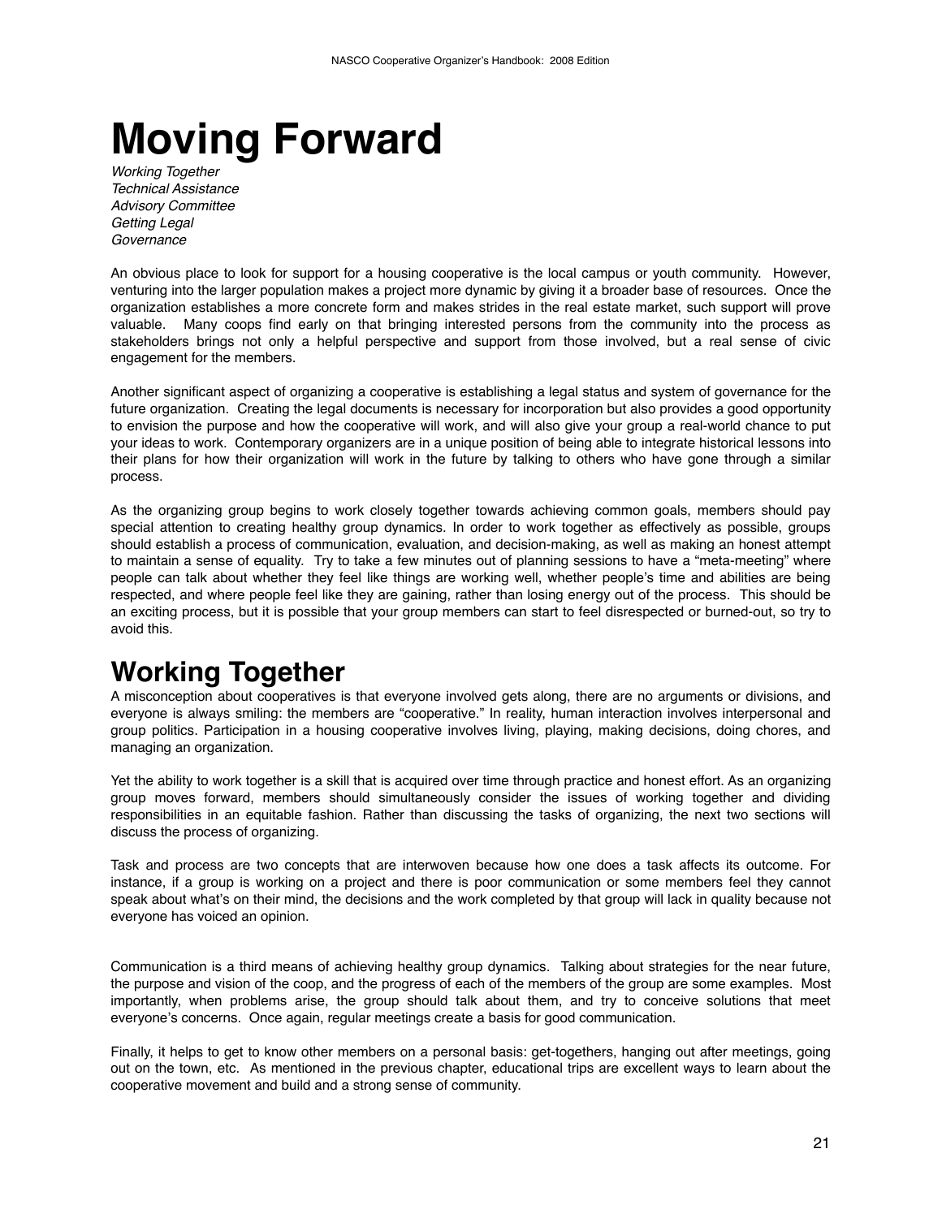# Moving Forward

*Working Together*
*Technical Assistance*
*Advisory Committee*
*Getting Legal*
*Governance*

An obvious place to look for support for a housing cooperative is the local campus or youth community. However, venturing into the larger population makes a project more dynamic by giving it a broader base of resources. Once the organization establishes a more concrete form and makes strides in the real estate market, such support will prove valuable. Many coops find early on that bringing interested persons from the community into the process as stakeholders brings not only a helpful perspective and support from those involved, but a real sense of civic engagement for the members.

Another significant aspect of organizing a cooperative is establishing a legal status and system of governance for the future organization. Creating the legal documents is necessary for incorporation but also provides a good opportunity to envision the purpose and how the cooperative will work, and will also give your group a real-world chance to put your ideas to work. Contemporary organizers are in a unique position of being able to integrate historical lessons into their plans for how their organization will work in the future by talking to others who have gone through a similar process.

As the organizing group begins to work closely together towards achieving common goals, members should pay special attention to creating healthy group dynamics. In order to work together as effectively as possible, groups should establish a process of communication, evaluation, and decision-making, as well as making an honest attempt to maintain a sense of equality. Try to take a few minutes out of planning sessions to have a "meta-meeting" where people can talk about whether they feel like things are working well, whether people's time and abilities are being respected, and where people feel like they are gaining, rather than losing energy out of the process. This should be an exciting process, but it is possible that your group members can start to feel disrespected or burned-out, so try to avoid this.

## Working Together

A misconception about cooperatives is that everyone involved gets along, there are no arguments or divisions, and everyone is always smiling: the members are "cooperative." In reality, human interaction involves interpersonal and group politics. Participation in a housing cooperative involves living, playing, making decisions, doing chores, and managing an organization.

Yet the ability to work together is a skill that is acquired over time through practice and honest effort. As an organizing group moves forward, members should simultaneously consider the issues of working together and dividing responsibilities in an equitable fashion. Rather than discussing the tasks of organizing, the next two sections will discuss the process of organizing.

Task and process are two concepts that are interwoven because how one does a task affects its outcome. For instance, if a group is working on a project and there is poor communication or some members feel they cannot speak about what's on their mind, the decisions and the work completed by that group will lack in quality because not everyone has voiced an opinion.

Communication is a third means of achieving healthy group dynamics. Talking about strategies for the near future, the purpose and vision of the coop, and the progress of each of the members of the group are some examples. Most importantly, when problems arise, the group should talk about them, and try to conceive solutions that meet everyone's concerns. Once again, regular meetings create a basis for good communication.

Finally, it helps to get to know other members on a personal basis: get-togethers, hanging out after meetings, going out on the town, etc. As mentioned in the previous chapter, educational trips are excellent ways to learn about the cooperative movement and build and a strong sense of community.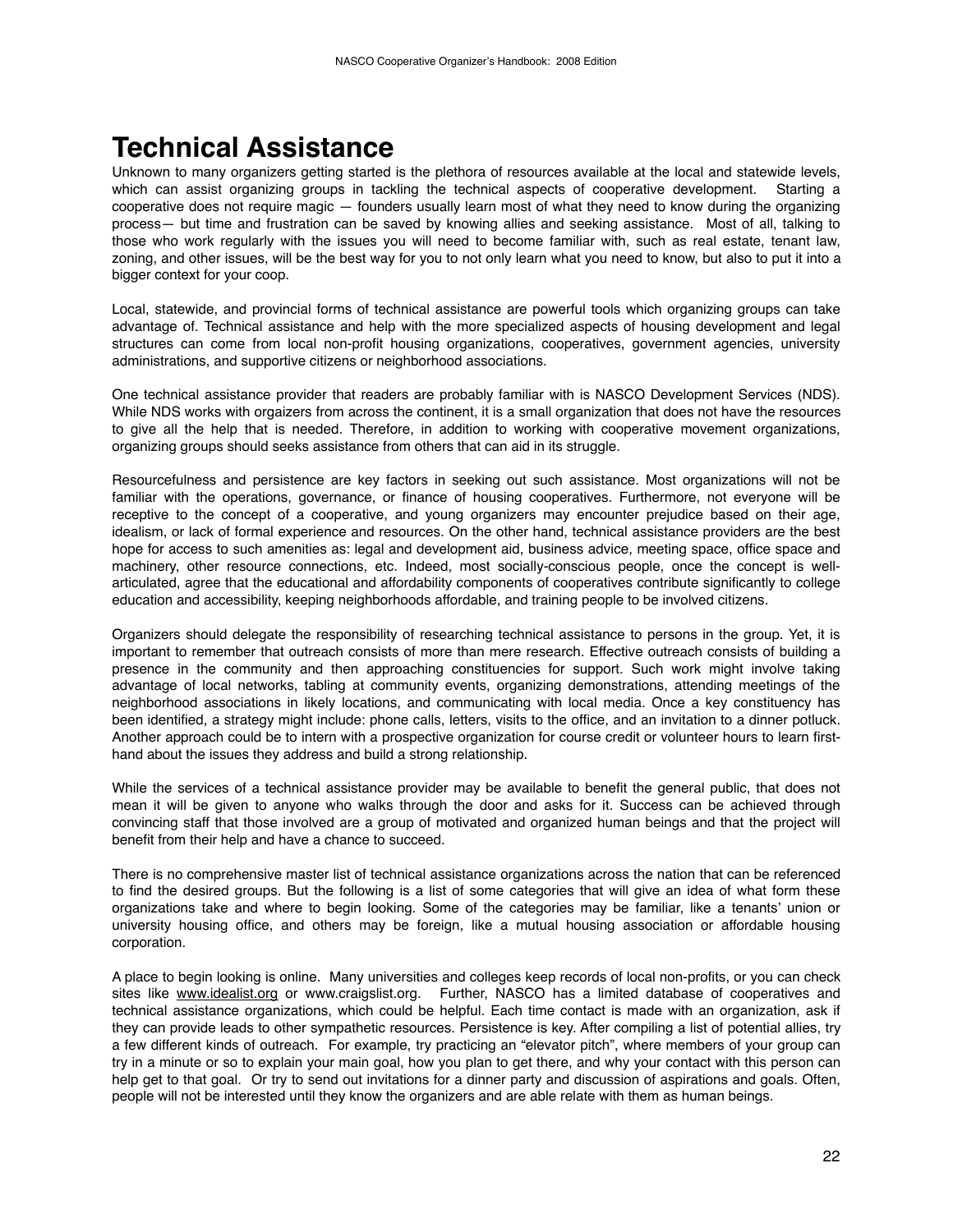# Technical Assistance

Unknown to many organizers getting started is the plethora of resources available at the local and statewide levels, which can assist organizing groups in tackling the technical aspects of cooperative development. Starting a cooperative does not require magic — founders usually learn most of what they need to know during the organizing process— but time and frustration can be saved by knowing allies and seeking assistance. Most of all, talking to those who work regularly with the issues you will need to become familiar with, such as real estate, tenant law, zoning, and other issues, will be the best way for you to not only learn what you need to know, but also to put it into a bigger context for your coop.

Local, statewide, and provincial forms of technical assistance are powerful tools which organizing groups can take advantage of. Technical assistance and help with the more specialized aspects of housing development and legal structures can come from local non-profit housing organizations, cooperatives, government agencies, university administrations, and supportive citizens or neighborhood associations.

One technical assistance provider that readers are probably familiar with is NASCO Development Services (NDS). While NDS works with orgaizers from across the continent, it is a small organization that does not have the resources to give all the help that is needed. Therefore, in addition to working with cooperative movement organizations, organizing groups should seeks assistance from others that can aid in its struggle.

Resourcefulness and persistence are key factors in seeking out such assistance. Most organizations will not be familiar with the operations, governance, or finance of housing cooperatives. Furthermore, not everyone will be receptive to the concept of a cooperative, and young organizers may encounter prejudice based on their age, idealism, or lack of formal experience and resources. On the other hand, technical assistance providers are the best hope for access to such amenities as: legal and development aid, business advice, meeting space, office space and machinery, other resource connections, etc. Indeed, most socially-conscious people, once the concept is well-articulated, agree that the educational and affordability components of cooperatives contribute significantly to college education and accessibility, keeping neighborhoods affordable, and training people to be involved citizens.

Organizers should delegate the responsibility of researching technical assistance to persons in the group. Yet, it is important to remember that outreach consists of more than mere research. Effective outreach consists of building a presence in the community and then approaching constituencies for support. Such work might involve taking advantage of local networks, tabling at community events, organizing demonstrations, attending meetings of the neighborhood associations in likely locations, and communicating with local media. Once a key constituency has been identified, a strategy might include: phone calls, letters, visits to the office, and an invitation to a dinner potluck. Another approach could be to intern with a prospective organization for course credit or volunteer hours to learn first-hand about the issues they address and build a strong relationship.

While the services of a technical assistance provider may be available to benefit the general public, that does not mean it will be given to anyone who walks through the door and asks for it. Success can be achieved through convincing staff that those involved are a group of motivated and organized human beings and that the project will benefit from their help and have a chance to succeed.

There is no comprehensive master list of technical assistance organizations across the nation that can be referenced to find the desired groups. But the following is a list of some categories that will give an idea of what form these organizations take and where to begin looking. Some of the categories may be familiar, like a tenants' union or university housing office, and others may be foreign, like a mutual housing association or affordable housing corporation.

A place to begin looking is online. Many universities and colleges keep records of local non-profits, or you can check sites like www.idealist.org or www.craigslist.org. Further, NASCO has a limited database of cooperatives and technical assistance organizations, which could be helpful. Each time contact is made with an organization, ask if they can provide leads to other sympathetic resources. Persistence is key. After compiling a list of potential allies, try a few different kinds of outreach. For example, try practicing an "elevator pitch", where members of your group can try in a minute or so to explain your main goal, how you plan to get there, and why your contact with this person can help get to that goal. Or try to send out invitations for a dinner party and discussion of aspirations and goals. Often, people will not be interested until they know the organizers and are able relate with them as human beings.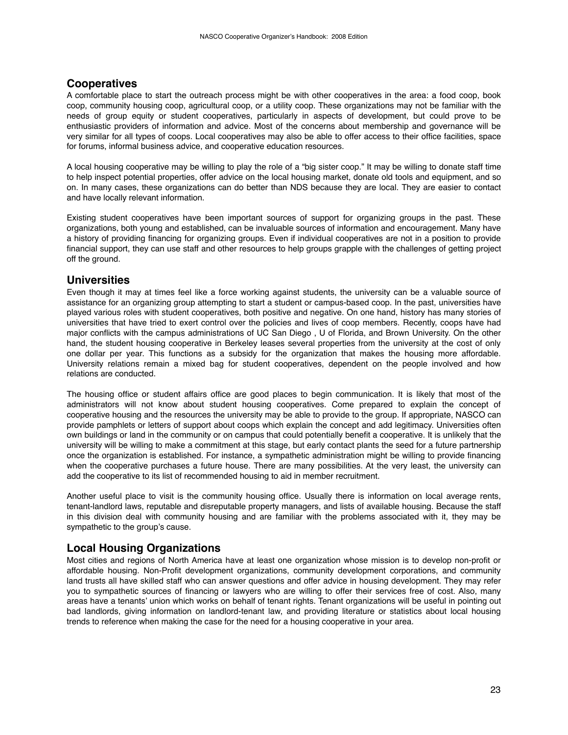## Cooperatives

A comfortable place to start the outreach process might be with other cooperatives in the area: a food coop, book coop, community housing coop, agricultural coop, or a utility coop. These organizations may not be familiar with the needs of group equity or student cooperatives, particularly in aspects of development, but could prove to be enthusiastic providers of information and advice. Most of the concerns about membership and governance will be very similar for all types of coops. Local cooperatives may also be able to offer access to their office facilities, space for forums, informal business advice, and cooperative education resources.

A local housing cooperative may be willing to play the role of a "big sister coop." It may be willing to donate staff time to help inspect potential properties, offer advice on the local housing market, donate old tools and equipment, and so on. In many cases, these organizations can do better than NDS because they are local. They are easier to contact and have locally relevant information.

Existing student cooperatives have been important sources of support for organizing groups in the past. These organizations, both young and established, can be invaluable sources of information and encouragement. Many have a history of providing financing for organizing groups. Even if individual cooperatives are not in a position to provide financial support, they can use staff and other resources to help groups grapple with the challenges of getting project off the ground.

## Universities

Even though it may at times feel like a force working against students, the university can be a valuable source of assistance for an organizing group attempting to start a student or campus-based coop. In the past, universities have played various roles with student cooperatives, both positive and negative. On one hand, history has many stories of universities that have tried to exert control over the policies and lives of coop members. Recently, coops have had major conflicts with the campus administrations of UC San Diego , U of Florida, and Brown University. On the other hand, the student housing cooperative in Berkeley leases several properties from the university at the cost of only one dollar per year. This functions as a subsidy for the organization that makes the housing more affordable. University relations remain a mixed bag for student cooperatives, dependent on the people involved and how relations are conducted.

The housing office or student affairs office are good places to begin communication. It is likely that most of the administrators will not know about student housing cooperatives. Come prepared to explain the concept of cooperative housing and the resources the university may be able to provide to the group. If appropriate, NASCO can provide pamphlets or letters of support about coops which explain the concept and add legitimacy. Universities often own buildings or land in the community or on campus that could potentially benefit a cooperative. It is unlikely that the university will be willing to make a commitment at this stage, but early contact plants the seed for a future partnership once the organization is established. For instance, a sympathetic administration might be willing to provide financing when the cooperative purchases a future house. There are many possibilities. At the very least, the university can add the cooperative to its list of recommended housing to aid in member recruitment.

Another useful place to visit is the community housing office. Usually there is information on local average rents, tenant-landlord laws, reputable and disreputable property managers, and lists of available housing. Because the staff in this division deal with community housing and are familiar with the problems associated with it, they may be sympathetic to the group's cause.

## Local Housing Organizations

Most cities and regions of North America have at least one organization whose mission is to develop non-profit or affordable housing. Non-Profit development organizations, community development corporations, and community land trusts all have skilled staff who can answer questions and offer advice in housing development. They may refer you to sympathetic sources of financing or lawyers who are willing to offer their services free of cost. Also, many areas have a tenants' union which works on behalf of tenant rights. Tenant organizations will be useful in pointing out bad landlords, giving information on landlord-tenant law, and providing literature or statistics about local housing trends to reference when making the case for the need for a housing cooperative in your area.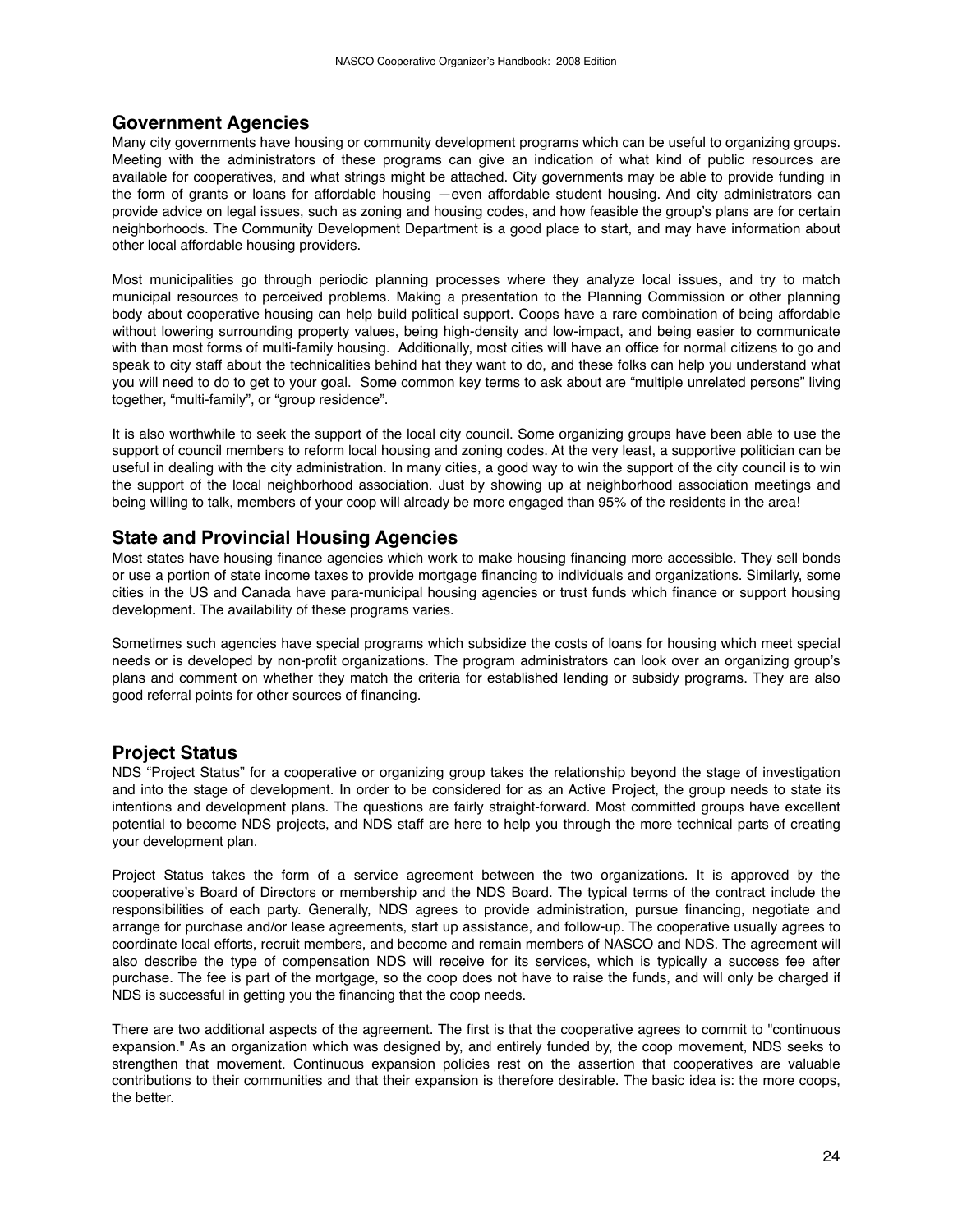## Government Agencies

Many city governments have housing or community development programs which can be useful to organizing groups. Meeting with the administrators of these programs can give an indication of what kind of public resources are available for cooperatives, and what strings might be attached. City governments may be able to provide funding in the form of grants or loans for affordable housing —even affordable student housing. And city administrators can provide advice on legal issues, such as zoning and housing codes, and how feasible the group's plans are for certain neighborhoods. The Community Development Department is a good place to start, and may have information about other local affordable housing providers.

Most municipalities go through periodic planning processes where they analyze local issues, and try to match municipal resources to perceived problems. Making a presentation to the Planning Commission or other planning body about cooperative housing can help build political support. Coops have a rare combination of being affordable without lowering surrounding property values, being high-density and low-impact, and being easier to communicate with than most forms of multi-family housing. Additionally, most cities will have an office for normal citizens to go and speak to city staff about the technicalities behind hat they want to do, and these folks can help you understand what you will need to do to get to your goal. Some common key terms to ask about are "multiple unrelated persons" living together, "multi-family", or "group residence".

It is also worthwhile to seek the support of the local city council. Some organizing groups have been able to use the support of council members to reform local housing and zoning codes. At the very least, a supportive politician can be useful in dealing with the city administration. In many cities, a good way to win the support of the city council is to win the support of the local neighborhood association. Just by showing up at neighborhood association meetings and being willing to talk, members of your coop will already be more engaged than 95% of the residents in the area!

## State and Provincial Housing Agencies

Most states have housing finance agencies which work to make housing financing more accessible. They sell bonds or use a portion of state income taxes to provide mortgage financing to individuals and organizations. Similarly, some cities in the US and Canada have para-municipal housing agencies or trust funds which finance or support housing development. The availability of these programs varies.

Sometimes such agencies have special programs which subsidize the costs of loans for housing which meet special needs or is developed by non-profit organizations. The program administrators can look over an organizing group's plans and comment on whether they match the criteria for established lending or subsidy programs. They are also good referral points for other sources of financing.

## Project Status

NDS "Project Status" for a cooperative or organizing group takes the relationship beyond the stage of investigation and into the stage of development. In order to be considered for as an Active Project, the group needs to state its intentions and development plans. The questions are fairly straight-forward. Most committed groups have excellent potential to become NDS projects, and NDS staff are here to help you through the more technical parts of creating your development plan.

Project Status takes the form of a service agreement between the two organizations. It is approved by the cooperative's Board of Directors or membership and the NDS Board. The typical terms of the contract include the responsibilities of each party. Generally, NDS agrees to provide administration, pursue financing, negotiate and arrange for purchase and/or lease agreements, start up assistance, and follow-up. The cooperative usually agrees to coordinate local efforts, recruit members, and become and remain members of NASCO and NDS. The agreement will also describe the type of compensation NDS will receive for its services, which is typically a success fee after purchase. The fee is part of the mortgage, so the coop does not have to raise the funds, and will only be charged if NDS is successful in getting you the financing that the coop needs.

There are two additional aspects of the agreement. The first is that the cooperative agrees to commit to "continuous expansion." As an organization which was designed by, and entirely funded by, the coop movement, NDS seeks to strengthen that movement. Continuous expansion policies rest on the assertion that cooperatives are valuable contributions to their communities and that their expansion is therefore desirable. The basic idea is: the more coops, the better.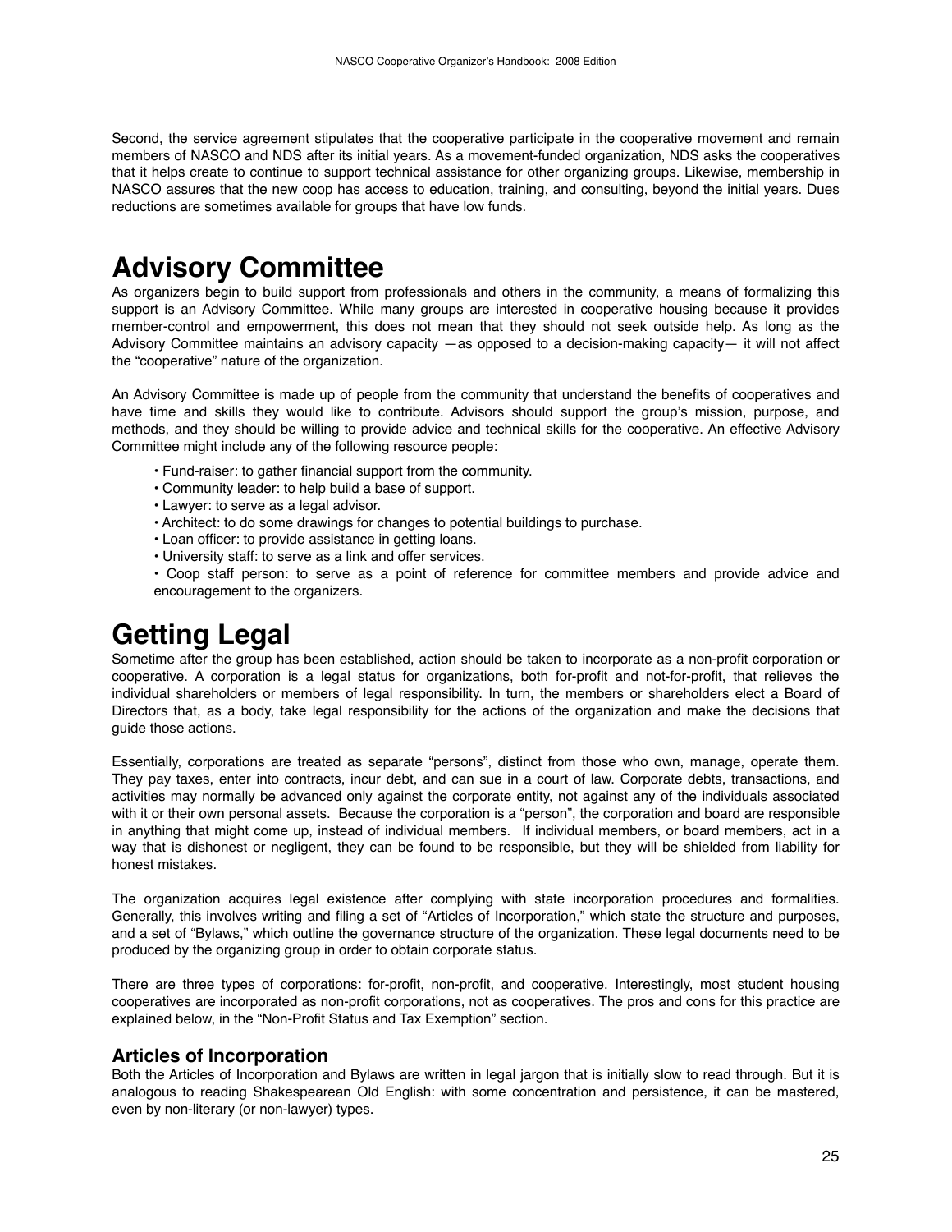Second, the service agreement stipulates that the cooperative participate in the cooperative movement and remain members of NASCO and NDS after its initial years. As a movement-funded organization, NDS asks the cooperatives that it helps create to continue to support technical assistance for other organizing groups. Likewise, membership in NASCO assures that the new coop has access to education, training, and consulting, beyond the initial years. Dues reductions are sometimes available for groups that have low funds.

# Advisory Committee

As organizers begin to build support from professionals and others in the community, a means of formalizing this support is an Advisory Committee. While many groups are interested in cooperative housing because it provides member-control and empowerment, this does not mean that they should not seek outside help. As long as the Advisory Committee maintains an advisory capacity —as opposed to a decision-making capacity— it will not affect the "cooperative" nature of the organization.

An Advisory Committee is made up of people from the community that understand the benefits of cooperatives and have time and skills they would like to contribute. Advisors should support the group's mission, purpose, and methods, and they should be willing to provide advice and technical skills for the cooperative. An effective Advisory Committee might include any of the following resource people:

- Fund-raiser: to gather financial support from the community.
- Community leader: to help build a base of support.
- Lawyer: to serve as a legal advisor.
- Architect: to do some drawings for changes to potential buildings to purchase.
- Loan officer: to provide assistance in getting loans.
- University staff: to serve as a link and offer services.
- Coop staff person: to serve as a point of reference for committee members and provide advice and encouragement to the organizers.

# Getting Legal

Sometime after the group has been established, action should be taken to incorporate as a non-profit corporation or cooperative. A corporation is a legal status for organizations, both for-profit and not-for-profit, that relieves the individual shareholders or members of legal responsibility. In turn, the members or shareholders elect a Board of Directors that, as a body, take legal responsibility for the actions of the organization and make the decisions that guide those actions.

Essentially, corporations are treated as separate "persons", distinct from those who own, manage, operate them. They pay taxes, enter into contracts, incur debt, and can sue in a court of law. Corporate debts, transactions, and activities may normally be advanced only against the corporate entity, not against any of the individuals associated with it or their own personal assets. Because the corporation is a "person", the corporation and board are responsible in anything that might come up, instead of individual members. If individual members, or board members, act in a way that is dishonest or negligent, they can be found to be responsible, but they will be shielded from liability for honest mistakes.

The organization acquires legal existence after complying with state incorporation procedures and formalities. Generally, this involves writing and filing a set of "Articles of Incorporation," which state the structure and purposes, and a set of "Bylaws," which outline the governance structure of the organization. These legal documents need to be produced by the organizing group in order to obtain corporate status.

There are three types of corporations: for-profit, non-profit, and cooperative. Interestingly, most student housing cooperatives are incorporated as non-profit corporations, not as cooperatives. The pros and cons for this practice are explained below, in the "Non-Profit Status and Tax Exemption" section.

## Articles of Incorporation

Both the Articles of Incorporation and Bylaws are written in legal jargon that is initially slow to read through. But it is analogous to reading Shakespearean Old English: with some concentration and persistence, it can be mastered, even by non-literary (or non-lawyer) types.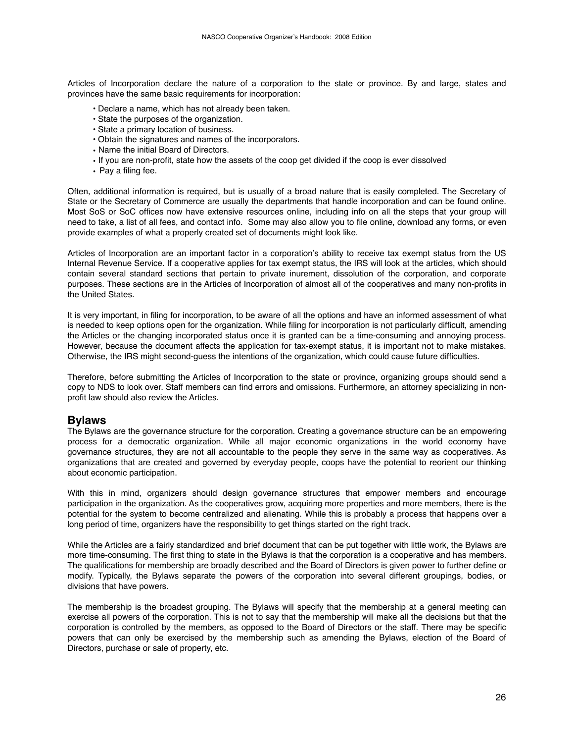Articles of Incorporation declare the nature of a corporation to the state or province. By and large, states and provinces have the same basic requirements for incorporation:

- Declare a name, which has not already been taken.
- State the purposes of the organization.
- State a primary location of business.
- Obtain the signatures and names of the incorporators.
- Name the initial Board of Directors.
- If you are non-profit, state how the assets of the coop get divided if the coop is ever dissolved
- Pay a filing fee.

Often, additional information is required, but is usually of a broad nature that is easily completed. The Secretary of State or the Secretary of Commerce are usually the departments that handle incorporation and can be found online. Most SoS or SoC offices now have extensive resources online, including info on all the steps that your group will need to take, a list of all fees, and contact info. Some may also allow you to file online, download any forms, or even provide examples of what a properly created set of documents might look like.

Articles of Incorporation are an important factor in a corporation's ability to receive tax exempt status from the US Internal Revenue Service. If a cooperative applies for tax exempt status, the IRS will look at the articles, which should contain several standard sections that pertain to private inurement, dissolution of the corporation, and corporate purposes. These sections are in the Articles of Incorporation of almost all of the cooperatives and many non-profits in the United States.

It is very important, in filing for incorporation, to be aware of all the options and have an informed assessment of what is needed to keep options open for the organization. While filing for incorporation is not particularly difficult, amending the Articles or the changing incorporated status once it is granted can be a time-consuming and annoying process. However, because the document affects the application for tax-exempt status, it is important not to make mistakes. Otherwise, the IRS might second-guess the intentions of the organization, which could cause future difficulties.

Therefore, before submitting the Articles of Incorporation to the state or province, organizing groups should send a copy to NDS to look over. Staff members can find errors and omissions. Furthermore, an attorney specializing in non-profit law should also review the Articles.

## Bylaws

The Bylaws are the governance structure for the corporation. Creating a governance structure can be an empowering process for a democratic organization. While all major economic organizations in the world economy have governance structures, they are not all accountable to the people they serve in the same way as cooperatives. As organizations that are created and governed by everyday people, coops have the potential to reorient our thinking about economic participation.

With this in mind, organizers should design governance structures that empower members and encourage participation in the organization. As the cooperatives grow, acquiring more properties and more members, there is the potential for the system to become centralized and alienating. While this is probably a process that happens over a long period of time, organizers have the responsibility to get things started on the right track.

While the Articles are a fairly standardized and brief document that can be put together with little work, the Bylaws are more time-consuming. The first thing to state in the Bylaws is that the corporation is a cooperative and has members. The qualifications for membership are broadly described and the Board of Directors is given power to further define or modify. Typically, the Bylaws separate the powers of the corporation into several different groupings, bodies, or divisions that have powers.

The membership is the broadest grouping. The Bylaws will specify that the membership at a general meeting can exercise all powers of the corporation. This is not to say that the membership will make all the decisions but that the corporation is controlled by the members, as opposed to the Board of Directors or the staff. There may be specific powers that can only be exercised by the membership such as amending the Bylaws, election of the Board of Directors, purchase or sale of property, etc.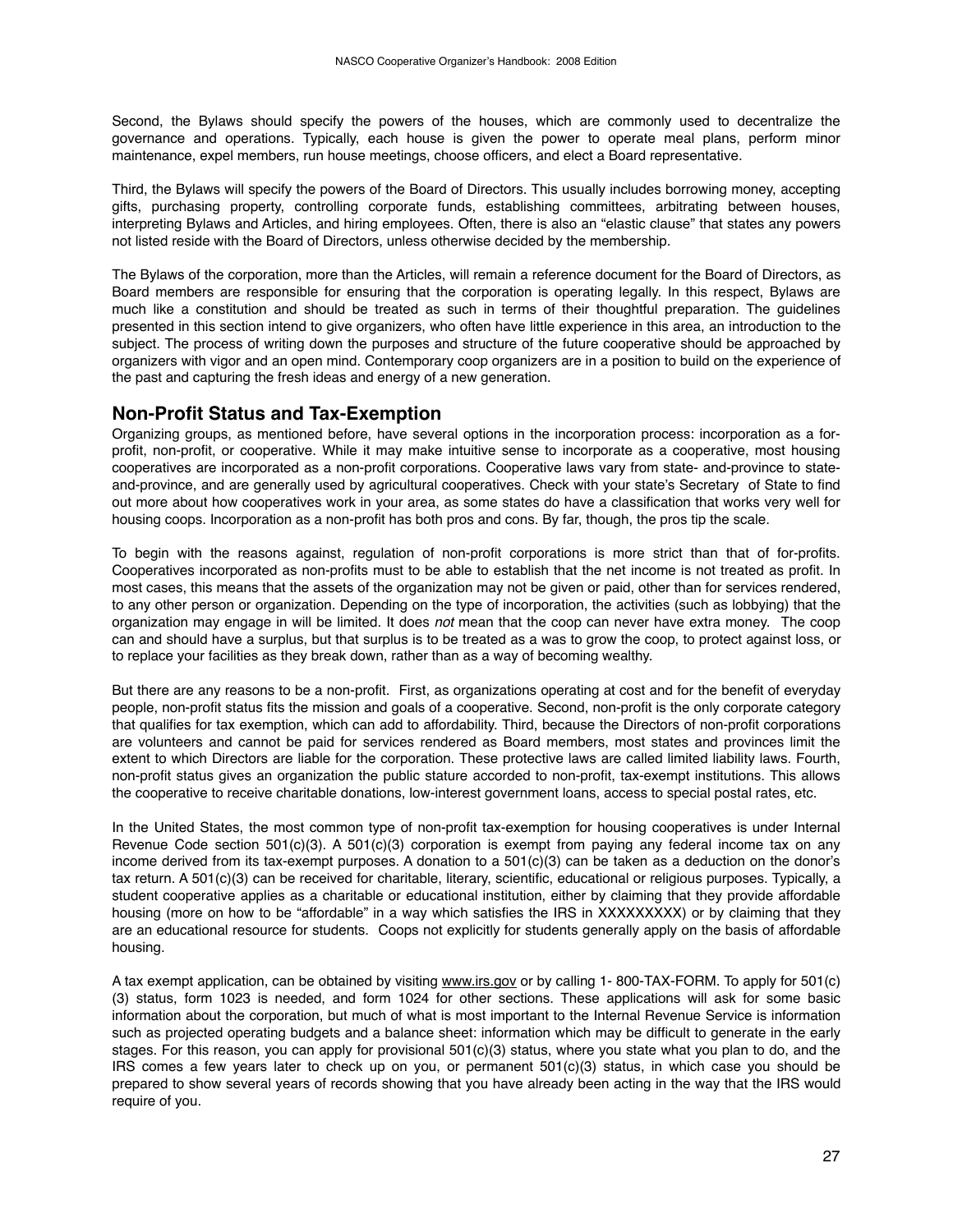Second, the Bylaws should specify the powers of the houses, which are commonly used to decentralize the governance and operations. Typically, each house is given the power to operate meal plans, perform minor maintenance, expel members, run house meetings, choose officers, and elect a Board representative.

Third, the Bylaws will specify the powers of the Board of Directors. This usually includes borrowing money, accepting gifts, purchasing property, controlling corporate funds, establishing committees, arbitrating between houses, interpreting Bylaws and Articles, and hiring employees. Often, there is also an "elastic clause" that states any powers not listed reside with the Board of Directors, unless otherwise decided by the membership.

The Bylaws of the corporation, more than the Articles, will remain a reference document for the Board of Directors, as Board members are responsible for ensuring that the corporation is operating legally. In this respect, Bylaws are much like a constitution and should be treated as such in terms of their thoughtful preparation. The guidelines presented in this section intend to give organizers, who often have little experience in this area, an introduction to the subject. The process of writing down the purposes and structure of the future cooperative should be approached by organizers with vigor and an open mind. Contemporary coop organizers are in a position to build on the experience of the past and capturing the fresh ideas and energy of a new generation.

## Non-Profit Status and Tax-Exemption

Organizing groups, as mentioned before, have several options in the incorporation process: incorporation as a for-profit, non-profit, or cooperative. While it may make intuitive sense to incorporate as a cooperative, most housing cooperatives are incorporated as a non-profit corporations. Cooperative laws vary from state- and-province to state-and-province, and are generally used by agricultural cooperatives. Check with your state's Secretary of State to find out more about how cooperatives work in your area, as some states do have a classification that works very well for housing coops. Incorporation as a non-profit has both pros and cons. By far, though, the pros tip the scale.

To begin with the reasons against, regulation of non-profit corporations is more strict than that of for-profits. Cooperatives incorporated as non-profits must to be able to establish that the net income is not treated as profit. In most cases, this means that the assets of the organization may not be given or paid, other than for services rendered, to any other person or organization. Depending on the type of incorporation, the activities (such as lobbying) that the organization may engage in will be limited. It does *not* mean that the coop can never have extra money. The coop can and should have a surplus, but that surplus is to be treated as a was to grow the coop, to protect against loss, or to replace your facilities as they break down, rather than as a way of becoming wealthy.

But there are any reasons to be a non-profit. First, as organizations operating at cost and for the benefit of everyday people, non-profit status fits the mission and goals of a cooperative. Second, non-profit is the only corporate category that qualifies for tax exemption, which can add to affordability. Third, because the Directors of non-profit corporations are volunteers and cannot be paid for services rendered as Board members, most states and provinces limit the extent to which Directors are liable for the corporation. These protective laws are called limited liability laws. Fourth, non-profit status gives an organization the public stature accorded to non-profit, tax-exempt institutions. This allows the cooperative to receive charitable donations, low-interest government loans, access to special postal rates, etc.

In the United States, the most common type of non-profit tax-exemption for housing cooperatives is under Internal Revenue Code section 501(c)(3). A 501(c)(3) corporation is exempt from paying any federal income tax on any income derived from its tax-exempt purposes. A donation to a 501(c)(3) can be taken as a deduction on the donor's tax return. A 501(c)(3) can be received for charitable, literary, scientific, educational or religious purposes. Typically, a student cooperative applies as a charitable or educational institution, either by claiming that they provide affordable housing (more on how to be "affordable" in a way which satisfies the IRS in XXXXXXXXX) or by claiming that they are an educational resource for students. Coops not explicitly for students generally apply on the basis of affordable housing.

A tax exempt application, can be obtained by visiting www.irs.gov or by calling 1- 800-TAX-FORM. To apply for 501(c)(3) status, form 1023 is needed, and form 1024 for other sections. These applications will ask for some basic information about the corporation, but much of what is most important to the Internal Revenue Service is information such as projected operating budgets and a balance sheet: information which may be difficult to generate in the early stages. For this reason, you can apply for provisional 501(c)(3) status, where you state what you plan to do, and the IRS comes a few years later to check up on you, or permanent 501(c)(3) status, in which case you should be prepared to show several years of records showing that you have already been acting in the way that the IRS would require of you.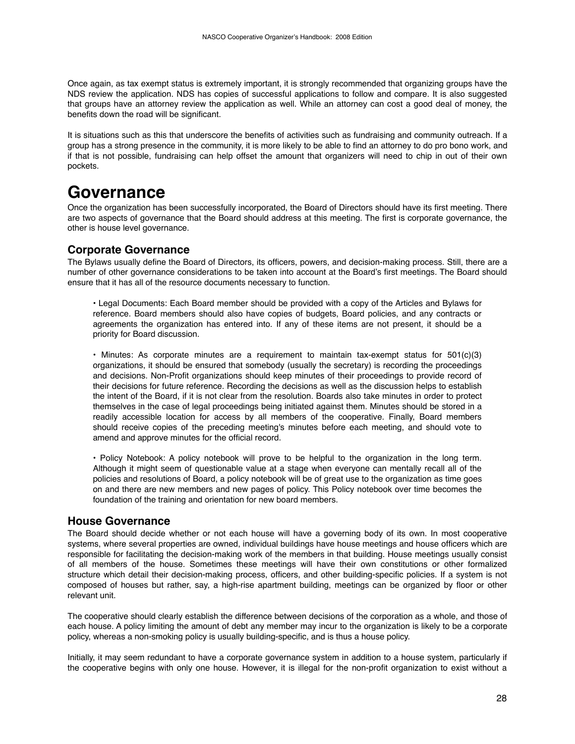Once again, as tax exempt status is extremely important, it is strongly recommended that organizing groups have the NDS review the application. NDS has copies of successful applications to follow and compare. It is also suggested that groups have an attorney review the application as well. While an attorney can cost a good deal of money, the benefits down the road will be significant.

It is situations such as this that underscore the benefits of activities such as fundraising and community outreach. If a group has a strong presence in the community, it is more likely to be able to find an attorney to do pro bono work, and if that is not possible, fundraising can help offset the amount that organizers will need to chip in out of their own pockets.

# Governance

Once the organization has been successfully incorporated, the Board of Directors should have its first meeting. There are two aspects of governance that the Board should address at this meeting. The first is corporate governance, the other is house level governance.

## Corporate Governance

The Bylaws usually define the Board of Directors, its officers, powers, and decision-making process. Still, there are a number of other governance considerations to be taken into account at the Board's first meetings. The Board should ensure that it has all of the resource documents necessary to function.

- Legal Documents: Each Board member should be provided with a copy of the Articles and Bylaws for reference. Board members should also have copies of budgets, Board policies, and any contracts or agreements the organization has entered into. If any of these items are not present, it should be a priority for Board discussion.

- Minutes: As corporate minutes are a requirement to maintain tax-exempt status for 501(c)(3) organizations, it should be ensured that somebody (usually the secretary) is recording the proceedings and decisions. Non-Profit organizations should keep minutes of their proceedings to provide record of their decisions for future reference. Recording the decisions as well as the discussion helps to establish the intent of the Board, if it is not clear from the resolution. Boards also take minutes in order to protect themselves in the case of legal proceedings being initiated against them. Minutes should be stored in a readily accessible location for access by all members of the cooperative. Finally, Board members should receive copies of the preceding meeting's minutes before each meeting, and should vote to amend and approve minutes for the official record.

- Policy Notebook: A policy notebook will prove to be helpful to the organization in the long term. Although it might seem of questionable value at a stage when everyone can mentally recall all of the policies and resolutions of Board, a policy notebook will be of great use to the organization as time goes on and there are new members and new pages of policy. This Policy notebook over time becomes the foundation of the training and orientation for new board members.

## House Governance

The Board should decide whether or not each house will have a governing body of its own. In most cooperative systems, where several properties are owned, individual buildings have house meetings and house officers which are responsible for facilitating the decision-making work of the members in that building. House meetings usually consist of all members of the house. Sometimes these meetings will have their own constitutions or other formalized structure which detail their decision-making process, officers, and other building-specific policies. If a system is not composed of houses but rather, say, a high-rise apartment building, meetings can be organized by floor or other relevant unit.

The cooperative should clearly establish the difference between decisions of the corporation as a whole, and those of each house. A policy limiting the amount of debt any member may incur to the organization is likely to be a corporate policy, whereas a non-smoking policy is usually building-specific, and is thus a house policy.

Initially, it may seem redundant to have a corporate governance system in addition to a house system, particularly if the cooperative begins with only one house. However, it is illegal for the non-profit organization to exist without a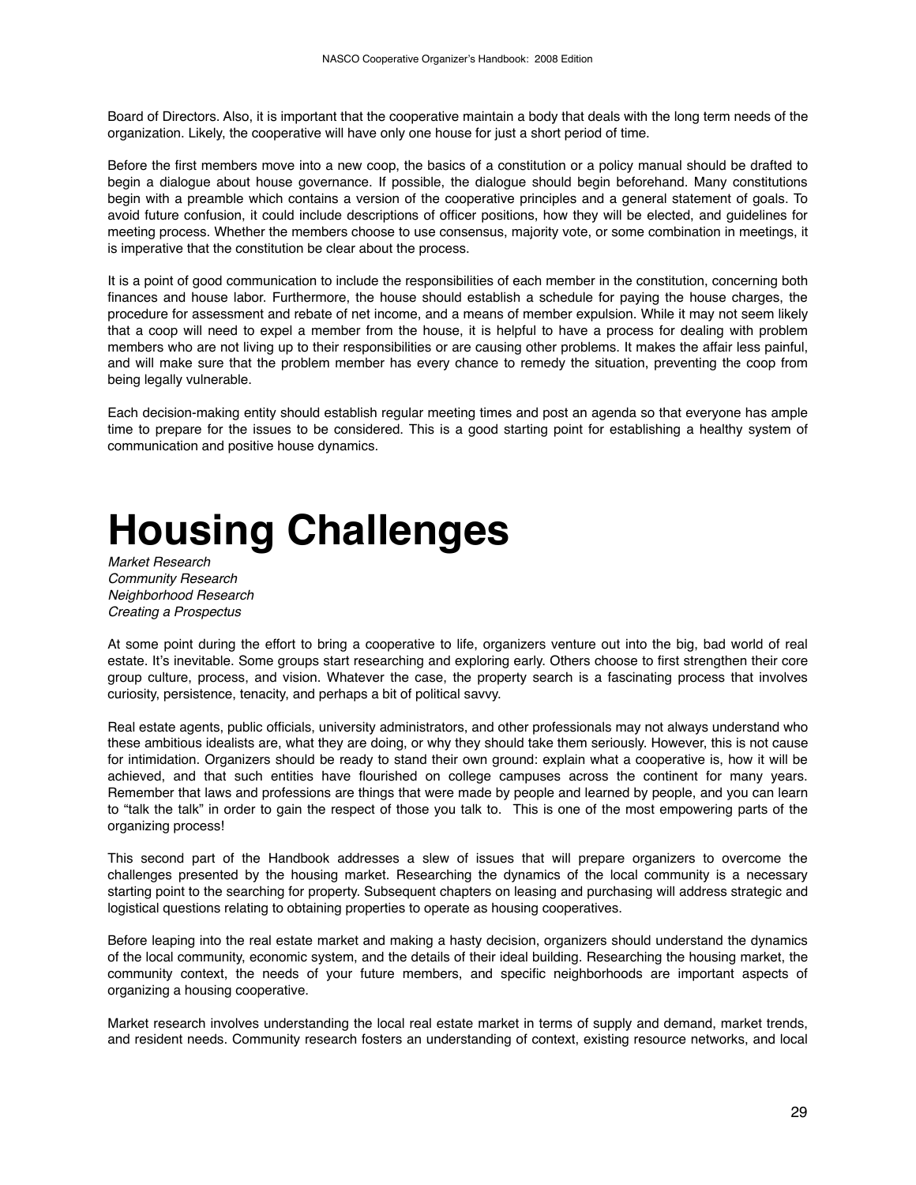Board of Directors. Also, it is important that the cooperative maintain a body that deals with the long term needs of the organization. Likely, the cooperative will have only one house for just a short period of time.

Before the first members move into a new coop, the basics of a constitution or a policy manual should be drafted to begin a dialogue about house governance. If possible, the dialogue should begin beforehand. Many constitutions begin with a preamble which contains a version of the cooperative principles and a general statement of goals. To avoid future confusion, it could include descriptions of officer positions, how they will be elected, and guidelines for meeting process. Whether the members choose to use consensus, majority vote, or some combination in meetings, it is imperative that the constitution be clear about the process.

It is a point of good communication to include the responsibilities of each member in the constitution, concerning both finances and house labor. Furthermore, the house should establish a schedule for paying the house charges, the procedure for assessment and rebate of net income, and a means of member expulsion. While it may not seem likely that a coop will need to expel a member from the house, it is helpful to have a process for dealing with problem members who are not living up to their responsibilities or are causing other problems. It makes the affair less painful, and will make sure that the problem member has every chance to remedy the situation, preventing the coop from being legally vulnerable.

Each decision-making entity should establish regular meeting times and post an agenda so that everyone has ample time to prepare for the issues to be considered. This is a good starting point for establishing a healthy system of communication and positive house dynamics.

# Housing Challenges

*Market Research*
*Community Research*
*Neighborhood Research*
*Creating a Prospectus*

At some point during the effort to bring a cooperative to life, organizers venture out into the big, bad world of real estate. It's inevitable. Some groups start researching and exploring early. Others choose to first strengthen their core group culture, process, and vision. Whatever the case, the property search is a fascinating process that involves curiosity, persistence, tenacity, and perhaps a bit of political savvy.

Real estate agents, public officials, university administrators, and other professionals may not always understand who these ambitious idealists are, what they are doing, or why they should take them seriously. However, this is not cause for intimidation. Organizers should be ready to stand their own ground: explain what a cooperative is, how it will be achieved, and that such entities have flourished on college campuses across the continent for many years. Remember that laws and professions are things that were made by people and learned by people, and you can learn to "talk the talk" in order to gain the respect of those you talk to. This is one of the most empowering parts of the organizing process!

This second part of the Handbook addresses a slew of issues that will prepare organizers to overcome the challenges presented by the housing market. Researching the dynamics of the local community is a necessary starting point to the searching for property. Subsequent chapters on leasing and purchasing will address strategic and logistical questions relating to obtaining properties to operate as housing cooperatives.

Before leaping into the real estate market and making a hasty decision, organizers should understand the dynamics of the local community, economic system, and the details of their ideal building. Researching the housing market, the community context, the needs of your future members, and specific neighborhoods are important aspects of organizing a housing cooperative.

Market research involves understanding the local real estate market in terms of supply and demand, market trends, and resident needs. Community research fosters an understanding of context, existing resource networks, and local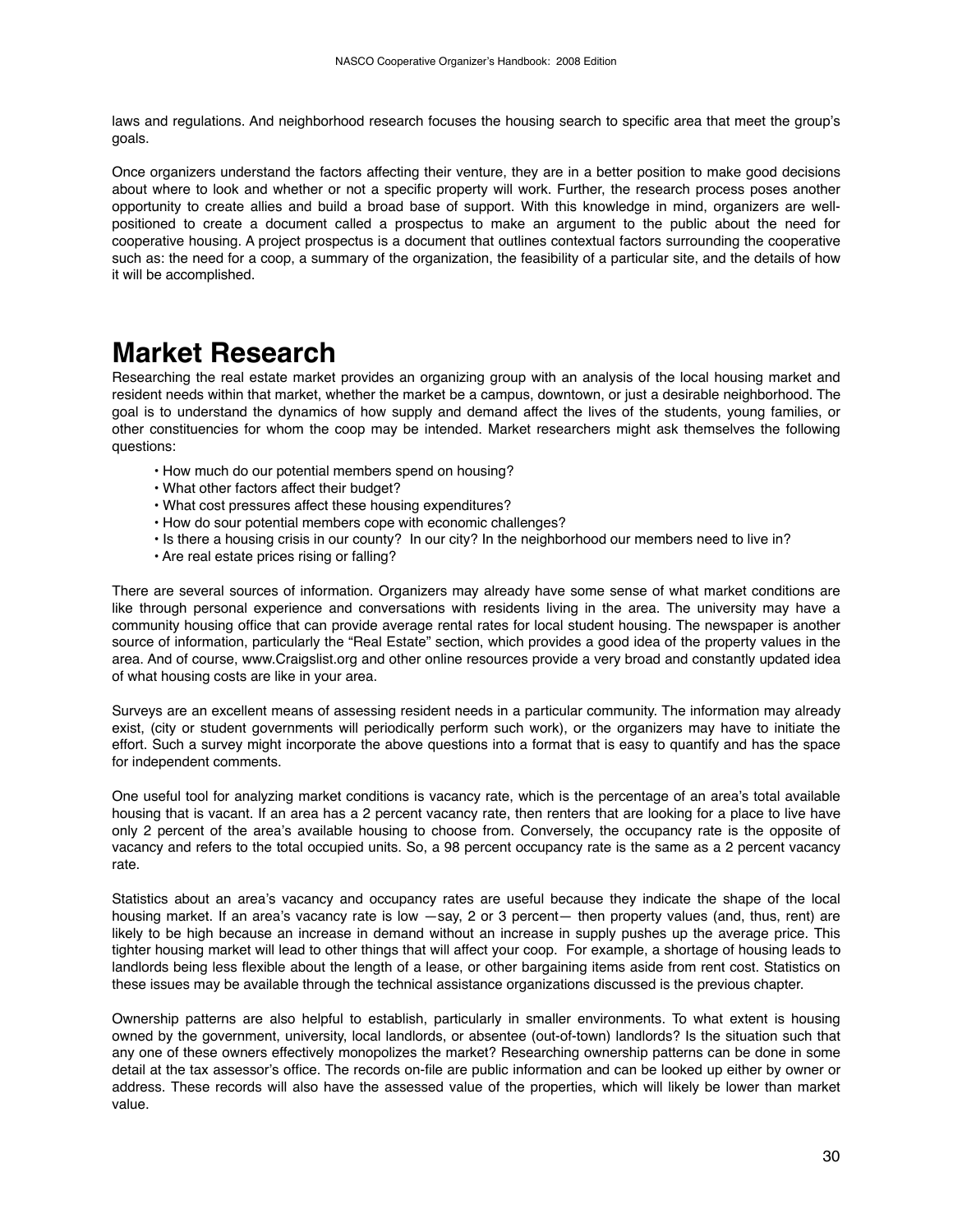laws and regulations. And neighborhood research focuses the housing search to specific area that meet the group's goals.

Once organizers understand the factors affecting their venture, they are in a better position to make good decisions about where to look and whether or not a specific property will work. Further, the research process poses another opportunity to create allies and build a broad base of support. With this knowledge in mind, organizers are well-positioned to create a document called a prospectus to make an argument to the public about the need for cooperative housing. A project prospectus is a document that outlines contextual factors surrounding the cooperative such as: the need for a coop, a summary of the organization, the feasibility of a particular site, and the details of how it will be accomplished.

# Market Research

Researching the real estate market provides an organizing group with an analysis of the local housing market and resident needs within that market, whether the market be a campus, downtown, or just a desirable neighborhood. The goal is to understand the dynamics of how supply and demand affect the lives of the students, young families, or other constituencies for whom the coop may be intended. Market researchers might ask themselves the following questions:

- How much do our potential members spend on housing?
- What other factors affect their budget?
- What cost pressures affect these housing expenditures?
- How do sour potential members cope with economic challenges?
- Is there a housing crisis in our county? In our city? In the neighborhood our members need to live in?
- Are real estate prices rising or falling?

There are several sources of information. Organizers may already have some sense of what market conditions are like through personal experience and conversations with residents living in the area. The university may have a community housing office that can provide average rental rates for local student housing. The newspaper is another source of information, particularly the "Real Estate" section, which provides a good idea of the property values in the area. And of course, www.Craigslist.org and other online resources provide a very broad and constantly updated idea of what housing costs are like in your area.

Surveys are an excellent means of assessing resident needs in a particular community. The information may already exist, (city or student governments will periodically perform such work), or the organizers may have to initiate the effort. Such a survey might incorporate the above questions into a format that is easy to quantify and has the space for independent comments.

One useful tool for analyzing market conditions is vacancy rate, which is the percentage of an area's total available housing that is vacant. If an area has a 2 percent vacancy rate, then renters that are looking for a place to live have only 2 percent of the area's available housing to choose from. Conversely, the occupancy rate is the opposite of vacancy and refers to the total occupied units. So, a 98 percent occupancy rate is the same as a 2 percent vacancy rate.

Statistics about an area's vacancy and occupancy rates are useful because they indicate the shape of the local housing market. If an area's vacancy rate is low —say, 2 or 3 percent— then property values (and, thus, rent) are likely to be high because an increase in demand without an increase in supply pushes up the average price. This tighter housing market will lead to other things that will affect your coop. For example, a shortage of housing leads to landlords being less flexible about the length of a lease, or other bargaining items aside from rent cost. Statistics on these issues may be available through the technical assistance organizations discussed is the previous chapter.

Ownership patterns are also helpful to establish, particularly in smaller environments. To what extent is housing owned by the government, university, local landlords, or absentee (out-of-town) landlords? Is the situation such that any one of these owners effectively monopolizes the market? Researching ownership patterns can be done in some detail at the tax assessor's office. The records on-file are public information and can be looked up either by owner or address. These records will also have the assessed value of the properties, which will likely be lower than market value.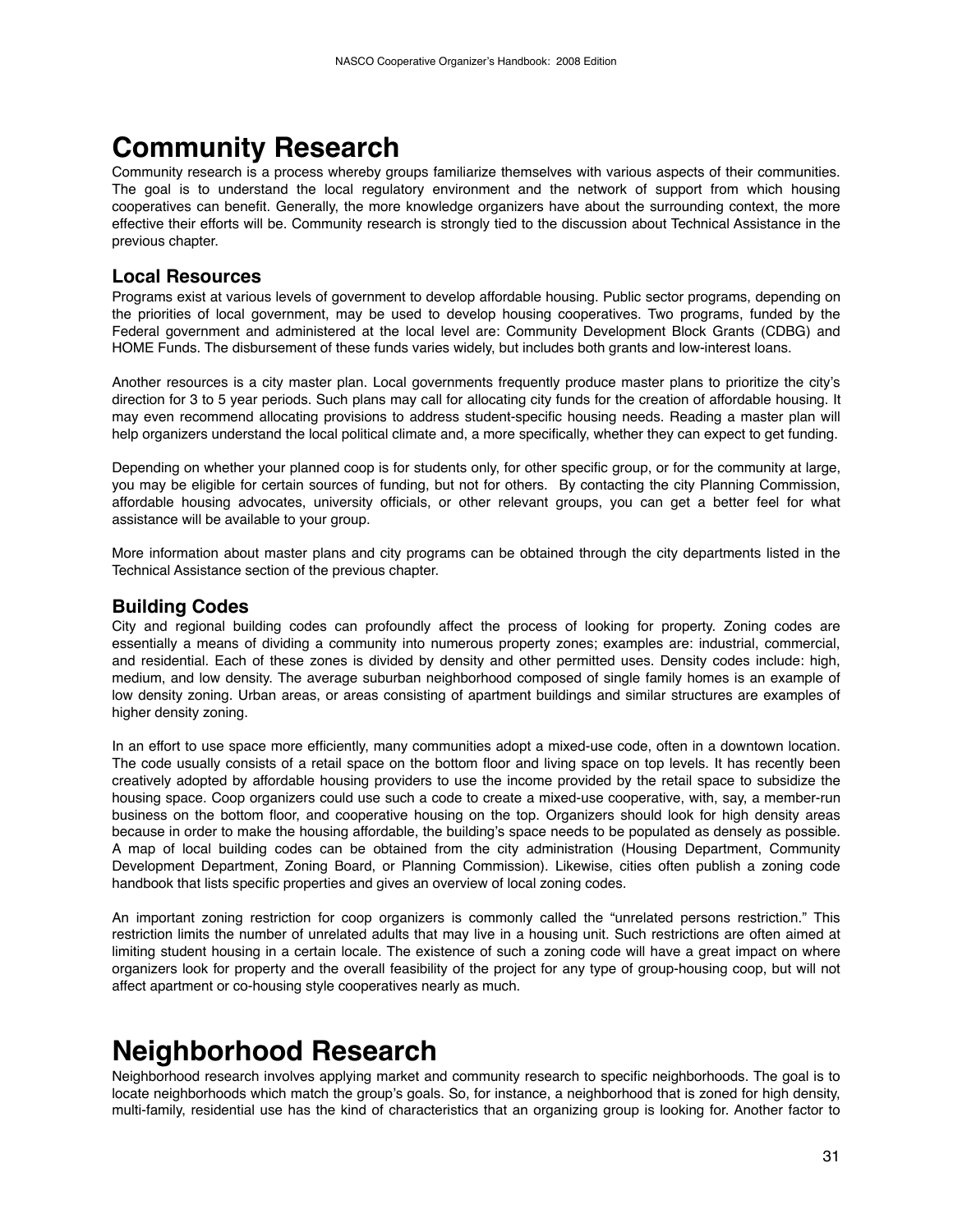# Community Research

Community research is a process whereby groups familiarize themselves with various aspects of their communities. The goal is to understand the local regulatory environment and the network of support from which housing cooperatives can benefit. Generally, the more knowledge organizers have about the surrounding context, the more effective their efforts will be. Community research is strongly tied to the discussion about Technical Assistance in the previous chapter.

## Local Resources

Programs exist at various levels of government to develop affordable housing. Public sector programs, depending on the priorities of local government, may be used to develop housing cooperatives. Two programs, funded by the Federal government and administered at the local level are: Community Development Block Grants (CDBG) and HOME Funds. The disbursement of these funds varies widely, but includes both grants and low-interest loans.

Another resources is a city master plan. Local governments frequently produce master plans to prioritize the city's direction for 3 to 5 year periods. Such plans may call for allocating city funds for the creation of affordable housing. It may even recommend allocating provisions to address student-specific housing needs. Reading a master plan will help organizers understand the local political climate and, a more specifically, whether they can expect to get funding.

Depending on whether your planned coop is for students only, for other specific group, or for the community at large, you may be eligible for certain sources of funding, but not for others. By contacting the city Planning Commission, affordable housing advocates, university officials, or other relevant groups, you can get a better feel for what assistance will be available to your group.

More information about master plans and city programs can be obtained through the city departments listed in the Technical Assistance section of the previous chapter.

## Building Codes

City and regional building codes can profoundly affect the process of looking for property. Zoning codes are essentially a means of dividing a community into numerous property zones; examples are: industrial, commercial, and residential. Each of these zones is divided by density and other permitted uses. Density codes include: high, medium, and low density. The average suburban neighborhood composed of single family homes is an example of low density zoning. Urban areas, or areas consisting of apartment buildings and similar structures are examples of higher density zoning.

In an effort to use space more efficiently, many communities adopt a mixed-use code, often in a downtown location. The code usually consists of a retail space on the bottom floor and living space on top levels. It has recently been creatively adopted by affordable housing providers to use the income provided by the retail space to subsidize the housing space. Coop organizers could use such a code to create a mixed-use cooperative, with, say, a member-run business on the bottom floor, and cooperative housing on the top. Organizers should look for high density areas because in order to make the housing affordable, the building's space needs to be populated as densely as possible. A map of local building codes can be obtained from the city administration (Housing Department, Community Development Department, Zoning Board, or Planning Commission). Likewise, cities often publish a zoning code handbook that lists specific properties and gives an overview of local zoning codes.

An important zoning restriction for coop organizers is commonly called the "unrelated persons restriction." This restriction limits the number of unrelated adults that may live in a housing unit. Such restrictions are often aimed at limiting student housing in a certain locale. The existence of such a zoning code will have a great impact on where organizers look for property and the overall feasibility of the project for any type of group-housing coop, but will not affect apartment or co-housing style cooperatives nearly as much.

# Neighborhood Research

Neighborhood research involves applying market and community research to specific neighborhoods. The goal is to locate neighborhoods which match the group's goals. So, for instance, a neighborhood that is zoned for high density, multi-family, residential use has the kind of characteristics that an organizing group is looking for. Another factor to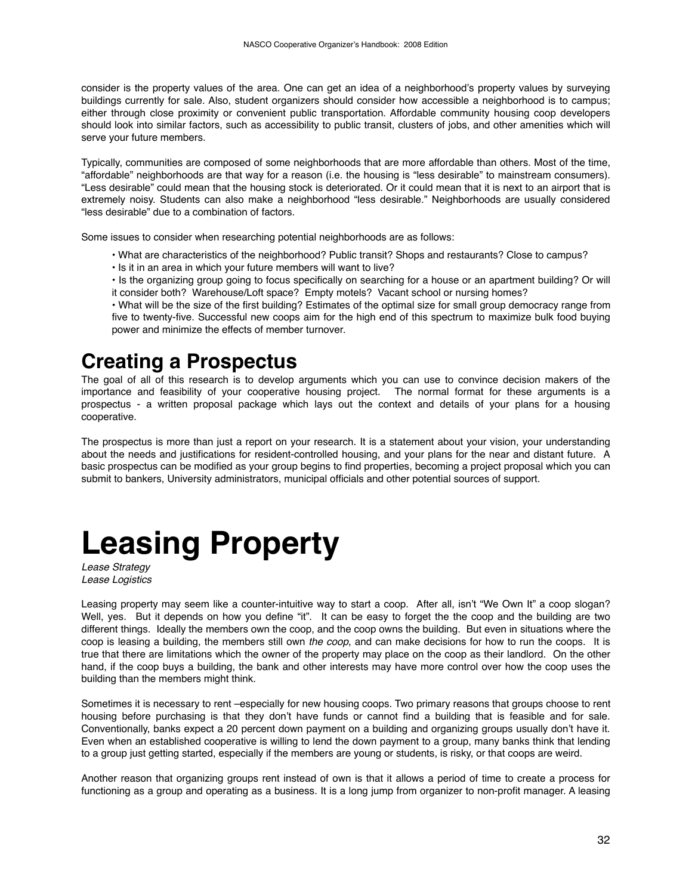consider is the property values of the area. One can get an idea of a neighborhood's property values by surveying buildings currently for sale. Also, student organizers should consider how accessible a neighborhood is to campus; either through close proximity or convenient public transportation. Affordable community housing coop developers should look into similar factors, such as accessibility to public transit, clusters of jobs, and other amenities which will serve your future members.

Typically, communities are composed of some neighborhoods that are more affordable than others. Most of the time, "affordable" neighborhoods are that way for a reason (i.e. the housing is "less desirable" to mainstream consumers). "Less desirable" could mean that the housing stock is deteriorated. Or it could mean that it is next to an airport that is extremely noisy. Students can also make a neighborhood "less desirable." Neighborhoods are usually considered "less desirable" due to a combination of factors.

Some issues to consider when researching potential neighborhoods are as follows:

- What are characteristics of the neighborhood? Public transit? Shops and restaurants? Close to campus?
- Is it in an area in which your future members will want to live?
- Is the organizing group going to focus specifically on searching for a house or an apartment building? Or will it consider both? Warehouse/Loft space? Empty motels? Vacant school or nursing homes?
- What will be the size of the first building? Estimates of the optimal size for small group democracy range from five to twenty-five. Successful new coops aim for the high end of this spectrum to maximize bulk food buying power and minimize the effects of member turnover.

## Creating a Prospectus

The goal of all of this research is to develop arguments which you can use to convince decision makers of the importance and feasibility of your cooperative housing project. The normal format for these arguments is a prospectus - a written proposal package which lays out the context and details of your plans for a housing cooperative.

The prospectus is more than just a report on your research. It is a statement about your vision, your understanding about the needs and justifications for resident-controlled housing, and your plans for the near and distant future. A basic prospectus can be modified as your group begins to find properties, becoming a project proposal which you can submit to bankers, University administrators, municipal officials and other potential sources of support.

# Leasing Property

*Lease Strategy*
*Lease Logistics*

Leasing property may seem like a counter-intuitive way to start a coop. After all, isn't "We Own It" a coop slogan? Well, yes. But it depends on how you define "it". It can be easy to forget the the coop and the building are two different things. Ideally the members own the coop, and the coop owns the building. But even in situations where the coop is leasing a building, the members still own *the coop*, and can make decisions for how to run the coops. It is true that there are limitations which the owner of the property may place on the coop as their landlord. On the other hand, if the coop buys a building, the bank and other interests may have more control over how the coop uses the building than the members might think.

Sometimes it is necessary to rent –especially for new housing coops. Two primary reasons that groups choose to rent housing before purchasing is that they don't have funds or cannot find a building that is feasible and for sale. Conventionally, banks expect a 20 percent down payment on a building and organizing groups usually don't have it. Even when an established cooperative is willing to lend the down payment to a group, many banks think that lending to a group just getting started, especially if the members are young or students, is risky, or that coops are weird.

Another reason that organizing groups rent instead of own is that it allows a period of time to create a process for functioning as a group and operating as a business. It is a long jump from organizer to non-profit manager. A leasing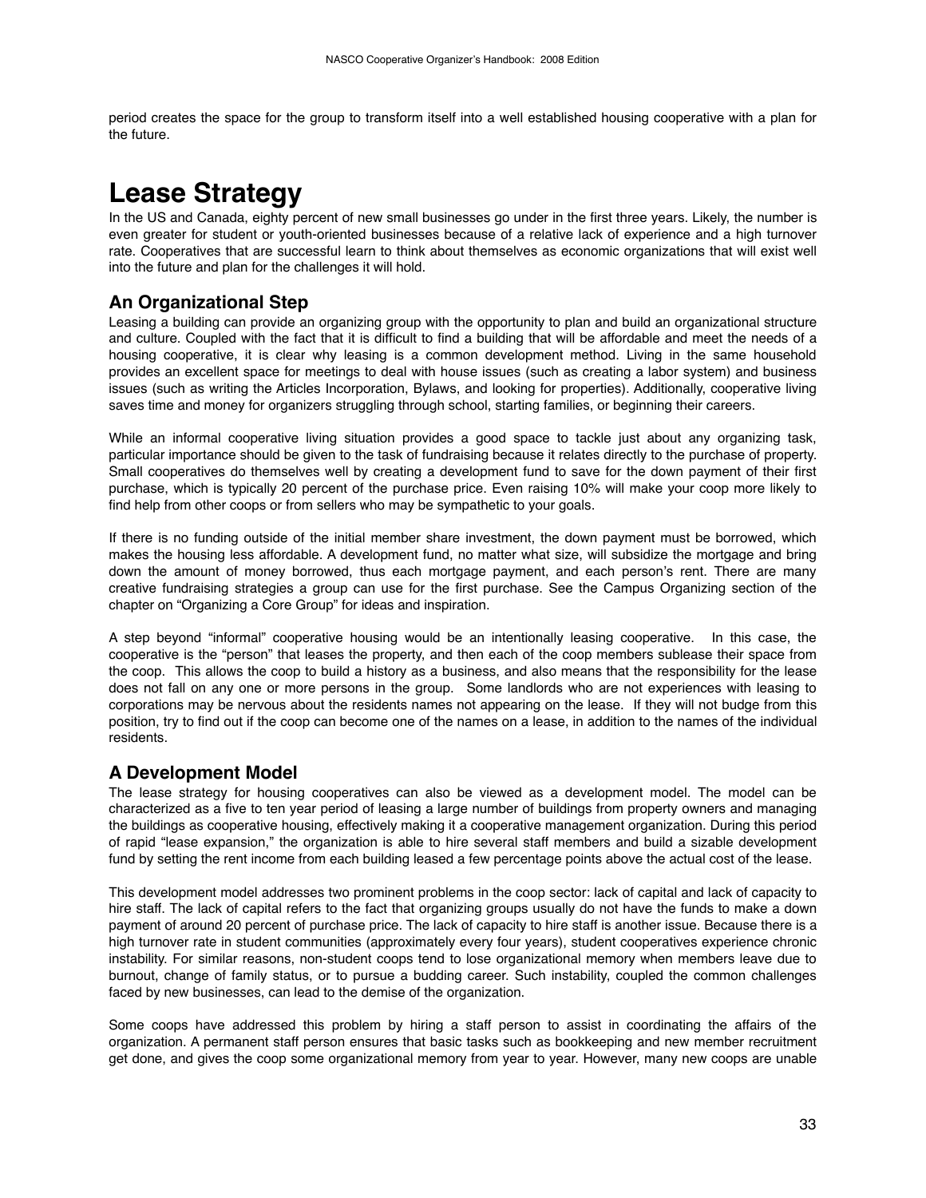period creates the space for the group to transform itself into a well established housing cooperative with a plan for the future.

# Lease Strategy

In the US and Canada, eighty percent of new small businesses go under in the first three years. Likely, the number is even greater for student or youth-oriented businesses because of a relative lack of experience and a high turnover rate. Cooperatives that are successful learn to think about themselves as economic organizations that will exist well into the future and plan for the challenges it will hold.

## An Organizational Step

Leasing a building can provide an organizing group with the opportunity to plan and build an organizational structure and culture. Coupled with the fact that it is difficult to find a building that will be affordable and meet the needs of a housing cooperative, it is clear why leasing is a common development method. Living in the same household provides an excellent space for meetings to deal with house issues (such as creating a labor system) and business issues (such as writing the Articles Incorporation, Bylaws, and looking for properties). Additionally, cooperative living saves time and money for organizers struggling through school, starting families, or beginning their careers.

While an informal cooperative living situation provides a good space to tackle just about any organizing task, particular importance should be given to the task of fundraising because it relates directly to the purchase of property. Small cooperatives do themselves well by creating a development fund to save for the down payment of their first purchase, which is typically 20 percent of the purchase price. Even raising 10% will make your coop more likely to find help from other coops or from sellers who may be sympathetic to your goals.

If there is no funding outside of the initial member share investment, the down payment must be borrowed, which makes the housing less affordable. A development fund, no matter what size, will subsidize the mortgage and bring down the amount of money borrowed, thus each mortgage payment, and each person's rent. There are many creative fundraising strategies a group can use for the first purchase. See the Campus Organizing section of the chapter on "Organizing a Core Group" for ideas and inspiration.

A step beyond "informal" cooperative housing would be an intentionally leasing cooperative. In this case, the cooperative is the "person" that leases the property, and then each of the coop members sublease their space from the coop. This allows the coop to build a history as a business, and also means that the responsibility for the lease does not fall on any one or more persons in the group. Some landlords who are not experiences with leasing to corporations may be nervous about the residents names not appearing on the lease. If they will not budge from this position, try to find out if the coop can become one of the names on a lease, in addition to the names of the individual residents.

## A Development Model

The lease strategy for housing cooperatives can also be viewed as a development model. The model can be characterized as a five to ten year period of leasing a large number of buildings from property owners and managing the buildings as cooperative housing, effectively making it a cooperative management organization. During this period of rapid "lease expansion," the organization is able to hire several staff members and build a sizable development fund by setting the rent income from each building leased a few percentage points above the actual cost of the lease.

This development model addresses two prominent problems in the coop sector: lack of capital and lack of capacity to hire staff. The lack of capital refers to the fact that organizing groups usually do not have the funds to make a down payment of around 20 percent of purchase price. The lack of capacity to hire staff is another issue. Because there is a high turnover rate in student communities (approximately every four years), student cooperatives experience chronic instability. For similar reasons, non-student coops tend to lose organizational memory when members leave due to burnout, change of family status, or to pursue a budding career. Such instability, coupled the common challenges faced by new businesses, can lead to the demise of the organization.

Some coops have addressed this problem by hiring a staff person to assist in coordinating the affairs of the organization. A permanent staff person ensures that basic tasks such as bookkeeping and new member recruitment get done, and gives the coop some organizational memory from year to year. However, many new coops are unable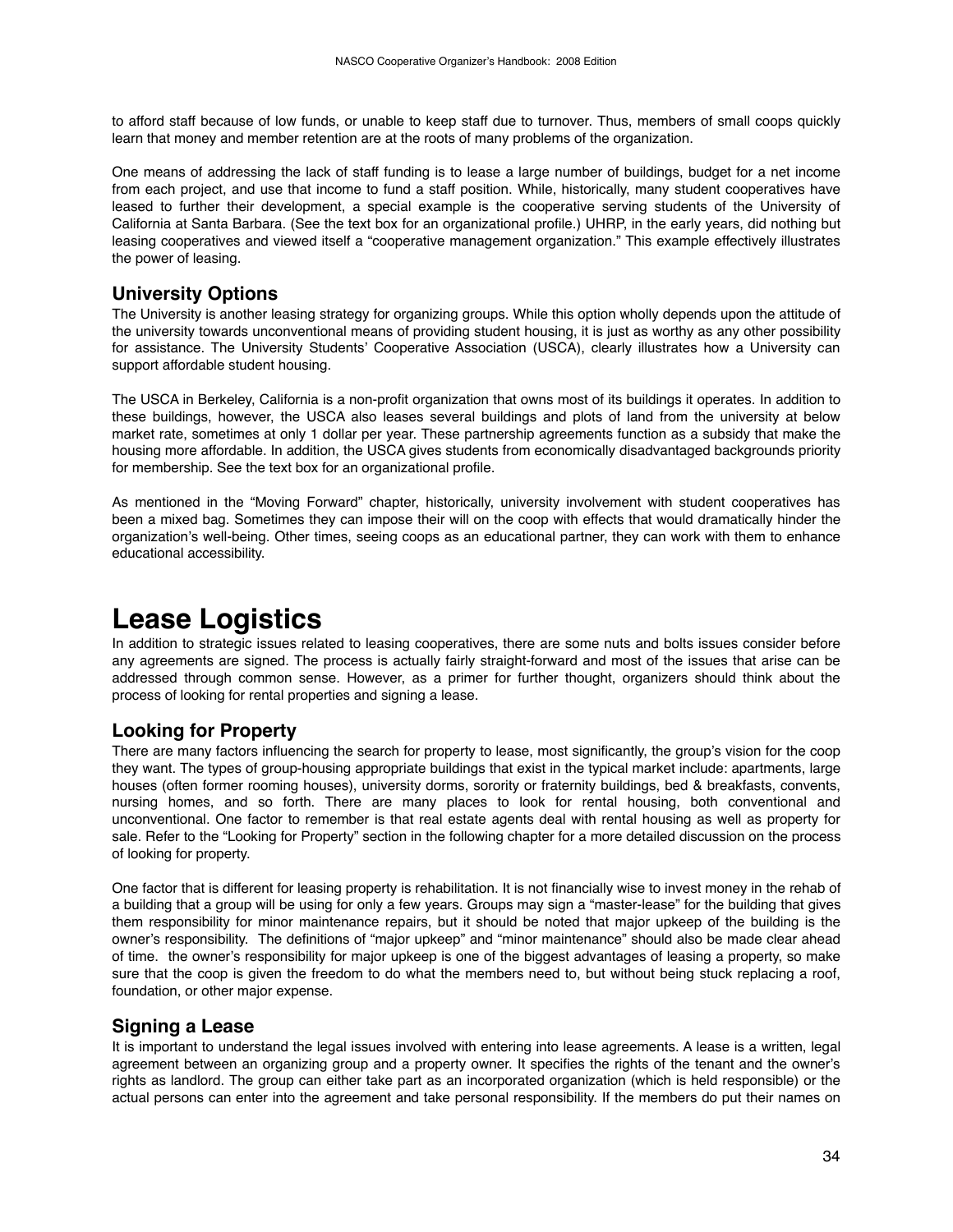to afford staff because of low funds, or unable to keep staff due to turnover. Thus, members of small coops quickly learn that money and member retention are at the roots of many problems of the organization.

One means of addressing the lack of staff funding is to lease a large number of buildings, budget for a net income from each project, and use that income to fund a staff position. While, historically, many student cooperatives have leased to further their development, a special example is the cooperative serving students of the University of California at Santa Barbara. (See the text box for an organizational profile.) UHRP, in the early years, did nothing but leasing cooperatives and viewed itself a "cooperative management organization." This example effectively illustrates the power of leasing.

## University Options

The University is another leasing strategy for organizing groups. While this option wholly depends upon the attitude of the university towards unconventional means of providing student housing, it is just as worthy as any other possibility for assistance. The University Students' Cooperative Association (USCA), clearly illustrates how a University can support affordable student housing.

The USCA in Berkeley, California is a non-profit organization that owns most of its buildings it operates. In addition to these buildings, however, the USCA also leases several buildings and plots of land from the university at below market rate, sometimes at only 1 dollar per year. These partnership agreements function as a subsidy that make the housing more affordable. In addition, the USCA gives students from economically disadvantaged backgrounds priority for membership. See the text box for an organizational profile.

As mentioned in the "Moving Forward" chapter, historically, university involvement with student cooperatives has been a mixed bag. Sometimes they can impose their will on the coop with effects that would dramatically hinder the organization's well-being. Other times, seeing coops as an educational partner, they can work with them to enhance educational accessibility.

# Lease Logistics

In addition to strategic issues related to leasing cooperatives, there are some nuts and bolts issues consider before any agreements are signed. The process is actually fairly straight-forward and most of the issues that arise can be addressed through common sense. However, as a primer for further thought, organizers should think about the process of looking for rental properties and signing a lease.

## Looking for Property

There are many factors influencing the search for property to lease, most significantly, the group's vision for the coop they want. The types of group-housing appropriate buildings that exist in the typical market include: apartments, large houses (often former rooming houses), university dorms, sorority or fraternity buildings, bed & breakfasts, convents, nursing homes, and so forth. There are many places to look for rental housing, both conventional and unconventional. One factor to remember is that real estate agents deal with rental housing as well as property for sale. Refer to the "Looking for Property" section in the following chapter for a more detailed discussion on the process of looking for property.

One factor that is different for leasing property is rehabilitation. It is not financially wise to invest money in the rehab of a building that a group will be using for only a few years. Groups may sign a "master-lease" for the building that gives them responsibility for minor maintenance repairs, but it should be noted that major upkeep of the building is the owner's responsibility. The definitions of "major upkeep" and "minor maintenance" should also be made clear ahead of time. the owner's responsibility for major upkeep is one of the biggest advantages of leasing a property, so make sure that the coop is given the freedom to do what the members need to, but without being stuck replacing a roof, foundation, or other major expense.

## Signing a Lease

It is important to understand the legal issues involved with entering into lease agreements. A lease is a written, legal agreement between an organizing group and a property owner. It specifies the rights of the tenant and the owner's rights as landlord. The group can either take part as an incorporated organization (which is held responsible) or the actual persons can enter into the agreement and take personal responsibility. If the members do put their names on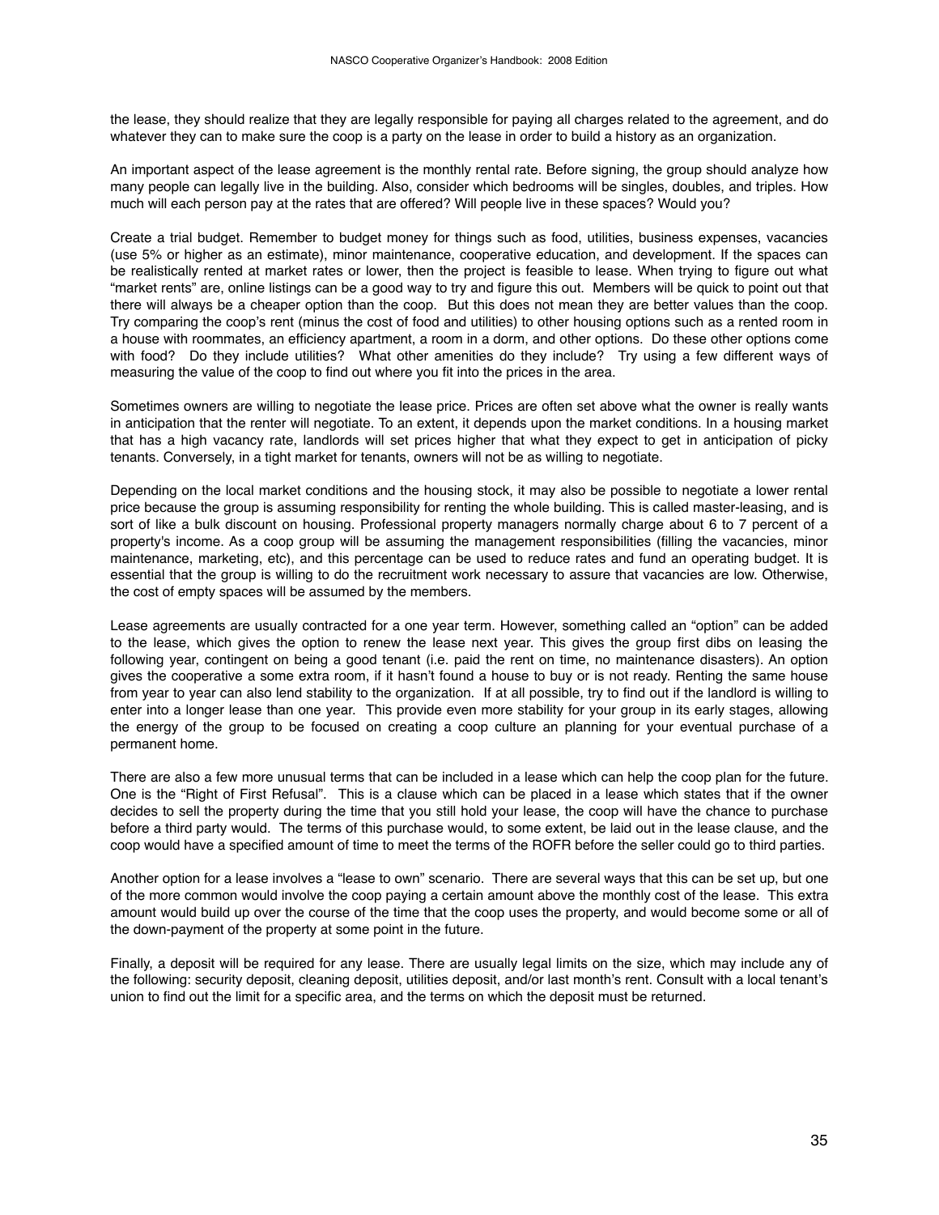the lease, they should realize that they are legally responsible for paying all charges related to the agreement, and do whatever they can to make sure the coop is a party on the lease in order to build a history as an organization.

An important aspect of the lease agreement is the monthly rental rate. Before signing, the group should analyze how many people can legally live in the building. Also, consider which bedrooms will be singles, doubles, and triples. How much will each person pay at the rates that are offered? Will people live in these spaces? Would you?

Create a trial budget. Remember to budget money for things such as food, utilities, business expenses, vacancies (use 5% or higher as an estimate), minor maintenance, cooperative education, and development. If the spaces can be realistically rented at market rates or lower, then the project is feasible to lease. When trying to figure out what "market rents" are, online listings can be a good way to try and figure this out. Members will be quick to point out that there will always be a cheaper option than the coop. But this does not mean they are better values than the coop. Try comparing the coop's rent (minus the cost of food and utilities) to other housing options such as a rented room in a house with roommates, an efficiency apartment, a room in a dorm, and other options. Do these other options come with food? Do they include utilities? What other amenities do they include? Try using a few different ways of measuring the value of the coop to find out where you fit into the prices in the area.

Sometimes owners are willing to negotiate the lease price. Prices are often set above what the owner is really wants in anticipation that the renter will negotiate. To an extent, it depends upon the market conditions. In a housing market that has a high vacancy rate, landlords will set prices higher that what they expect to get in anticipation of picky tenants. Conversely, in a tight market for tenants, owners will not be as willing to negotiate.

Depending on the local market conditions and the housing stock, it may also be possible to negotiate a lower rental price because the group is assuming responsibility for renting the whole building. This is called master-leasing, and is sort of like a bulk discount on housing. Professional property managers normally charge about 6 to 7 percent of a property's income. As a coop group will be assuming the management responsibilities (filling the vacancies, minor maintenance, marketing, etc), and this percentage can be used to reduce rates and fund an operating budget. It is essential that the group is willing to do the recruitment work necessary to assure that vacancies are low. Otherwise, the cost of empty spaces will be assumed by the members.

Lease agreements are usually contracted for a one year term. However, something called an "option" can be added to the lease, which gives the option to renew the lease next year. This gives the group first dibs on leasing the following year, contingent on being a good tenant (i.e. paid the rent on time, no maintenance disasters). An option gives the cooperative a some extra room, if it hasn't found a house to buy or is not ready. Renting the same house from year to year can also lend stability to the organization. If at all possible, try to find out if the landlord is willing to enter into a longer lease than one year. This provide even more stability for your group in its early stages, allowing the energy of the group to be focused on creating a coop culture an planning for your eventual purchase of a permanent home.

There are also a few more unusual terms that can be included in a lease which can help the coop plan for the future. One is the "Right of First Refusal". This is a clause which can be placed in a lease which states that if the owner decides to sell the property during the time that you still hold your lease, the coop will have the chance to purchase before a third party would. The terms of this purchase would, to some extent, be laid out in the lease clause, and the coop would have a specified amount of time to meet the terms of the ROFR before the seller could go to third parties.

Another option for a lease involves a "lease to own" scenario. There are several ways that this can be set up, but one of the more common would involve the coop paying a certain amount above the monthly cost of the lease. This extra amount would build up over the course of the time that the coop uses the property, and would become some or all of the down-payment of the property at some point in the future.

Finally, a deposit will be required for any lease. There are usually legal limits on the size, which may include any of the following: security deposit, cleaning deposit, utilities deposit, and/or last month's rent. Consult with a local tenant's union to find out the limit for a specific area, and the terms on which the deposit must be returned.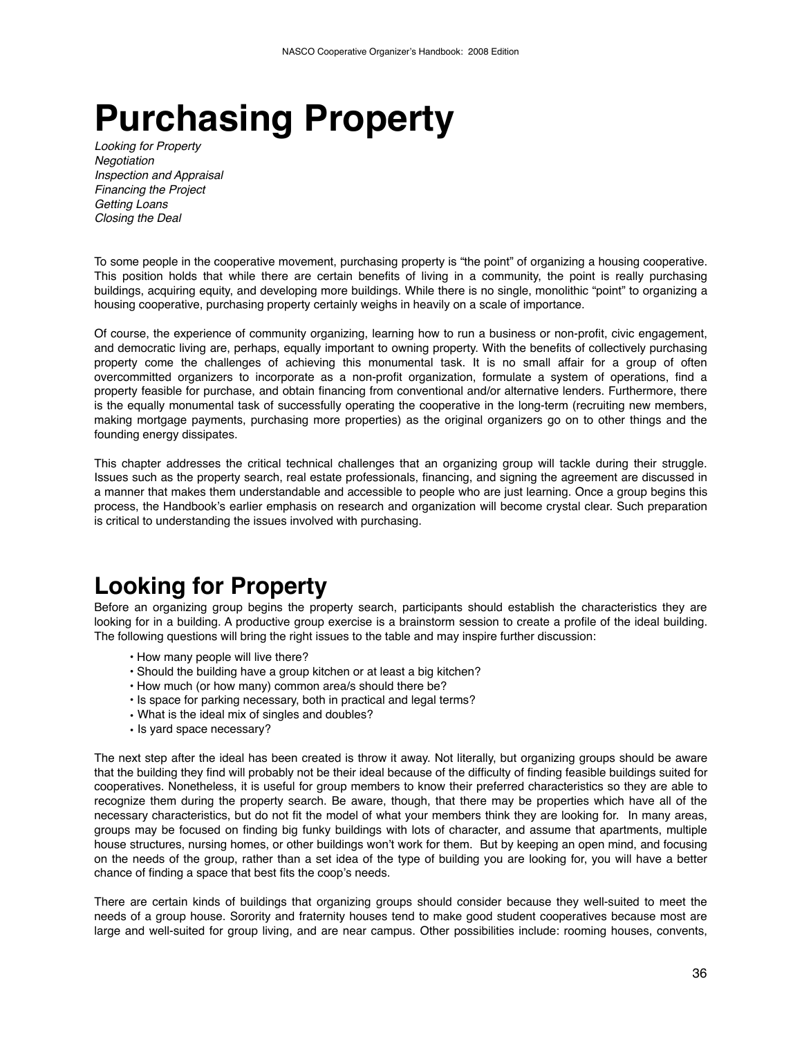# Purchasing Property

*Looking for Property*
*Negotiation*
*Inspection and Appraisal*
*Financing the Project*
*Getting Loans*
*Closing the Deal*

To some people in the cooperative movement, purchasing property is "the point" of organizing a housing cooperative. This position holds that while there are certain benefits of living in a community, the point is really purchasing buildings, acquiring equity, and developing more buildings. While there is no single, monolithic "point" to organizing a housing cooperative, purchasing property certainly weighs in heavily on a scale of importance.

Of course, the experience of community organizing, learning how to run a business or non-profit, civic engagement, and democratic living are, perhaps, equally important to owning property. With the benefits of collectively purchasing property come the challenges of achieving this monumental task. It is no small affair for a group of often overcommitted organizers to incorporate as a non-profit organization, formulate a system of operations, find a property feasible for purchase, and obtain financing from conventional and/or alternative lenders. Furthermore, there is the equally monumental task of successfully operating the cooperative in the long-term (recruiting new members, making mortgage payments, purchasing more properties) as the original organizers go on to other things and the founding energy dissipates.

This chapter addresses the critical technical challenges that an organizing group will tackle during their struggle. Issues such as the property search, real estate professionals, financing, and signing the agreement are discussed in a manner that makes them understandable and accessible to people who are just learning. Once a group begins this process, the Handbook's earlier emphasis on research and organization will become crystal clear. Such preparation is critical to understanding the issues involved with purchasing.

## Looking for Property

Before an organizing group begins the property search, participants should establish the characteristics they are looking for in a building. A productive group exercise is a brainstorm session to create a profile of the ideal building. The following questions will bring the right issues to the table and may inspire further discussion:

- How many people will live there?
- Should the building have a group kitchen or at least a big kitchen?
- How much (or how many) common area/s should there be?
- Is space for parking necessary, both in practical and legal terms?
- What is the ideal mix of singles and doubles?
- Is yard space necessary?

The next step after the ideal has been created is throw it away. Not literally, but organizing groups should be aware that the building they find will probably not be their ideal because of the difficulty of finding feasible buildings suited for cooperatives. Nonetheless, it is useful for group members to know their preferred characteristics so they are able to recognize them during the property search. Be aware, though, that there may be properties which have all of the necessary characteristics, but do not fit the model of what your members think they are looking for. In many areas, groups may be focused on finding big funky buildings with lots of character, and assume that apartments, multiple house structures, nursing homes, or other buildings won't work for them. But by keeping an open mind, and focusing on the needs of the group, rather than a set idea of the type of building you are looking for, you will have a better chance of finding a space that best fits the coop's needs.

There are certain kinds of buildings that organizing groups should consider because they well-suited to meet the needs of a group house. Sorority and fraternity houses tend to make good student cooperatives because most are large and well-suited for group living, and are near campus. Other possibilities include: rooming houses, convents,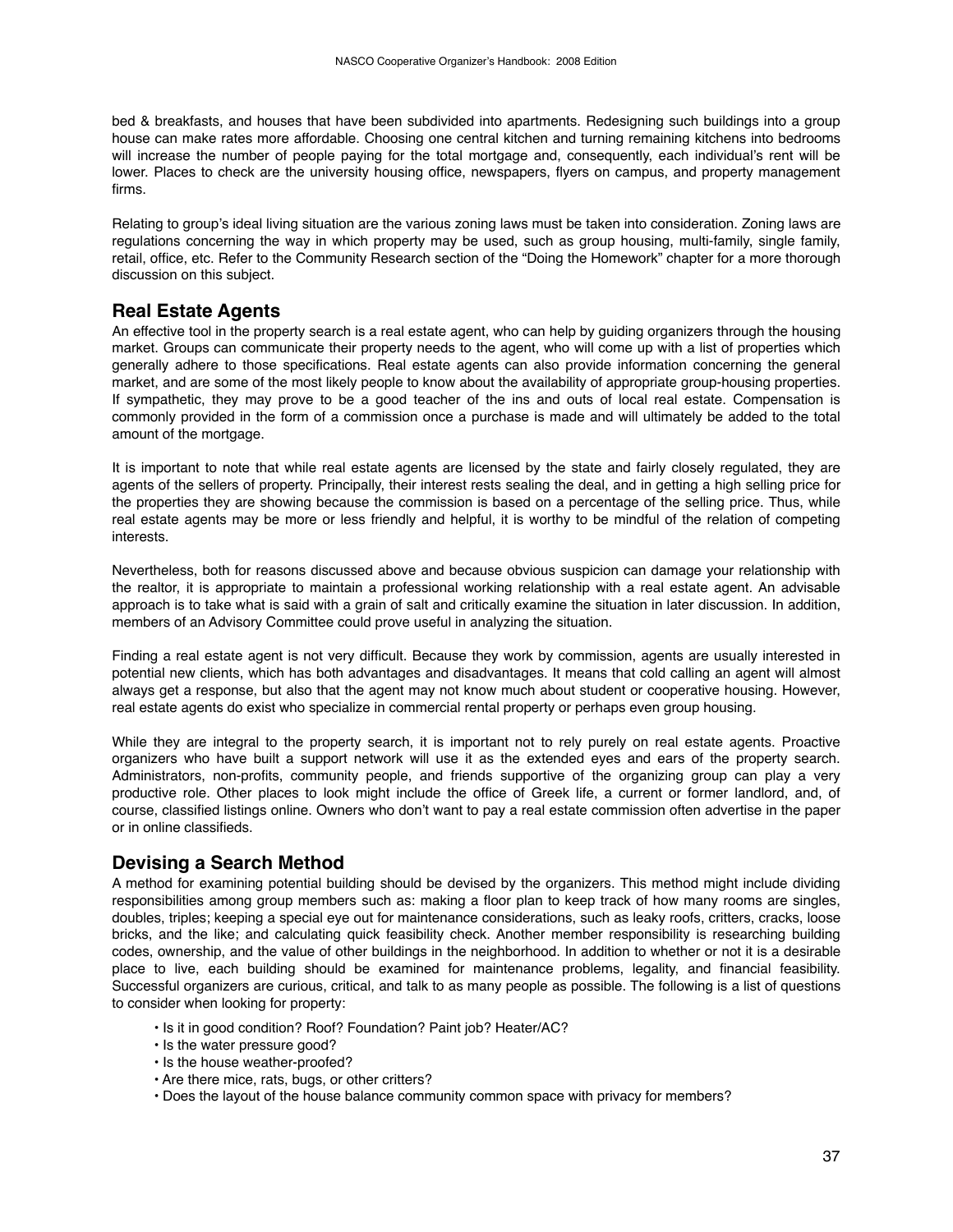bed & breakfasts, and houses that have been subdivided into apartments. Redesigning such buildings into a group house can make rates more affordable. Choosing one central kitchen and turning remaining kitchens into bedrooms will increase the number of people paying for the total mortgage and, consequently, each individual's rent will be lower. Places to check are the university housing office, newspapers, flyers on campus, and property management firms.

Relating to group's ideal living situation are the various zoning laws must be taken into consideration. Zoning laws are regulations concerning the way in which property may be used, such as group housing, multi-family, single family, retail, office, etc. Refer to the Community Research section of the "Doing the Homework" chapter for a more thorough discussion on this subject.

## Real Estate Agents

An effective tool in the property search is a real estate agent, who can help by guiding organizers through the housing market. Groups can communicate their property needs to the agent, who will come up with a list of properties which generally adhere to those specifications. Real estate agents can also provide information concerning the general market, and are some of the most likely people to know about the availability of appropriate group-housing properties. If sympathetic, they may prove to be a good teacher of the ins and outs of local real estate. Compensation is commonly provided in the form of a commission once a purchase is made and will ultimately be added to the total amount of the mortgage.

It is important to note that while real estate agents are licensed by the state and fairly closely regulated, they are agents of the sellers of property. Principally, their interest rests sealing the deal, and in getting a high selling price for the properties they are showing because the commission is based on a percentage of the selling price. Thus, while real estate agents may be more or less friendly and helpful, it is worthy to be mindful of the relation of competing interests.

Nevertheless, both for reasons discussed above and because obvious suspicion can damage your relationship with the realtor, it is appropriate to maintain a professional working relationship with a real estate agent. An advisable approach is to take what is said with a grain of salt and critically examine the situation in later discussion. In addition, members of an Advisory Committee could prove useful in analyzing the situation.

Finding a real estate agent is not very difficult. Because they work by commission, agents are usually interested in potential new clients, which has both advantages and disadvantages. It means that cold calling an agent will almost always get a response, but also that the agent may not know much about student or cooperative housing. However, real estate agents do exist who specialize in commercial rental property or perhaps even group housing.

While they are integral to the property search, it is important not to rely purely on real estate agents. Proactive organizers who have built a support network will use it as the extended eyes and ears of the property search. Administrators, non-profits, community people, and friends supportive of the organizing group can play a very productive role. Other places to look might include the office of Greek life, a current or former landlord, and, of course, classified listings online. Owners who don't want to pay a real estate commission often advertise in the paper or in online classifieds.

## Devising a Search Method

A method for examining potential building should be devised by the organizers. This method might include dividing responsibilities among group members such as: making a floor plan to keep track of how many rooms are singles, doubles, triples; keeping a special eye out for maintenance considerations, such as leaky roofs, critters, cracks, loose bricks, and the like; and calculating quick feasibility check. Another member responsibility is researching building codes, ownership, and the value of other buildings in the neighborhood. In addition to whether or not it is a desirable place to live, each building should be examined for maintenance problems, legality, and financial feasibility. Successful organizers are curious, critical, and talk to as many people as possible. The following is a list of questions to consider when looking for property:

- Is it in good condition? Roof? Foundation? Paint job? Heater/AC?
- Is the water pressure good?
- Is the house weather-proofed?
- Are there mice, rats, bugs, or other critters?
- Does the layout of the house balance community common space with privacy for members?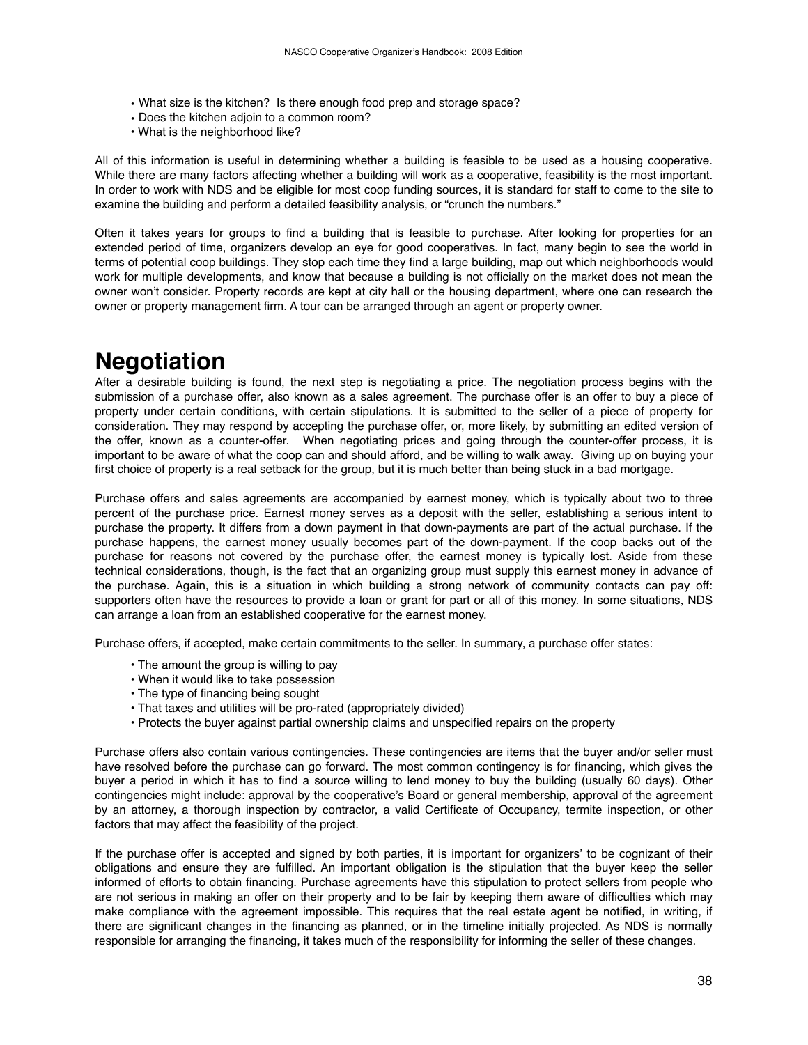- What size is the kitchen?  Is there enough food prep and storage space?
- Does the kitchen adjoin to a common room?
- What is the neighborhood like?

All of this information is useful in determining whether a building is feasible to be used as a housing cooperative. While there are many factors affecting whether a building will work as a cooperative, feasibility is the most important. In order to work with NDS and be eligible for most coop funding sources, it is standard for staff to come to the site to examine the building and perform a detailed feasibility analysis, or "crunch the numbers."

Often it takes years for groups to find a building that is feasible to purchase. After looking for properties for an extended period of time, organizers develop an eye for good cooperatives. In fact, many begin to see the world in terms of potential coop buildings. They stop each time they find a large building, map out which neighborhoods would work for multiple developments, and know that because a building is not officially on the market does not mean the owner won't consider. Property records are kept at city hall or the housing department, where one can research the owner or property management firm. A tour can be arranged through an agent or property owner.

# Negotiation

After a desirable building is found, the next step is negotiating a price. The negotiation process begins with the submission of a purchase offer, also known as a sales agreement. The purchase offer is an offer to buy a piece of property under certain conditions, with certain stipulations. It is submitted to the seller of a piece of property for consideration. They may respond by accepting the purchase offer, or, more likely, by submitting an edited version of the offer, known as a counter-offer.  When negotiating prices and going through the counter-offer process, it is important to be aware of what the coop can and should afford, and be willing to walk away.  Giving up on buying your first choice of property is a real setback for the group, but it is much better than being stuck in a bad mortgage.

Purchase offers and sales agreements are accompanied by earnest money, which is typically about two to three percent of the purchase price. Earnest money serves as a deposit with the seller, establishing a serious intent to purchase the property. It differs from a down payment in that down-payments are part of the actual purchase. If the purchase happens, the earnest money usually becomes part of the down-payment. If the coop backs out of the purchase for reasons not covered by the purchase offer, the earnest money is typically lost. Aside from these technical considerations, though, is the fact that an organizing group must supply this earnest money in advance of the purchase. Again, this is a situation in which building a strong network of community contacts can pay off: supporters often have the resources to provide a loan or grant for part or all of this money. In some situations, NDS can arrange a loan from an established cooperative for the earnest money.

Purchase offers, if accepted, make certain commitments to the seller. In summary, a purchase offer states:

- The amount the group is willing to pay
- When it would like to take possession
- The type of financing being sought
- That taxes and utilities will be pro-rated (appropriately divided)
- Protects the buyer against partial ownership claims and unspecified repairs on the property

Purchase offers also contain various contingencies. These contingencies are items that the buyer and/or seller must have resolved before the purchase can go forward. The most common contingency is for financing, which gives the buyer a period in which it has to find a source willing to lend money to buy the building (usually 60 days). Other contingencies might include: approval by the cooperative's Board or general membership, approval of the agreement by an attorney, a thorough inspection by contractor, a valid Certificate of Occupancy, termite inspection, or other factors that may affect the feasibility of the project.

If the purchase offer is accepted and signed by both parties, it is important for organizers' to be cognizant of their obligations and ensure they are fulfilled. An important obligation is the stipulation that the buyer keep the seller informed of efforts to obtain financing. Purchase agreements have this stipulation to protect sellers from people who are not serious in making an offer on their property and to be fair by keeping them aware of difficulties which may make compliance with the agreement impossible. This requires that the real estate agent be notified, in writing, if there are significant changes in the financing as planned, or in the timeline initially projected. As NDS is normally responsible for arranging the financing, it takes much of the responsibility for informing the seller of these changes.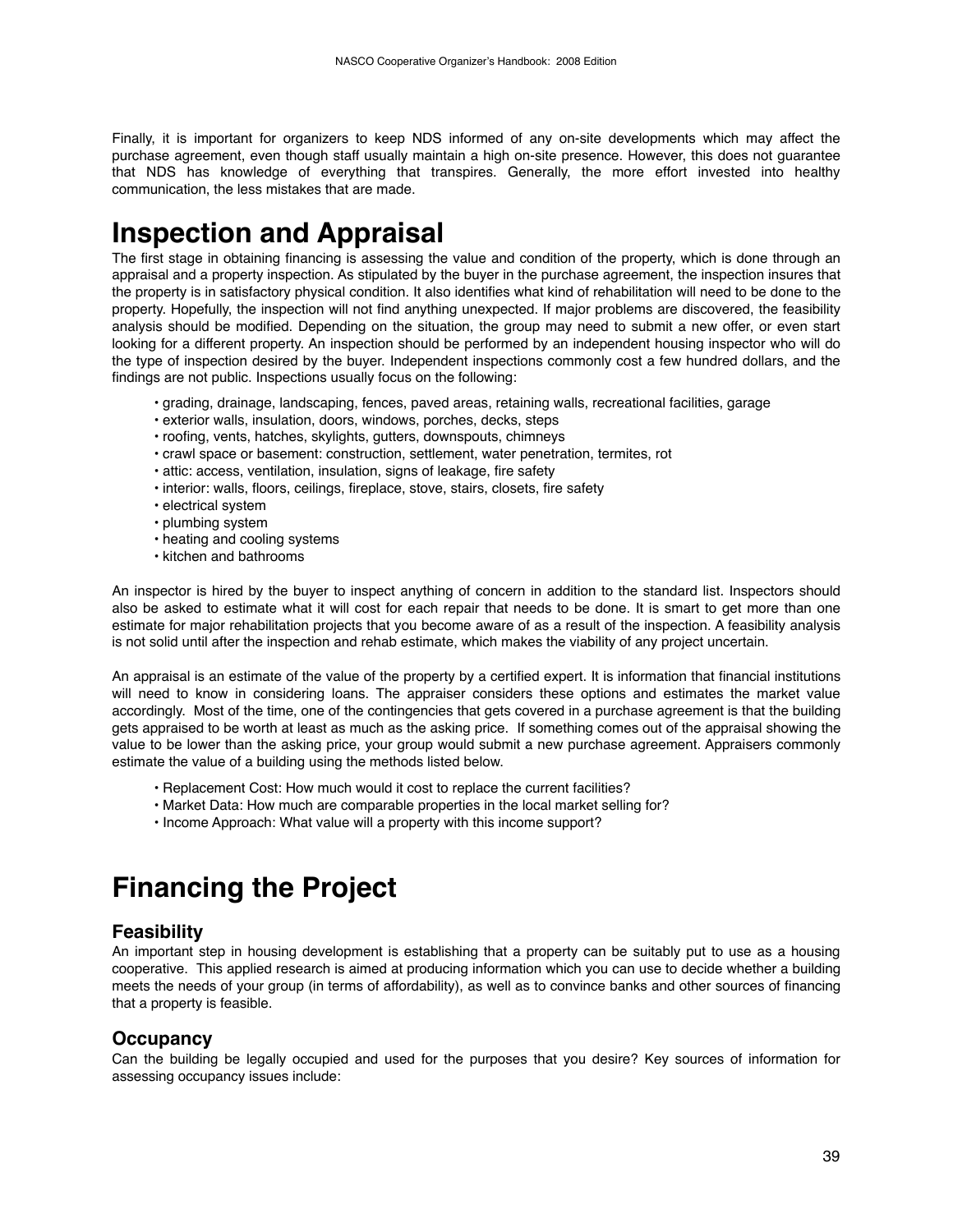Finally, it is important for organizers to keep NDS informed of any on-site developments which may affect the purchase agreement, even though staff usually maintain a high on-site presence. However, this does not guarantee that NDS has knowledge of everything that transpires. Generally, the more effort invested into healthy communication, the less mistakes that are made.

# Inspection and Appraisal

The first stage in obtaining financing is assessing the value and condition of the property, which is done through an appraisal and a property inspection. As stipulated by the buyer in the purchase agreement, the inspection insures that the property is in satisfactory physical condition. It also identifies what kind of rehabilitation will need to be done to the property. Hopefully, the inspection will not find anything unexpected. If major problems are discovered, the feasibility analysis should be modified. Depending on the situation, the group may need to submit a new offer, or even start looking for a different property. An inspection should be performed by an independent housing inspector who will do the type of inspection desired by the buyer. Independent inspections commonly cost a few hundred dollars, and the findings are not public. Inspections usually focus on the following:

- grading, drainage, landscaping, fences, paved areas, retaining walls, recreational facilities, garage
- exterior walls, insulation, doors, windows, porches, decks, steps
- roofing, vents, hatches, skylights, gutters, downspouts, chimneys
- crawl space or basement: construction, settlement, water penetration, termites, rot
- attic: access, ventilation, insulation, signs of leakage, fire safety
- interior: walls, floors, ceilings, fireplace, stove, stairs, closets, fire safety
- electrical system
- plumbing system
- heating and cooling systems
- kitchen and bathrooms

An inspector is hired by the buyer to inspect anything of concern in addition to the standard list. Inspectors should also be asked to estimate what it will cost for each repair that needs to be done. It is smart to get more than one estimate for major rehabilitation projects that you become aware of as a result of the inspection. A feasibility analysis is not solid until after the inspection and rehab estimate, which makes the viability of any project uncertain.

An appraisal is an estimate of the value of the property by a certified expert. It is information that financial institutions will need to know in considering loans. The appraiser considers these options and estimates the market value accordingly. Most of the time, one of the contingencies that gets covered in a purchase agreement is that the building gets appraised to be worth at least as much as the asking price. If something comes out of the appraisal showing the value to be lower than the asking price, your group would submit a new purchase agreement. Appraisers commonly estimate the value of a building using the methods listed below.

- Replacement Cost: How much would it cost to replace the current facilities?
- Market Data: How much are comparable properties in the local market selling for?
- Income Approach: What value will a property with this income support?

# Financing the Project

## Feasibility

An important step in housing development is establishing that a property can be suitably put to use as a housing cooperative. This applied research is aimed at producing information which you can use to decide whether a building meets the needs of your group (in terms of affordability), as well as to convince banks and other sources of financing that a property is feasible.

## Occupancy

Can the building be legally occupied and used for the purposes that you desire? Key sources of information for assessing occupancy issues include: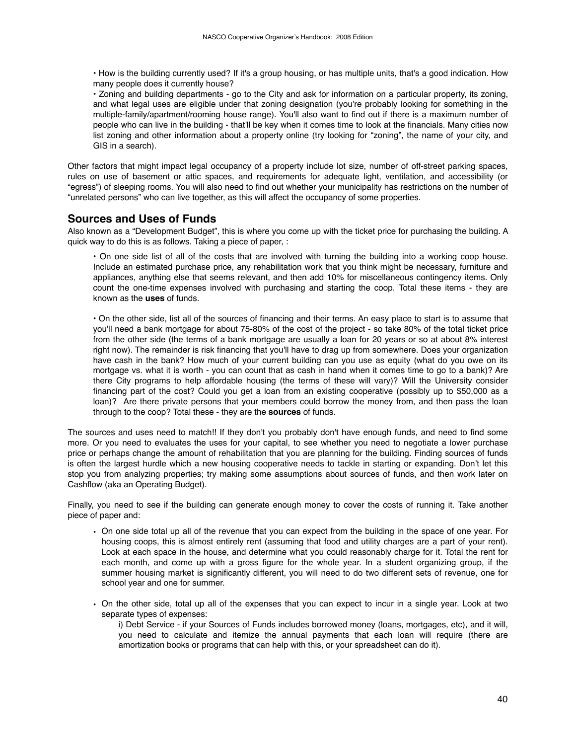• How is the building currently used? If it's a group housing, or has multiple units, that's a good indication. How many people does it currently house?

• Zoning and building departments - go to the City and ask for information on a particular property, its zoning, and what legal uses are eligible under that zoning designation (you're probably looking for something in the multiple-family/apartment/rooming house range). You'll also want to find out if there is a maximum number of people who can live in the building - that'll be key when it comes time to look at the financials. Many cities now list zoning and other information about a property online (try looking for "zoning", the name of your city, and GIS in a search).

Other factors that might impact legal occupancy of a property include lot size, number of off-street parking spaces, rules on use of basement or attic spaces, and requirements for adequate light, ventilation, and accessibility (or "egress") of sleeping rooms. You will also need to find out whether your municipality has restrictions on the number of "unrelated persons" who can live together, as this will affect the occupancy of some properties.

## Sources and Uses of Funds

Also known as a "Development Budget", this is where you come up with the ticket price for purchasing the building. A quick way to do this is as follows. Taking a piece of paper, :

• On one side list of all of the costs that are involved with turning the building into a working coop house. Include an estimated purchase price, any rehabilitation work that you think might be necessary, furniture and appliances, anything else that seems relevant, and then add 10% for miscellaneous contingency items. Only count the one-time expenses involved with purchasing and starting the coop. Total these items - they are known as the **uses** of funds.

• On the other side, list all of the sources of financing and their terms. An easy place to start is to assume that you'll need a bank mortgage for about 75-80% of the cost of the project - so take 80% of the total ticket price from the other side (the terms of a bank mortgage are usually a loan for 20 years or so at about 8% interest right now). The remainder is risk financing that you'll have to drag up from somewhere. Does your organization have cash in the bank? How much of your current building can you use as equity (what do you owe on its mortgage vs. what it is worth - you can count that as cash in hand when it comes time to go to a bank)? Are there City programs to help affordable housing (the terms of these will vary)? Will the University consider financing part of the cost? Could you get a loan from an existing cooperative (possibly up to $50,000 as a loan)? Are there private persons that your members could borrow the money from, and then pass the loan through to the coop? Total these - they are the **sources** of funds.

The sources and uses need to match!! If they don't you probably don't have enough funds, and need to find some more. Or you need to evaluates the uses for your capital, to see whether you need to negotiate a lower purchase price or perhaps change the amount of rehabilitation that you are planning for the building. Finding sources of funds is often the largest hurdle which a new housing cooperative needs to tackle in starting or expanding. Don't let this stop you from analyzing properties; try making some assumptions about sources of funds, and then work later on Cashflow (aka an Operating Budget).

Finally, you need to see if the building can generate enough money to cover the costs of running it. Take another piece of paper and:

- On one side total up all of the revenue that you can expect from the building in the space of one year. For housing coops, this is almost entirely rent (assuming that food and utility charges are a part of your rent). Look at each space in the house, and determine what you could reasonably charge for it. Total the rent for each month, and come up with a gross figure for the whole year. In a student organizing group, if the summer housing market is significantly different, you will need to do two different sets of revenue, one for school year and one for summer.

- On the other side, total up all of the expenses that you can expect to incur in a single year. Look at two separate types of expenses:

  i) Debt Service - if your Sources of Funds includes borrowed money (loans, mortgages, etc), and it will, you need to calculate and itemize the annual payments that each loan will require (there are amortization books or programs that can help with this, or your spreadsheet can do it).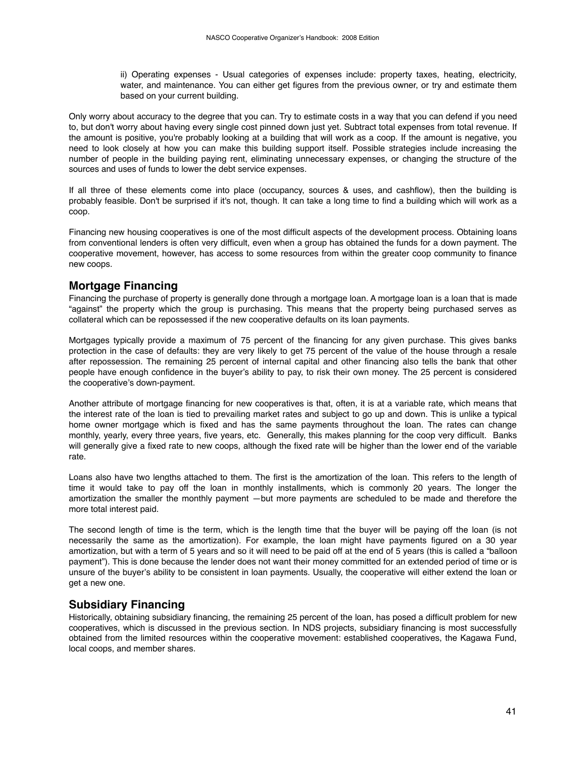ii) Operating expenses - Usual categories of expenses include: property taxes, heating, electricity, water, and maintenance. You can either get figures from the previous owner, or try and estimate them based on your current building.

Only worry about accuracy to the degree that you can. Try to estimate costs in a way that you can defend if you need to, but don't worry about having every single cost pinned down just yet. Subtract total expenses from total revenue. If the amount is positive, you're probably looking at a building that will work as a coop. If the amount is negative, you need to look closely at how you can make this building support itself. Possible strategies include increasing the number of people in the building paying rent, eliminating unnecessary expenses, or changing the structure of the sources and uses of funds to lower the debt service expenses.

If all three of these elements come into place (occupancy, sources & uses, and cashflow), then the building is probably feasible. Don't be surprised if it's not, though. It can take a long time to find a building which will work as a coop.

Financing new housing cooperatives is one of the most difficult aspects of the development process. Obtaining loans from conventional lenders is often very difficult, even when a group has obtained the funds for a down payment. The cooperative movement, however, has access to some resources from within the greater coop community to finance new coops.

## Mortgage Financing

Financing the purchase of property is generally done through a mortgage loan. A mortgage loan is a loan that is made "against" the property which the group is purchasing. This means that the property being purchased serves as collateral which can be repossessed if the new cooperative defaults on its loan payments.

Mortgages typically provide a maximum of 75 percent of the financing for any given purchase. This gives banks protection in the case of defaults: they are very likely to get 75 percent of the value of the house through a resale after repossession. The remaining 25 percent of internal capital and other financing also tells the bank that other people have enough confidence in the buyer's ability to pay, to risk their own money. The 25 percent is considered the cooperative's down-payment.

Another attribute of mortgage financing for new cooperatives is that, often, it is at a variable rate, which means that the interest rate of the loan is tied to prevailing market rates and subject to go up and down. This is unlike a typical home owner mortgage which is fixed and has the same payments throughout the loan. The rates can change monthly, yearly, every three years, five years, etc. Generally, this makes planning for the coop very difficult. Banks will generally give a fixed rate to new coops, although the fixed rate will be higher than the lower end of the variable rate.

Loans also have two lengths attached to them. The first is the amortization of the loan. This refers to the length of time it would take to pay off the loan in monthly installments, which is commonly 20 years. The longer the amortization the smaller the monthly payment —but more payments are scheduled to be made and therefore the more total interest paid.

The second length of time is the term, which is the length time that the buyer will be paying off the loan (is not necessarily the same as the amortization). For example, the loan might have payments figured on a 30 year amortization, but with a term of 5 years and so it will need to be paid off at the end of 5 years (this is called a "balloon payment"). This is done because the lender does not want their money committed for an extended period of time or is unsure of the buyer's ability to be consistent in loan payments. Usually, the cooperative will either extend the loan or get a new one.

## Subsidiary Financing

Historically, obtaining subsidiary financing, the remaining 25 percent of the loan, has posed a difficult problem for new cooperatives, which is discussed in the previous section. In NDS projects, subsidiary financing is most successfully obtained from the limited resources within the cooperative movement: established cooperatives, the Kagawa Fund, local coops, and member shares.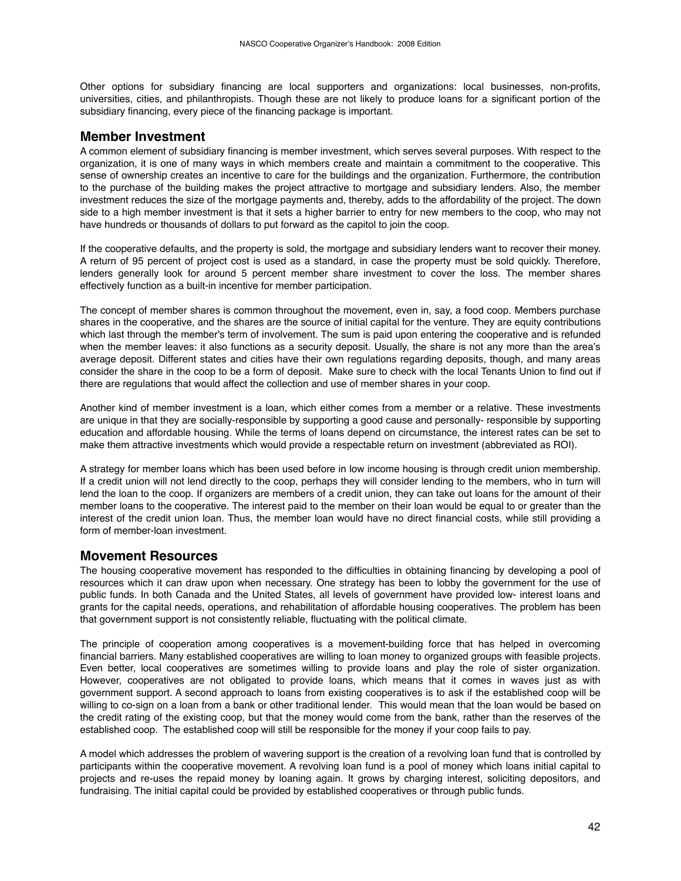Other options for subsidiary financing are local supporters and organizations: local businesses, non-profits, universities, cities, and philanthropists. Though these are not likely to produce loans for a significant portion of the subsidiary financing, every piece of the financing package is important.

## Member Investment

A common element of subsidiary financing is member investment, which serves several purposes. With respect to the organization, it is one of many ways in which members create and maintain a commitment to the cooperative. This sense of ownership creates an incentive to care for the buildings and the organization. Furthermore, the contribution to the purchase of the building makes the project attractive to mortgage and subsidiary lenders. Also, the member investment reduces the size of the mortgage payments and, thereby, adds to the affordability of the project. The down side to a high member investment is that it sets a higher barrier to entry for new members to the coop, who may not have hundreds or thousands of dollars to put forward as the capitol to join the coop.

If the cooperative defaults, and the property is sold, the mortgage and subsidiary lenders want to recover their money. A return of 95 percent of project cost is used as a standard, in case the property must be sold quickly. Therefore, lenders generally look for around 5 percent member share investment to cover the loss. The member shares effectively function as a built-in incentive for member participation.

The concept of member shares is common throughout the movement, even in, say, a food coop. Members purchase shares in the cooperative, and the shares are the source of initial capital for the venture. They are equity contributions which last through the member's term of involvement. The sum is paid upon entering the cooperative and is refunded when the member leaves: it also functions as a security deposit. Usually, the share is not any more than the area's average deposit. Different states and cities have their own regulations regarding deposits, though, and many areas consider the share in the coop to be a form of deposit. Make sure to check with the local Tenants Union to find out if there are regulations that would affect the collection and use of member shares in your coop.

Another kind of member investment is a loan, which either comes from a member or a relative. These investments are unique in that they are socially-responsible by supporting a good cause and personally- responsible by supporting education and affordable housing. While the terms of loans depend on circumstance, the interest rates can be set to make them attractive investments which would provide a respectable return on investment (abbreviated as ROI).

A strategy for member loans which has been used before in low income housing is through credit union membership. If a credit union will not lend directly to the coop, perhaps they will consider lending to the members, who in turn will lend the loan to the coop. If organizers are members of a credit union, they can take out loans for the amount of their member loans to the cooperative. The interest paid to the member on their loan would be equal to or greater than the interest of the credit union loan. Thus, the member loan would have no direct financial costs, while still providing a form of member-loan investment.

## Movement Resources

The housing cooperative movement has responded to the difficulties in obtaining financing by developing a pool of resources which it can draw upon when necessary. One strategy has been to lobby the government for the use of public funds. In both Canada and the United States, all levels of government have provided low- interest loans and grants for the capital needs, operations, and rehabilitation of affordable housing cooperatives. The problem has been that government support is not consistently reliable, fluctuating with the political climate.

The principle of cooperation among cooperatives is a movement-building force that has helped in overcoming financial barriers. Many established cooperatives are willing to loan money to organized groups with feasible projects. Even better, local cooperatives are sometimes willing to provide loans and play the role of sister organization. However, cooperatives are not obligated to provide loans, which means that it comes in waves just as with government support. A second approach to loans from existing cooperatives is to ask if the established coop will be willing to co-sign on a loan from a bank or other traditional lender. This would mean that the loan would be based on the credit rating of the existing coop, but that the money would come from the bank, rather than the reserves of the established coop. The established coop will still be responsible for the money if your coop fails to pay.

A model which addresses the problem of wavering support is the creation of a revolving loan fund that is controlled by participants within the cooperative movement. A revolving loan fund is a pool of money which loans initial capital to projects and re-uses the repaid money by loaning again. It grows by charging interest, soliciting depositors, and fundraising. The initial capital could be provided by established cooperatives or through public funds.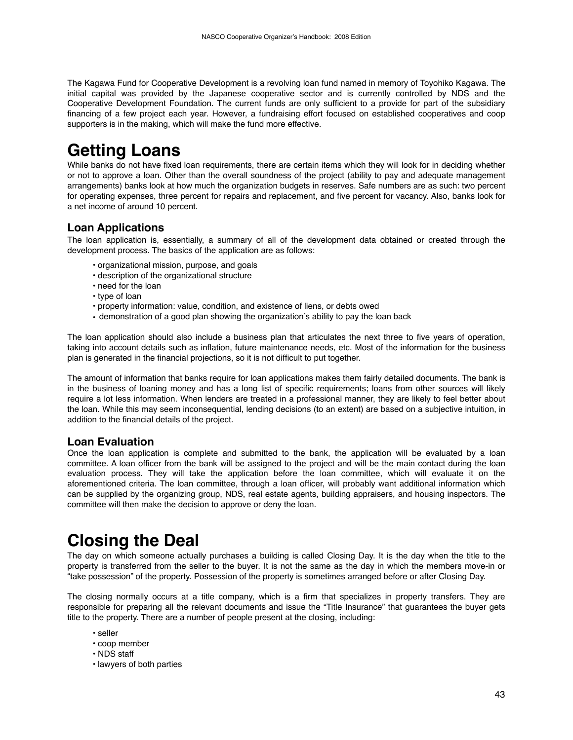The Kagawa Fund for Cooperative Development is a revolving loan fund named in memory of Toyohiko Kagawa. The initial capital was provided by the Japanese cooperative sector and is currently controlled by NDS and the Cooperative Development Foundation. The current funds are only sufficient to a provide for part of the subsidiary financing of a few project each year. However, a fundraising effort focused on established cooperatives and coop supporters is in the making, which will make the fund more effective.

# Getting Loans

While banks do not have fixed loan requirements, there are certain items which they will look for in deciding whether or not to approve a loan. Other than the overall soundness of the project (ability to pay and adequate management arrangements) banks look at how much the organization budgets in reserves. Safe numbers are as such: two percent for operating expenses, three percent for repairs and replacement, and five percent for vacancy. Also, banks look for a net income of around 10 percent.

## Loan Applications

The loan application is, essentially, a summary of all of the development data obtained or created through the development process. The basics of the application are as follows:

- organizational mission, purpose, and goals
- description of the organizational structure
- need for the loan
- type of loan
- property information: value, condition, and existence of liens, or debts owed
- demonstration of a good plan showing the organization's ability to pay the loan back

The loan application should also include a business plan that articulates the next three to five years of operation, taking into account details such as inflation, future maintenance needs, etc. Most of the information for the business plan is generated in the financial projections, so it is not difficult to put together.

The amount of information that banks require for loan applications makes them fairly detailed documents. The bank is in the business of loaning money and has a long list of specific requirements; loans from other sources will likely require a lot less information. When lenders are treated in a professional manner, they are likely to feel better about the loan. While this may seem inconsequential, lending decisions (to an extent) are based on a subjective intuition, in addition to the financial details of the project.

## Loan Evaluation

Once the loan application is complete and submitted to the bank, the application will be evaluated by a loan committee. A loan officer from the bank will be assigned to the project and will be the main contact during the loan evaluation process. They will take the application before the loan committee, which will evaluate it on the aforementioned criteria. The loan committee, through a loan officer, will probably want additional information which can be supplied by the organizing group, NDS, real estate agents, building appraisers, and housing inspectors. The committee will then make the decision to approve or deny the loan.

# Closing the Deal

The day on which someone actually purchases a building is called Closing Day. It is the day when the title to the property is transferred from the seller to the buyer. It is not the same as the day in which the members move-in or "take possession" of the property. Possession of the property is sometimes arranged before or after Closing Day.

The closing normally occurs at a title company, which is a firm that specializes in property transfers. They are responsible for preparing all the relevant documents and issue the "Title Insurance" that guarantees the buyer gets title to the property. There are a number of people present at the closing, including:

- seller
- coop member
- NDS staff
- lawyers of both parties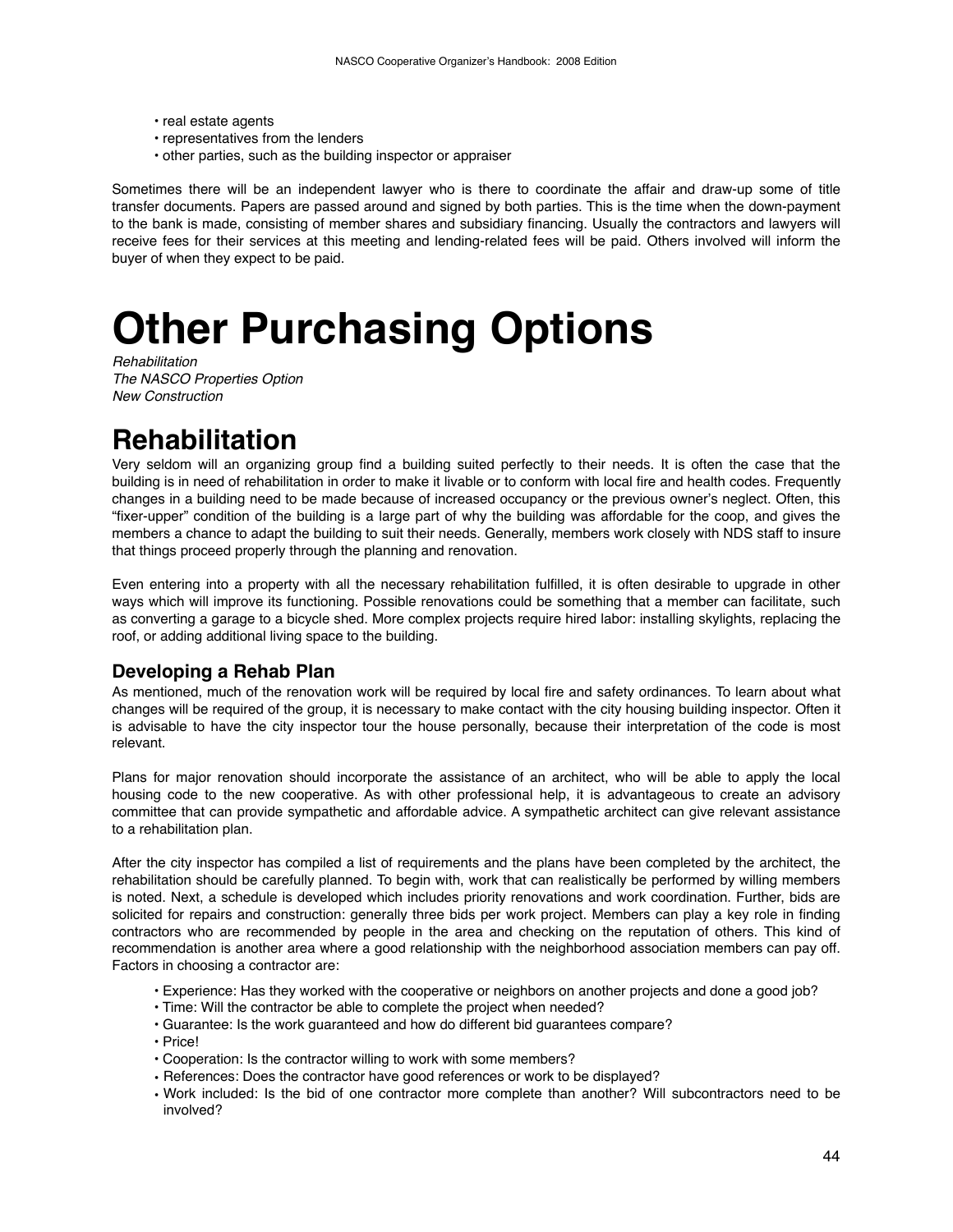- real estate agents
- representatives from the lenders
- other parties, such as the building inspector or appraiser

Sometimes there will be an independent lawyer who is there to coordinate the affair and draw-up some of title transfer documents. Papers are passed around and signed by both parties. This is the time when the down-payment to the bank is made, consisting of member shares and subsidiary financing. Usually the contractors and lawyers will receive fees for their services at this meeting and lending-related fees will be paid. Others involved will inform the buyer of when they expect to be paid.

# Other Purchasing Options

*Rehabilitation*
*The NASCO Properties Option*
*New Construction*

## Rehabilitation

Very seldom will an organizing group find a building suited perfectly to their needs. It is often the case that the building is in need of rehabilitation in order to make it livable or to conform with local fire and health codes. Frequently changes in a building need to be made because of increased occupancy or the previous owner's neglect. Often, this "fixer-upper" condition of the building is a large part of why the building was affordable for the coop, and gives the members a chance to adapt the building to suit their needs. Generally, members work closely with NDS staff to insure that things proceed properly through the planning and renovation.

Even entering into a property with all the necessary rehabilitation fulfilled, it is often desirable to upgrade in other ways which will improve its functioning. Possible renovations could be something that a member can facilitate, such as converting a garage to a bicycle shed. More complex projects require hired labor: installing skylights, replacing the roof, or adding additional living space to the building.

### Developing a Rehab Plan

As mentioned, much of the renovation work will be required by local fire and safety ordinances. To learn about what changes will be required of the group, it is necessary to make contact with the city housing building inspector. Often it is advisable to have the city inspector tour the house personally, because their interpretation of the code is most relevant.

Plans for major renovation should incorporate the assistance of an architect, who will be able to apply the local housing code to the new cooperative. As with other professional help, it is advantageous to create an advisory committee that can provide sympathetic and affordable advice. A sympathetic architect can give relevant assistance to a rehabilitation plan.

After the city inspector has compiled a list of requirements and the plans have been completed by the architect, the rehabilitation should be carefully planned. To begin with, work that can realistically be performed by willing members is noted. Next, a schedule is developed which includes priority renovations and work coordination. Further, bids are solicited for repairs and construction: generally three bids per work project. Members can play a key role in finding contractors who are recommended by people in the area and checking on the reputation of others. This kind of recommendation is another area where a good relationship with the neighborhood association members can pay off. Factors in choosing a contractor are:

- Experience: Has they worked with the cooperative or neighbors on another projects and done a good job?
- Time: Will the contractor be able to complete the project when needed?
- Guarantee: Is the work guaranteed and how do different bid guarantees compare?
- Price!
- Cooperation: Is the contractor willing to work with some members?
- References: Does the contractor have good references or work to be displayed?
- Work included: Is the bid of one contractor more complete than another? Will subcontractors need to be involved?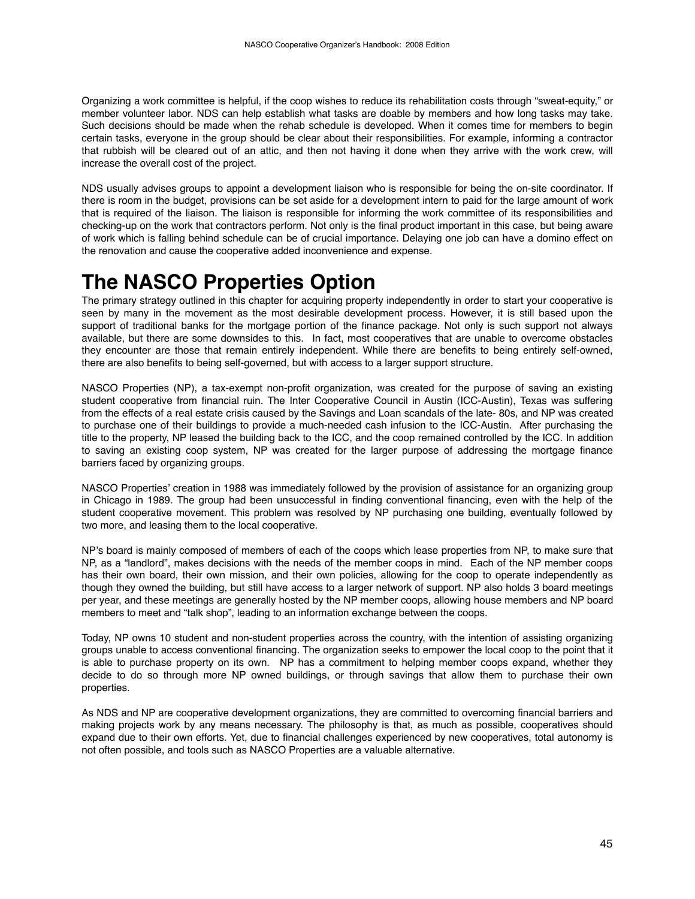Organizing a work committee is helpful, if the coop wishes to reduce its rehabilitation costs through "sweat-equity," or member volunteer labor. NDS can help establish what tasks are doable by members and how long tasks may take. Such decisions should be made when the rehab schedule is developed. When it comes time for members to begin certain tasks, everyone in the group should be clear about their responsibilities. For example, informing a contractor that rubbish will be cleared out of an attic, and then not having it done when they arrive with the work crew, will increase the overall cost of the project.

NDS usually advises groups to appoint a development liaison who is responsible for being the on-site coordinator. If there is room in the budget, provisions can be set aside for a development intern to paid for the large amount of work that is required of the liaison. The liaison is responsible for informing the work committee of its responsibilities and checking-up on the work that contractors perform. Not only is the final product important in this case, but being aware of work which is falling behind schedule can be of crucial importance. Delaying one job can have a domino effect on the renovation and cause the cooperative added inconvenience and expense.

# The NASCO Properties Option

The primary strategy outlined in this chapter for acquiring property independently in order to start your cooperative is seen by many in the movement as the most desirable development process. However, it is still based upon the support of traditional banks for the mortgage portion of the finance package. Not only is such support not always available, but there are some downsides to this. In fact, most cooperatives that are unable to overcome obstacles they encounter are those that remain entirely independent. While there are benefits to being entirely self-owned, there are also benefits to being self-governed, but with access to a larger support structure.

NASCO Properties (NP), a tax-exempt non-profit organization, was created for the purpose of saving an existing student cooperative from financial ruin. The Inter Cooperative Council in Austin (ICC-Austin), Texas was suffering from the effects of a real estate crisis caused by the Savings and Loan scandals of the late- 80s, and NP was created to purchase one of their buildings to provide a much-needed cash infusion to the ICC-Austin. After purchasing the title to the property, NP leased the building back to the ICC, and the coop remained controlled by the ICC. In addition to saving an existing coop system, NP was created for the larger purpose of addressing the mortgage finance barriers faced by organizing groups.

NASCO Properties' creation in 1988 was immediately followed by the provision of assistance for an organizing group in Chicago in 1989. The group had been unsuccessful in finding conventional financing, even with the help of the student cooperative movement. This problem was resolved by NP purchasing one building, eventually followed by two more, and leasing them to the local cooperative.

NP's board is mainly composed of members of each of the coops which lease properties from NP, to make sure that NP, as a "landlord", makes decisions with the needs of the member coops in mind. Each of the NP member coops has their own board, their own mission, and their own policies, allowing for the coop to operate independently as though they owned the building, but still have access to a larger network of support. NP also holds 3 board meetings per year, and these meetings are generally hosted by the NP member coops, allowing house members and NP board members to meet and "talk shop", leading to an information exchange between the coops.

Today, NP owns 10 student and non-student properties across the country, with the intention of assisting organizing groups unable to access conventional financing. The organization seeks to empower the local coop to the point that it is able to purchase property on its own. NP has a commitment to helping member coops expand, whether they decide to do so through more NP owned buildings, or through savings that allow them to purchase their own properties.

As NDS and NP are cooperative development organizations, they are committed to overcoming financial barriers and making projects work by any means necessary. The philosophy is that, as much as possible, cooperatives should expand due to their own efforts. Yet, due to financial challenges experienced by new cooperatives, total autonomy is not often possible, and tools such as NASCO Properties are a valuable alternative.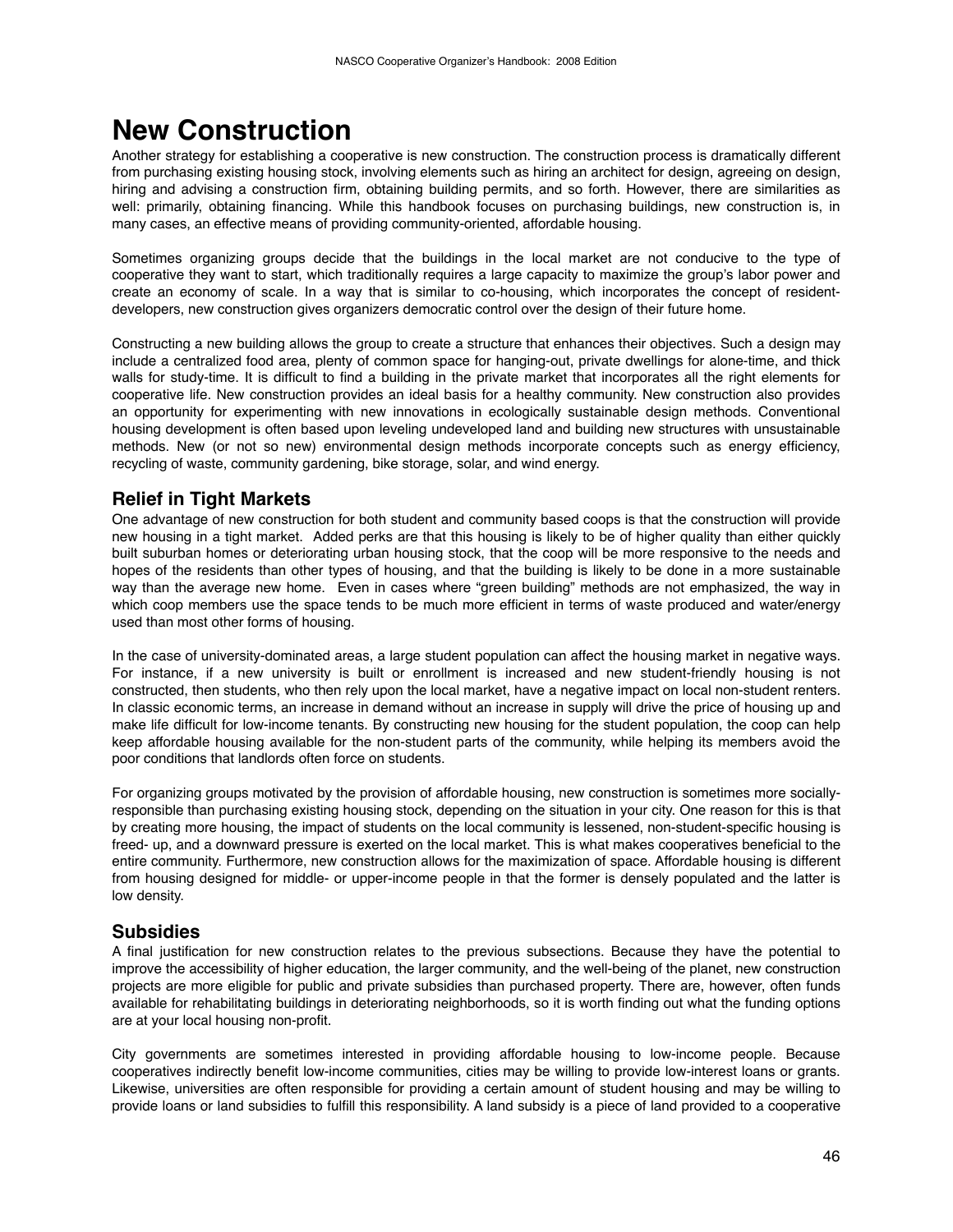# New Construction

Another strategy for establishing a cooperative is new construction. The construction process is dramatically different from purchasing existing housing stock, involving elements such as hiring an architect for design, agreeing on design, hiring and advising a construction firm, obtaining building permits, and so forth. However, there are similarities as well: primarily, obtaining financing. While this handbook focuses on purchasing buildings, new construction is, in many cases, an effective means of providing community-oriented, affordable housing.

Sometimes organizing groups decide that the buildings in the local market are not conducive to the type of cooperative they want to start, which traditionally requires a large capacity to maximize the group's labor power and create an economy of scale. In a way that is similar to co-housing, which incorporates the concept of resident-developers, new construction gives organizers democratic control over the design of their future home.

Constructing a new building allows the group to create a structure that enhances their objectives. Such a design may include a centralized food area, plenty of common space for hanging-out, private dwellings for alone-time, and thick walls for study-time. It is difficult to find a building in the private market that incorporates all the right elements for cooperative life. New construction provides an ideal basis for a healthy community. New construction also provides an opportunity for experimenting with new innovations in ecologically sustainable design methods. Conventional housing development is often based upon leveling undeveloped land and building new structures with unsustainable methods. New (or not so new) environmental design methods incorporate concepts such as energy efficiency, recycling of waste, community gardening, bike storage, solar, and wind energy.

## Relief in Tight Markets

One advantage of new construction for both student and community based coops is that the construction will provide new housing in a tight market. Added perks are that this housing is likely to be of higher quality than either quickly built suburban homes or deteriorating urban housing stock, that the coop will be more responsive to the needs and hopes of the residents than other types of housing, and that the building is likely to be done in a more sustainable way than the average new home. Even in cases where "green building" methods are not emphasized, the way in which coop members use the space tends to be much more efficient in terms of waste produced and water/energy used than most other forms of housing.

In the case of university-dominated areas, a large student population can affect the housing market in negative ways. For instance, if a new university is built or enrollment is increased and new student-friendly housing is not constructed, then students, who then rely upon the local market, have a negative impact on local non-student renters. In classic economic terms, an increase in demand without an increase in supply will drive the price of housing up and make life difficult for low-income tenants. By constructing new housing for the student population, the coop can help keep affordable housing available for the non-student parts of the community, while helping its members avoid the poor conditions that landlords often force on students.

For organizing groups motivated by the provision of affordable housing, new construction is sometimes more socially-responsible than purchasing existing housing stock, depending on the situation in your city. One reason for this is that by creating more housing, the impact of students on the local community is lessened, non-student-specific housing is freed- up, and a downward pressure is exerted on the local market. This is what makes cooperatives beneficial to the entire community. Furthermore, new construction allows for the maximization of space. Affordable housing is different from housing designed for middle- or upper-income people in that the former is densely populated and the latter is low density.

## Subsidies

A final justification for new construction relates to the previous subsections. Because they have the potential to improve the accessibility of higher education, the larger community, and the well-being of the planet, new construction projects are more eligible for public and private subsidies than purchased property. There are, however, often funds available for rehabilitating buildings in deteriorating neighborhoods, so it is worth finding out what the funding options are at your local housing non-profit.

City governments are sometimes interested in providing affordable housing to low-income people. Because cooperatives indirectly benefit low-income communities, cities may be willing to provide low-interest loans or grants. Likewise, universities are often responsible for providing a certain amount of student housing and may be willing to provide loans or land subsidies to fulfill this responsibility. A land subsidy is a piece of land provided to a cooperative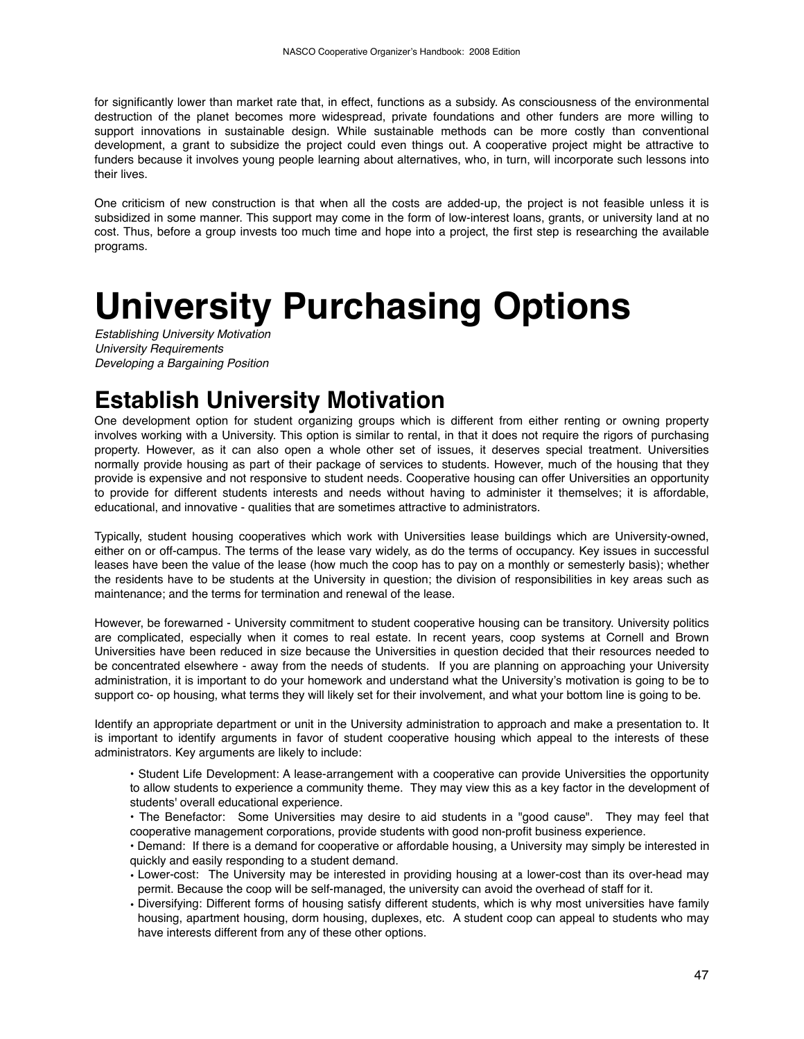for significantly lower than market rate that, in effect, functions as a subsidy. As consciousness of the environmental destruction of the planet becomes more widespread, private foundations and other funders are more willing to support innovations in sustainable design. While sustainable methods can be more costly than conventional development, a grant to subsidize the project could even things out. A cooperative project might be attractive to funders because it involves young people learning about alternatives, who, in turn, will incorporate such lessons into their lives.

One criticism of new construction is that when all the costs are added-up, the project is not feasible unless it is subsidized in some manner. This support may come in the form of low-interest loans, grants, or university land at no cost. Thus, before a group invests too much time and hope into a project, the first step is researching the available programs.

# University Purchasing Options

*Establishing University Motivation*
*University Requirements*
*Developing a Bargaining Position*

## Establish University Motivation

One development option for student organizing groups which is different from either renting or owning property involves working with a University. This option is similar to rental, in that it does not require the rigors of purchasing property. However, as it can also open a whole other set of issues, it deserves special treatment. Universities normally provide housing as part of their package of services to students. However, much of the housing that they provide is expensive and not responsive to student needs. Cooperative housing can offer Universities an opportunity to provide for different students interests and needs without having to administer it themselves; it is affordable, educational, and innovative - qualities that are sometimes attractive to administrators.

Typically, student housing cooperatives which work with Universities lease buildings which are University-owned, either on or off-campus. The terms of the lease vary widely, as do the terms of occupancy. Key issues in successful leases have been the value of the lease (how much the coop has to pay on a monthly or semesterly basis); whether the residents have to be students at the University in question; the division of responsibilities in key areas such as maintenance; and the terms for termination and renewal of the lease.

However, be forewarned - University commitment to student cooperative housing can be transitory. University politics are complicated, especially when it comes to real estate. In recent years, coop systems at Cornell and Brown Universities have been reduced in size because the Universities in question decided that their resources needed to be concentrated elsewhere - away from the needs of students. If you are planning on approaching your University administration, it is important to do your homework and understand what the University's motivation is going to be to support co- op housing, what terms they will likely set for their involvement, and what your bottom line is going to be.

Identify an appropriate department or unit in the University administration to approach and make a presentation to. It is important to identify arguments in favor of student cooperative housing which appeal to the interests of these administrators. Key arguments are likely to include:

- Student Life Development: A lease-arrangement with a cooperative can provide Universities the opportunity to allow students to experience a community theme. They may view this as a key factor in the development of students' overall educational experience.
- The Benefactor: Some Universities may desire to aid students in a "good cause". They may feel that cooperative management corporations, provide students with good non-profit business experience.
- Demand: If there is a demand for cooperative or affordable housing, a University may simply be interested in quickly and easily responding to a student demand.
- Lower-cost: The University may be interested in providing housing at a lower-cost than its over-head may permit. Because the coop will be self-managed, the university can avoid the overhead of staff for it.
- Diversifying: Different forms of housing satisfy different students, which is why most universities have family housing, apartment housing, dorm housing, duplexes, etc. A student coop can appeal to students who may have interests different from any of these other options.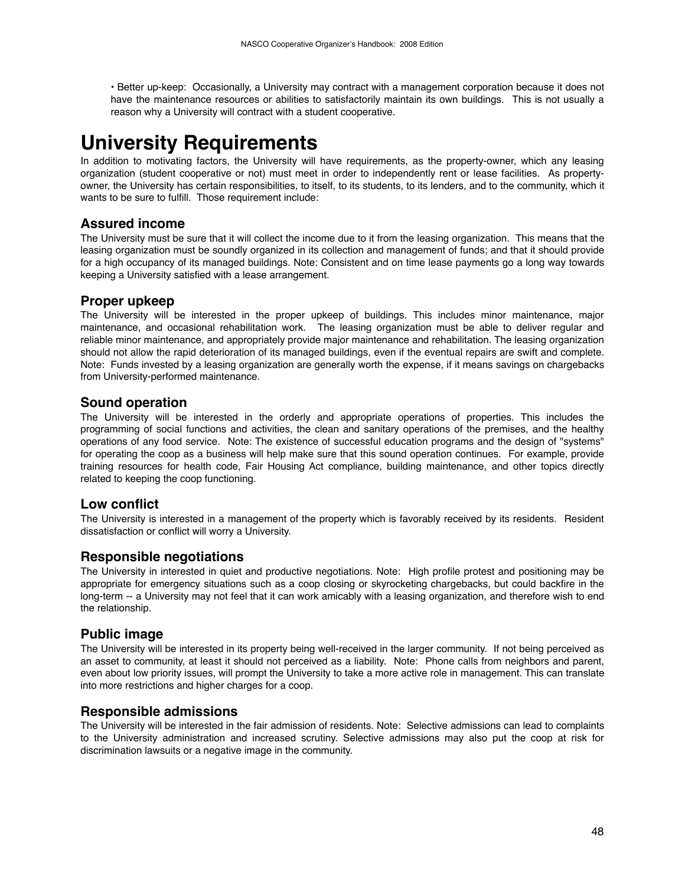• Better up-keep: Occasionally, a University may contract with a management corporation because it does not have the maintenance resources or abilities to satisfactorily maintain its own buildings. This is not usually a reason why a University will contract with a student cooperative.

# University Requirements

In addition to motivating factors, the University will have requirements, as the property-owner, which any leasing organization (student cooperative or not) must meet in order to independently rent or lease facilities. As property-owner, the University has certain responsibilities, to itself, to its students, to its lenders, and to the community, which it wants to be sure to fulfill. Those requirement include:

## Assured income

The University must be sure that it will collect the income due to it from the leasing organization. This means that the leasing organization must be soundly organized in its collection and management of funds; and that it should provide for a high occupancy of its managed buildings. Note: Consistent and on time lease payments go a long way towards keeping a University satisfied with a lease arrangement.

## Proper upkeep

The University will be interested in the proper upkeep of buildings. This includes minor maintenance, major maintenance, and occasional rehabilitation work. The leasing organization must be able to deliver regular and reliable minor maintenance, and appropriately provide major maintenance and rehabilitation. The leasing organization should not allow the rapid deterioration of its managed buildings, even if the eventual repairs are swift and complete. Note: Funds invested by a leasing organization are generally worth the expense, if it means savings on chargebacks from University-performed maintenance.

## Sound operation

The University will be interested in the orderly and appropriate operations of properties. This includes the programming of social functions and activities, the clean and sanitary operations of the premises, and the healthy operations of any food service. Note: The existence of successful education programs and the design of "systems" for operating the coop as a business will help make sure that this sound operation continues. For example, provide training resources for health code, Fair Housing Act compliance, building maintenance, and other topics directly related to keeping the coop functioning.

## Low conflict

The University is interested in a management of the property which is favorably received by its residents. Resident dissatisfaction or conflict will worry a University.

## Responsible negotiations

The University in interested in quiet and productive negotiations. Note: High profile protest and positioning may be appropriate for emergency situations such as a coop closing or skyrocketing chargebacks, but could backfire in the long-term -- a University may not feel that it can work amicably with a leasing organization, and therefore wish to end the relationship.

## Public image

The University will be interested in its property being well-received in the larger community. If not being perceived as an asset to community, at least it should not perceived as a liability. Note: Phone calls from neighbors and parent, even about low priority issues, will prompt the University to take a more active role in management. This can translate into more restrictions and higher charges for a coop.

## Responsible admissions

The University will be interested in the fair admission of residents. Note: Selective admissions can lead to complaints to the University administration and increased scrutiny. Selective admissions may also put the coop at risk for discrimination lawsuits or a negative image in the community.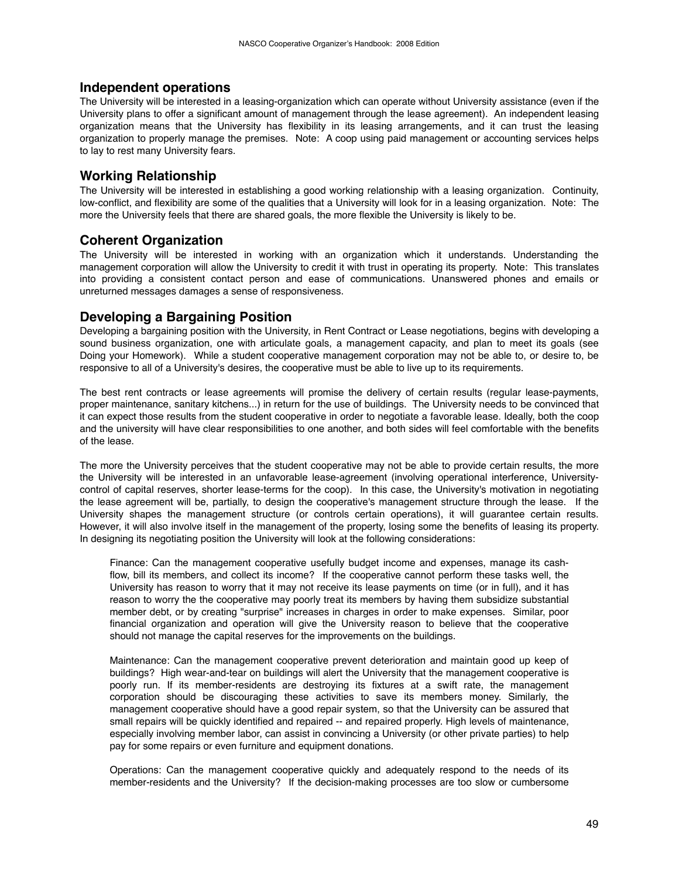## Independent operations

The University will be interested in a leasing-organization which can operate without University assistance (even if the University plans to offer a significant amount of management through the lease agreement). An independent leasing organization means that the University has flexibility in its leasing arrangements, and it can trust the leasing organization to properly manage the premises. Note: A coop using paid management or accounting services helps to lay to rest many University fears.

## Working Relationship

The University will be interested in establishing a good working relationship with a leasing organization. Continuity, low-conflict, and flexibility are some of the qualities that a University will look for in a leasing organization. Note: The more the University feels that there are shared goals, the more flexible the University is likely to be.

## Coherent Organization

The University will be interested in working with an organization which it understands. Understanding the management corporation will allow the University to credit it with trust in operating its property. Note: This translates into providing a consistent contact person and ease of communications. Unanswered phones and emails or unreturned messages damages a sense of responsiveness.

## Developing a Bargaining Position

Developing a bargaining position with the University, in Rent Contract or Lease negotiations, begins with developing a sound business organization, one with articulate goals, a management capacity, and plan to meet its goals (see Doing your Homework). While a student cooperative management corporation may not be able to, or desire to, be responsive to all of a University's desires, the cooperative must be able to live up to its requirements.

The best rent contracts or lease agreements will promise the delivery of certain results (regular lease-payments, proper maintenance, sanitary kitchens...) in return for the use of buildings. The University needs to be convinced that it can expect those results from the student cooperative in order to negotiate a favorable lease. Ideally, both the coop and the university will have clear responsibilities to one another, and both sides will feel comfortable with the benefits of the lease.

The more the University perceives that the student cooperative may not be able to provide certain results, the more the University will be interested in an unfavorable lease-agreement (involving operational interference, University-control of capital reserves, shorter lease-terms for the coop). In this case, the University's motivation in negotiating the lease agreement will be, partially, to design the cooperative's management structure through the lease. If the University shapes the management structure (or controls certain operations), it will guarantee certain results. However, it will also involve itself in the management of the property, losing some the benefits of leasing its property. In designing its negotiating position the University will look at the following considerations:

> Finance: Can the management cooperative usefully budget income and expenses, manage its cash-flow, bill its members, and collect its income? If the cooperative cannot perform these tasks well, the University has reason to worry that it may not receive its lease payments on time (or in full), and it has reason to worry the the cooperative may poorly treat its members by having them subsidize substantial member debt, or by creating "surprise" increases in charges in order to make expenses. Similar, poor financial organization and operation will give the University reason to believe that the cooperative should not manage the capital reserves for the improvements on the buildings.
>
> Maintenance: Can the management cooperative prevent deterioration and maintain good up keep of buildings? High wear-and-tear on buildings will alert the University that the management cooperative is poorly run. If its member-residents are destroying its fixtures at a swift rate, the management corporation should be discouraging these activities to save its members money. Similarly, the management cooperative should have a good repair system, so that the University can be assured that small repairs will be quickly identified and repaired -- and repaired properly. High levels of maintenance, especially involving member labor, can assist in convincing a University (or other private parties) to help pay for some repairs or even furniture and equipment donations.
>
> Operations: Can the management cooperative quickly and adequately respond to the needs of its member-residents and the University? If the decision-making processes are too slow or cumbersome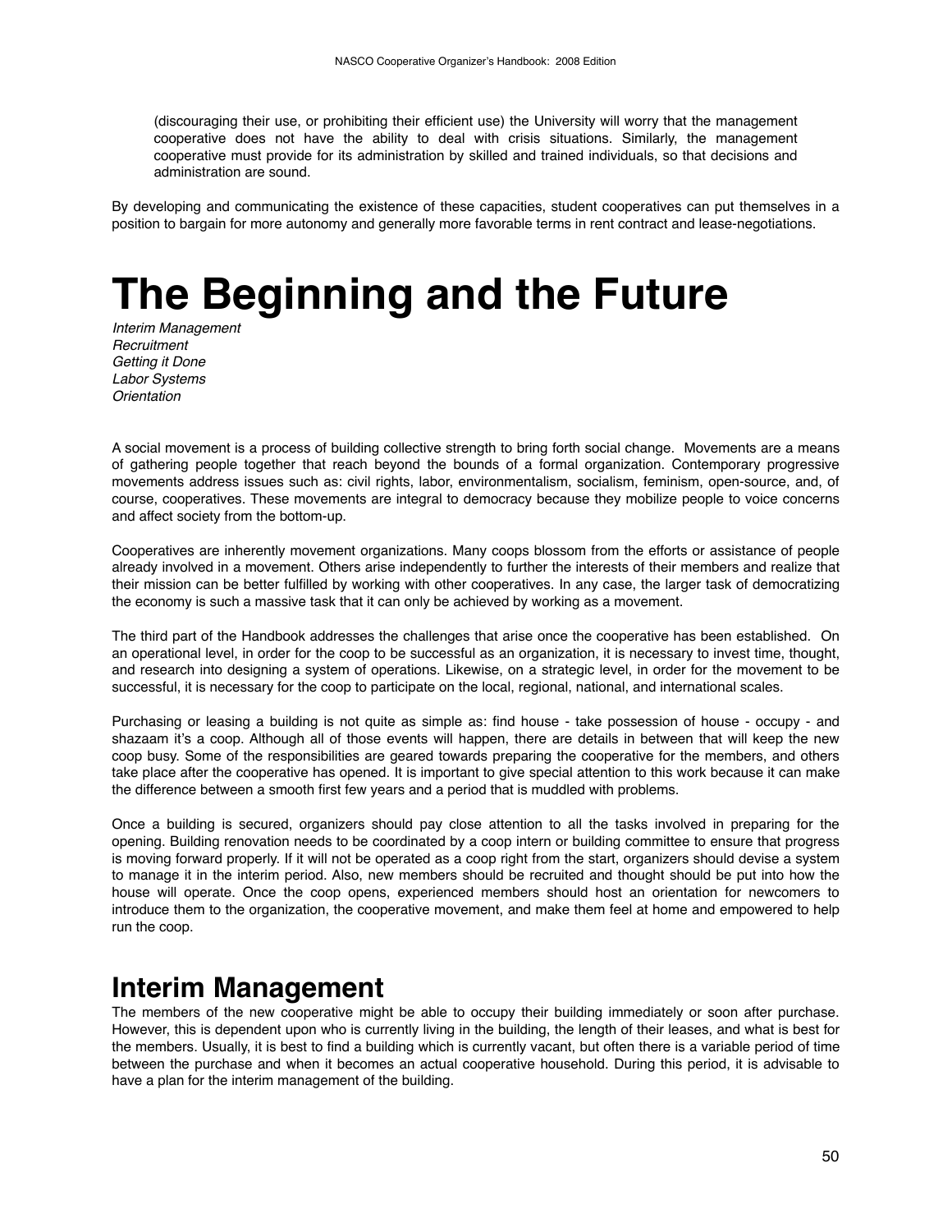(discouraging their use, or prohibiting their efficient use) the University will worry that the management cooperative does not have the ability to deal with crisis situations. Similarly, the management cooperative must provide for its administration by skilled and trained individuals, so that decisions and administration are sound.

By developing and communicating the existence of these capacities, student cooperatives can put themselves in a position to bargain for more autonomy and generally more favorable terms in rent contract and lease-negotiations.

# The Beginning and the Future

*Interim Management*
*Recruitment*
*Getting it Done*
*Labor Systems*
*Orientation*

A social movement is a process of building collective strength to bring forth social change. Movements are a means of gathering people together that reach beyond the bounds of a formal organization. Contemporary progressive movements address issues such as: civil rights, labor, environmentalism, socialism, feminism, open-source, and, of course, cooperatives. These movements are integral to democracy because they mobilize people to voice concerns and affect society from the bottom-up.

Cooperatives are inherently movement organizations. Many coops blossom from the efforts or assistance of people already involved in a movement. Others arise independently to further the interests of their members and realize that their mission can be better fulfilled by working with other cooperatives. In any case, the larger task of democratizing the economy is such a massive task that it can only be achieved by working as a movement.

The third part of the Handbook addresses the challenges that arise once the cooperative has been established. On an operational level, in order for the coop to be successful as an organization, it is necessary to invest time, thought, and research into designing a system of operations. Likewise, on a strategic level, in order for the movement to be successful, it is necessary for the coop to participate on the local, regional, national, and international scales.

Purchasing or leasing a building is not quite as simple as: find house - take possession of house - occupy - and shazaam it's a coop. Although all of those events will happen, there are details in between that will keep the new coop busy. Some of the responsibilities are geared towards preparing the cooperative for the members, and others take place after the cooperative has opened. It is important to give special attention to this work because it can make the difference between a smooth first few years and a period that is muddled with problems.

Once a building is secured, organizers should pay close attention to all the tasks involved in preparing for the opening. Building renovation needs to be coordinated by a coop intern or building committee to ensure that progress is moving forward properly. If it will not be operated as a coop right from the start, organizers should devise a system to manage it in the interim period. Also, new members should be recruited and thought should be put into how the house will operate. Once the coop opens, experienced members should host an orientation for newcomers to introduce them to the organization, the cooperative movement, and make them feel at home and empowered to help run the coop.

## Interim Management

The members of the new cooperative might be able to occupy their building immediately or soon after purchase. However, this is dependent upon who is currently living in the building, the length of their leases, and what is best for the members. Usually, it is best to find a building which is currently vacant, but often there is a variable period of time between the purchase and when it becomes an actual cooperative household. During this period, it is advisable to have a plan for the interim management of the building.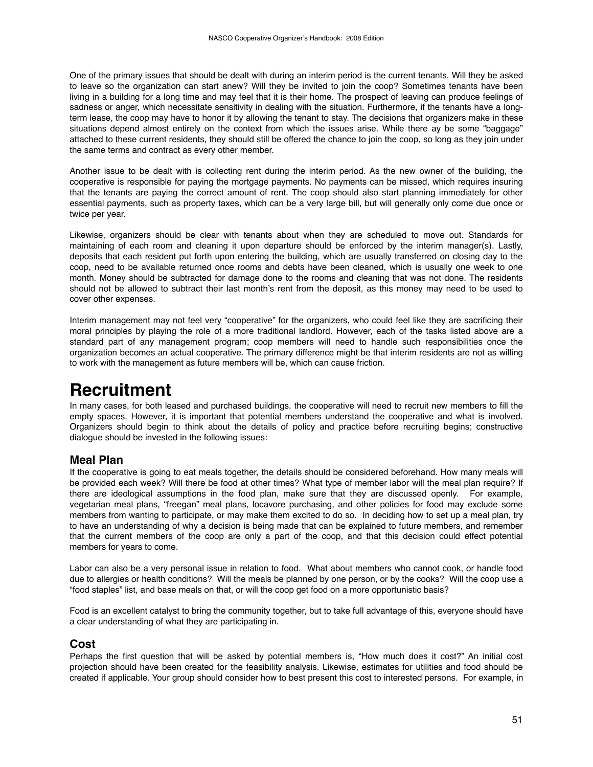One of the primary issues that should be dealt with during an interim period is the current tenants. Will they be asked to leave so the organization can start anew? Will they be invited to join the coop? Sometimes tenants have been living in a building for a long time and may feel that it is their home. The prospect of leaving can produce feelings of sadness or anger, which necessitate sensitivity in dealing with the situation. Furthermore, if the tenants have a long-term lease, the coop may have to honor it by allowing the tenant to stay. The decisions that organizers make in these situations depend almost entirely on the context from which the issues arise. While there ay be some "baggage" attached to these current residents, they should still be offered the chance to join the coop, so long as they join under the same terms and contract as every other member.

Another issue to be dealt with is collecting rent during the interim period. As the new owner of the building, the cooperative is responsible for paying the mortgage payments. No payments can be missed, which requires insuring that the tenants are paying the correct amount of rent. The coop should also start planning immediately for other essential payments, such as property taxes, which can be a very large bill, but will generally only come due once or twice per year.

Likewise, organizers should be clear with tenants about when they are scheduled to move out. Standards for maintaining of each room and cleaning it upon departure should be enforced by the interim manager(s). Lastly, deposits that each resident put forth upon entering the building, which are usually transferred on closing day to the coop, need to be available returned once rooms and debts have been cleaned, which is usually one week to one month. Money should be subtracted for damage done to the rooms and cleaning that was not done. The residents should not be allowed to subtract their last month's rent from the deposit, as this money may need to be used to cover other expenses.

Interim management may not feel very "cooperative" for the organizers, who could feel like they are sacrificing their moral principles by playing the role of a more traditional landlord. However, each of the tasks listed above are a standard part of any management program; coop members will need to handle such responsibilities once the organization becomes an actual cooperative. The primary difference might be that interim residents are not as willing to work with the management as future members will be, which can cause friction.

# Recruitment

In many cases, for both leased and purchased buildings, the cooperative will need to recruit new members to fill the empty spaces. However, it is important that potential members understand the cooperative and what is involved. Organizers should begin to think about the details of policy and practice before recruiting begins; constructive dialogue should be invested in the following issues:

## Meal Plan

If the cooperative is going to eat meals together, the details should be considered beforehand. How many meals will be provided each week? Will there be food at other times? What type of member labor will the meal plan require? If there are ideological assumptions in the food plan, make sure that they are discussed openly. For example, vegetarian meal plans, "freegan" meal plans, locavore purchasing, and other policies for food may exclude some members from wanting to participate, or may make them excited to do so. In deciding how to set up a meal plan, try to have an understanding of why a decision is being made that can be explained to future members, and remember that the current members of the coop are only a part of the coop, and that this decision could effect potential members for years to come.

Labor can also be a very personal issue in relation to food. What about members who cannot cook, or handle food due to allergies or health conditions? Will the meals be planned by one person, or by the cooks? Will the coop use a "food staples" list, and base meals on that, or will the coop get food on a more opportunistic basis?

Food is an excellent catalyst to bring the community together, but to take full advantage of this, everyone should have a clear understanding of what they are participating in.

## Cost

Perhaps the first question that will be asked by potential members is, "How much does it cost?" An initial cost projection should have been created for the feasibility analysis. Likewise, estimates for utilities and food should be created if applicable. Your group should consider how to best present this cost to interested persons. For example, in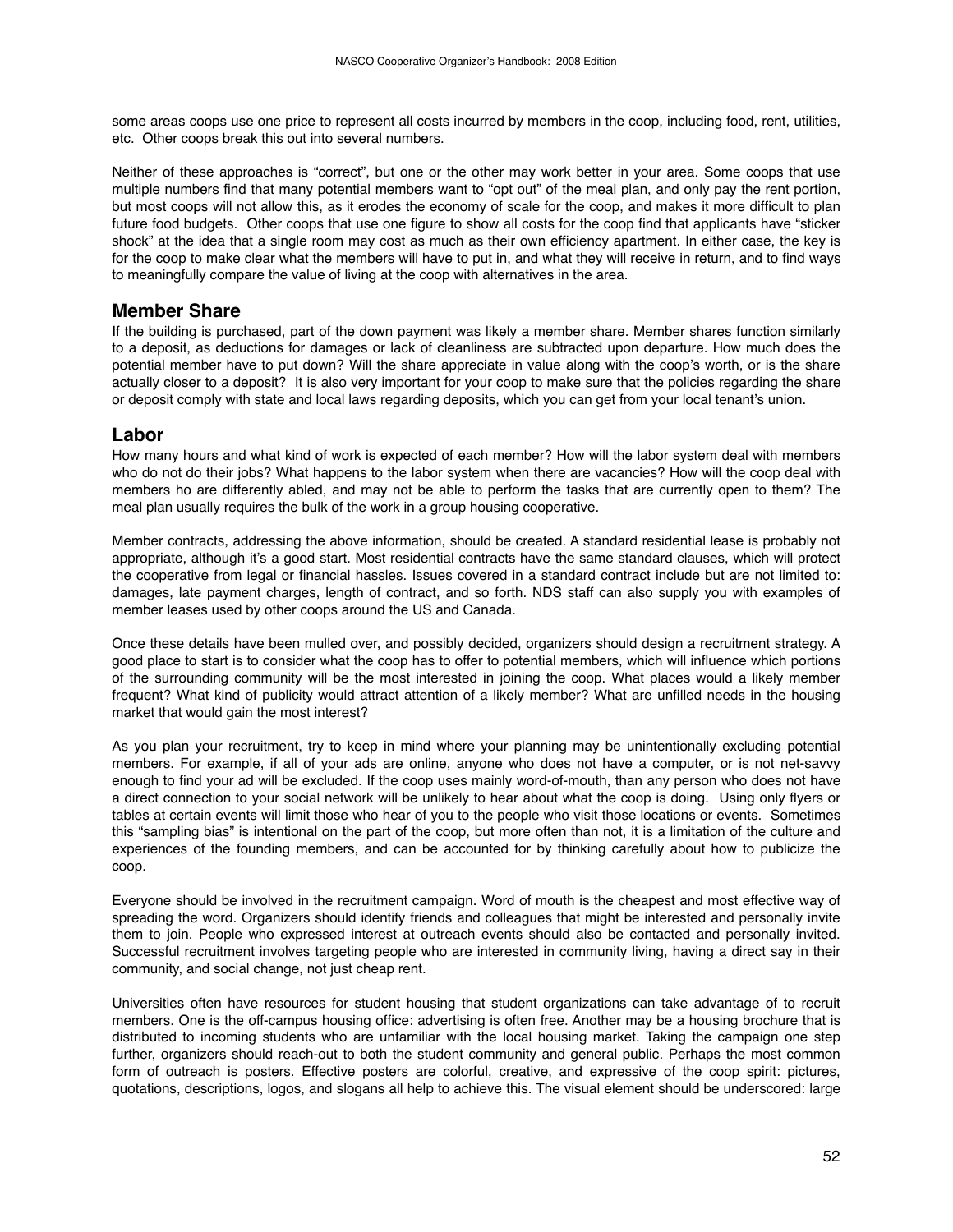some areas coops use one price to represent all costs incurred by members in the coop, including food, rent, utilities, etc. Other coops break this out into several numbers.

Neither of these approaches is "correct", but one or the other may work better in your area. Some coops that use multiple numbers find that many potential members want to "opt out" of the meal plan, and only pay the rent portion, but most coops will not allow this, as it erodes the economy of scale for the coop, and makes it more difficult to plan future food budgets. Other coops that use one figure to show all costs for the coop find that applicants have "sticker shock" at the idea that a single room may cost as much as their own efficiency apartment. In either case, the key is for the coop to make clear what the members will have to put in, and what they will receive in return, and to find ways to meaningfully compare the value of living at the coop with alternatives in the area.

## Member Share

If the building is purchased, part of the down payment was likely a member share. Member shares function similarly to a deposit, as deductions for damages or lack of cleanliness are subtracted upon departure. How much does the potential member have to put down? Will the share appreciate in value along with the coop's worth, or is the share actually closer to a deposit? It is also very important for your coop to make sure that the policies regarding the share or deposit comply with state and local laws regarding deposits, which you can get from your local tenant's union.

## Labor

How many hours and what kind of work is expected of each member? How will the labor system deal with members who do not do their jobs? What happens to the labor system when there are vacancies? How will the coop deal with members ho are differently abled, and may not be able to perform the tasks that are currently open to them? The meal plan usually requires the bulk of the work in a group housing cooperative.

Member contracts, addressing the above information, should be created. A standard residential lease is probably not appropriate, although it's a good start. Most residential contracts have the same standard clauses, which will protect the cooperative from legal or financial hassles. Issues covered in a standard contract include but are not limited to: damages, late payment charges, length of contract, and so forth. NDS staff can also supply you with examples of member leases used by other coops around the US and Canada.

Once these details have been mulled over, and possibly decided, organizers should design a recruitment strategy. A good place to start is to consider what the coop has to offer to potential members, which will influence which portions of the surrounding community will be the most interested in joining the coop. What places would a likely member frequent? What kind of publicity would attract attention of a likely member? What are unfilled needs in the housing market that would gain the most interest?

As you plan your recruitment, try to keep in mind where your planning may be unintentionally excluding potential members. For example, if all of your ads are online, anyone who does not have a computer, or is not net-savvy enough to find your ad will be excluded. If the coop uses mainly word-of-mouth, than any person who does not have a direct connection to your social network will be unlikely to hear about what the coop is doing. Using only flyers or tables at certain events will limit those who hear of you to the people who visit those locations or events. Sometimes this "sampling bias" is intentional on the part of the coop, but more often than not, it is a limitation of the culture and experiences of the founding members, and can be accounted for by thinking carefully about how to publicize the coop.

Everyone should be involved in the recruitment campaign. Word of mouth is the cheapest and most effective way of spreading the word. Organizers should identify friends and colleagues that might be interested and personally invite them to join. People who expressed interest at outreach events should also be contacted and personally invited. Successful recruitment involves targeting people who are interested in community living, having a direct say in their community, and social change, not just cheap rent.

Universities often have resources for student housing that student organizations can take advantage of to recruit members. One is the off-campus housing office: advertising is often free. Another may be a housing brochure that is distributed to incoming students who are unfamiliar with the local housing market. Taking the campaign one step further, organizers should reach-out to both the student community and general public. Perhaps the most common form of outreach is posters. Effective posters are colorful, creative, and expressive of the coop spirit: pictures, quotations, descriptions, logos, and slogans all help to achieve this. The visual element should be underscored: large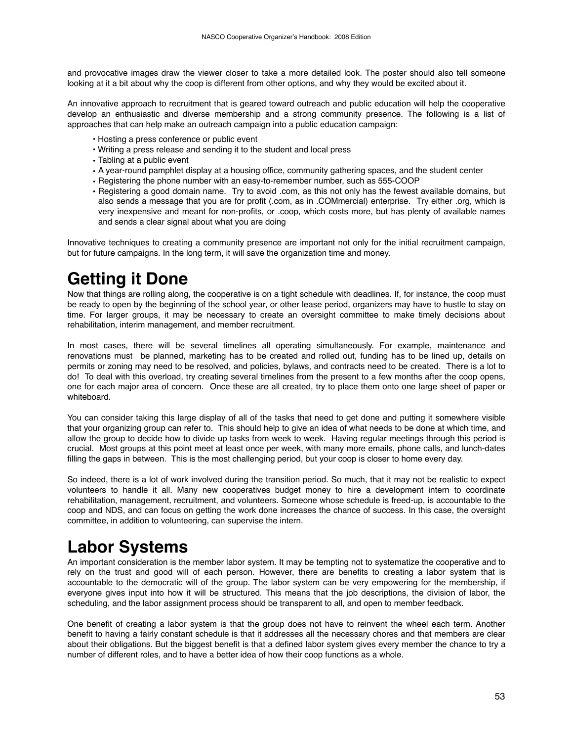and provocative images draw the viewer closer to take a more detailed look. The poster should also tell someone looking at it a bit about why the coop is different from other options, and why they would be excited about it.

An innovative approach to recruitment that is geared toward outreach and public education will help the cooperative develop an enthusiastic and diverse membership and a strong community presence. The following is a list of approaches that can help make an outreach campaign into a public education campaign:

- Hosting a press conference or public event
- Writing a press release and sending it to the student and local press
- Tabling at a public event
- A year-round pamphlet display at a housing office, community gathering spaces, and the student center
- Registering the phone number with an easy-to-remember number, such as 555-COOP
- Registering a good domain name. Try to avoid .com, as this not only has the fewest available domains, but also sends a message that you are for profit (.com, as in .COMmercial) enterprise. Try either .org, which is very inexpensive and meant for non-profits, or .coop, which costs more, but has plenty of available names and sends a clear signal about what you are doing

Innovative techniques to creating a community presence are important not only for the initial recruitment campaign, but for future campaigns. In the long term, it will save the organization time and money.

# Getting it Done

Now that things are rolling along, the cooperative is on a tight schedule with deadlines. If, for instance, the coop must be ready to open by the beginning of the school year, or other lease period, organizers may have to hustle to stay on time. For larger groups, it may be necessary to create an oversight committee to make timely decisions about rehabilitation, interim management, and member recruitment.

In most cases, there will be several timelines all operating simultaneously. For example, maintenance and renovations must be planned, marketing has to be created and rolled out, funding has to be lined up, details on permits or zoning may need to be resolved, and policies, bylaws, and contracts need to be created. There is a lot to do! To deal with this overload, try creating several timelines from the present to a few months after the coop opens, one for each major area of concern. Once these are all created, try to place them onto one large sheet of paper or whiteboard.

You can consider taking this large display of all of the tasks that need to get done and putting it somewhere visible that your organizing group can refer to. This should help to give an idea of what needs to be done at which time, and allow the group to decide how to divide up tasks from week to week. Having regular meetings through this period is crucial. Most groups at this point meet at least once per week, with many more emails, phone calls, and lunch-dates filling the gaps in between. This is the most challenging period, but your coop is closer to home every day.

So indeed, there is a lot of work involved during the transition period. So much, that it may not be realistic to expect volunteers to handle it all. Many new cooperatives budget money to hire a development intern to coordinate rehabilitation, management, recruitment, and volunteers. Someone whose schedule is freed-up, is accountable to the coop and NDS, and can focus on getting the work done increases the chance of success. In this case, the oversight committee, in addition to volunteering, can supervise the intern.

# Labor Systems

An important consideration is the member labor system. It may be tempting not to systematize the cooperative and to rely on the trust and good will of each person. However, there are benefits to creating a labor system that is accountable to the democratic will of the group. The labor system can be very empowering for the membership, if everyone gives input into how it will be structured. This means that the job descriptions, the division of labor, the scheduling, and the labor assignment process should be transparent to all, and open to member feedback.

One benefit of creating a labor system is that the group does not have to reinvent the wheel each term. Another benefit to having a fairly constant schedule is that it addresses all the necessary chores and that members are clear about their obligations. But the biggest benefit is that a defined labor system gives every member the chance to try a number of different roles, and to have a better idea of how their coop functions as a whole.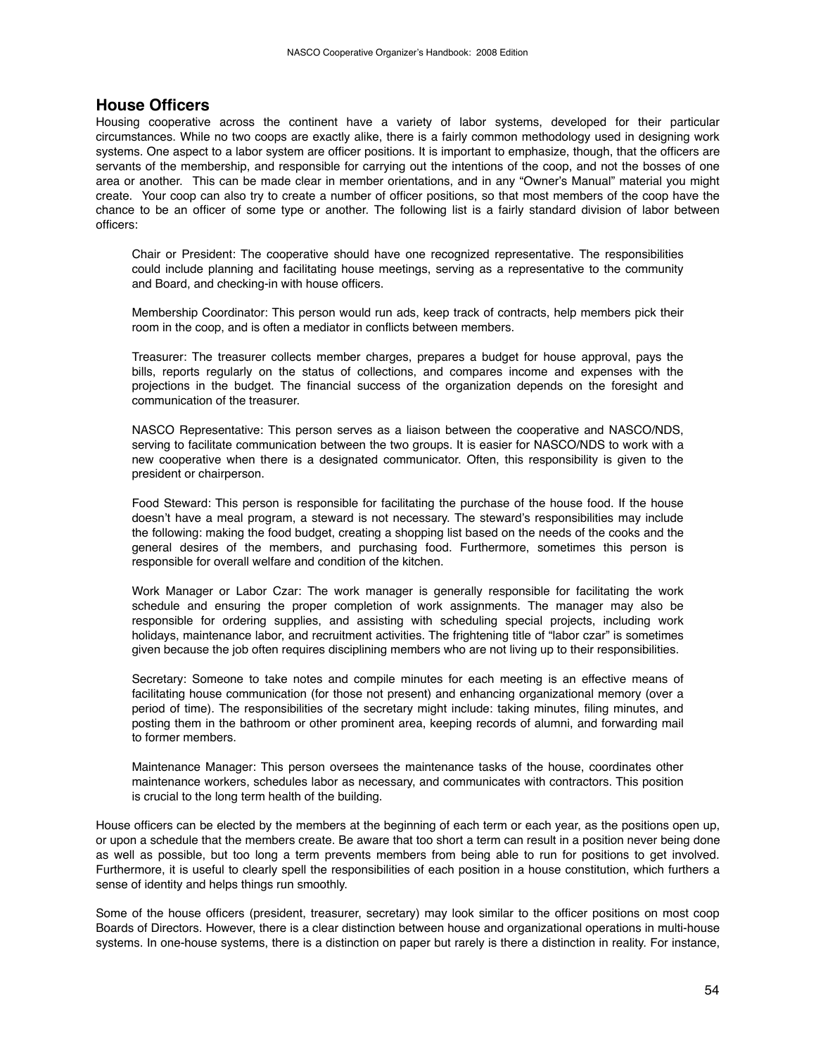## House Officers

Housing cooperative across the continent have a variety of labor systems, developed for their particular circumstances. While no two coops are exactly alike, there is a fairly common methodology used in designing work systems. One aspect to a labor system are officer positions. It is important to emphasize, though, that the officers are servants of the membership, and responsible for carrying out the intentions of the coop, and not the bosses of one area or another. This can be made clear in member orientations, and in any "Owner's Manual" material you might create. Your coop can also try to create a number of officer positions, so that most members of the coop have the chance to be an officer of some type or another. The following list is a fairly standard division of labor between officers:

> Chair or President: The cooperative should have one recognized representative. The responsibilities could include planning and facilitating house meetings, serving as a representative to the community and Board, and checking-in with house officers.
>
> Membership Coordinator: This person would run ads, keep track of contracts, help members pick their room in the coop, and is often a mediator in conflicts between members.
>
> Treasurer: The treasurer collects member charges, prepares a budget for house approval, pays the bills, reports regularly on the status of collections, and compares income and expenses with the projections in the budget. The financial success of the organization depends on the foresight and communication of the treasurer.
>
> NASCO Representative: This person serves as a liaison between the cooperative and NASCO/NDS, serving to facilitate communication between the two groups. It is easier for NASCO/NDS to work with a new cooperative when there is a designated communicator. Often, this responsibility is given to the president or chairperson.
>
> Food Steward: This person is responsible for facilitating the purchase of the house food. If the house doesn't have a meal program, a steward is not necessary. The steward's responsibilities may include the following: making the food budget, creating a shopping list based on the needs of the cooks and the general desires of the members, and purchasing food. Furthermore, sometimes this person is responsible for overall welfare and condition of the kitchen.
>
> Work Manager or Labor Czar: The work manager is generally responsible for facilitating the work schedule and ensuring the proper completion of work assignments. The manager may also be responsible for ordering supplies, and assisting with scheduling special projects, including work holidays, maintenance labor, and recruitment activities. The frightening title of "labor czar" is sometimes given because the job often requires disciplining members who are not living up to their responsibilities.
>
> Secretary: Someone to take notes and compile minutes for each meeting is an effective means of facilitating house communication (for those not present) and enhancing organizational memory (over a period of time). The responsibilities of the secretary might include: taking minutes, filing minutes, and posting them in the bathroom or other prominent area, keeping records of alumni, and forwarding mail to former members.
>
> Maintenance Manager: This person oversees the maintenance tasks of the house, coordinates other maintenance workers, schedules labor as necessary, and communicates with contractors. This position is crucial to the long term health of the building.

House officers can be elected by the members at the beginning of each term or each year, as the positions open up, or upon a schedule that the members create. Be aware that too short a term can result in a position never being done as well as possible, but too long a term prevents members from being able to run for positions to get involved. Furthermore, it is useful to clearly spell the responsibilities of each position in a house constitution, which furthers a sense of identity and helps things run smoothly.

Some of the house officers (president, treasurer, secretary) may look similar to the officer positions on most coop Boards of Directors. However, there is a clear distinction between house and organizational operations in multi-house systems. In one-house systems, there is a distinction on paper but rarely is there a distinction in reality. For instance,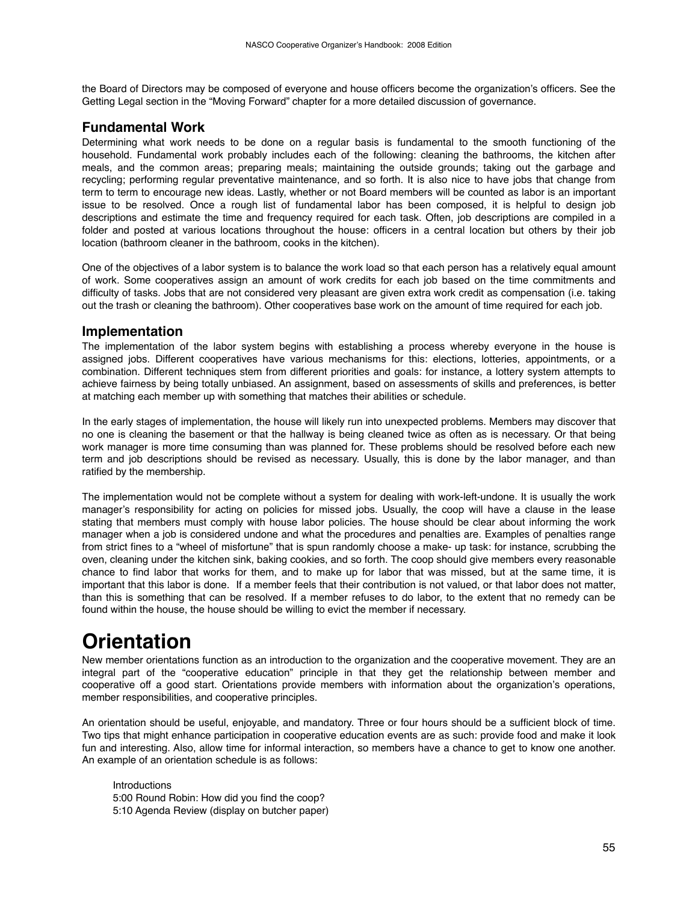the Board of Directors may be composed of everyone and house officers become the organization's officers. See the Getting Legal section in the "Moving Forward" chapter for a more detailed discussion of governance.

## Fundamental Work

Determining what work needs to be done on a regular basis is fundamental to the smooth functioning of the household. Fundamental work probably includes each of the following: cleaning the bathrooms, the kitchen after meals, and the common areas; preparing meals; maintaining the outside grounds; taking out the garbage and recycling; performing regular preventative maintenance, and so forth. It is also nice to have jobs that change from term to term to encourage new ideas. Lastly, whether or not Board members will be counted as labor is an important issue to be resolved. Once a rough list of fundamental labor has been composed, it is helpful to design job descriptions and estimate the time and frequency required for each task. Often, job descriptions are compiled in a folder and posted at various locations throughout the house: officers in a central location but others by their job location (bathroom cleaner in the bathroom, cooks in the kitchen).

One of the objectives of a labor system is to balance the work load so that each person has a relatively equal amount of work. Some cooperatives assign an amount of work credits for each job based on the time commitments and difficulty of tasks. Jobs that are not considered very pleasant are given extra work credit as compensation (i.e. taking out the trash or cleaning the bathroom). Other cooperatives base work on the amount of time required for each job.

## Implementation

The implementation of the labor system begins with establishing a process whereby everyone in the house is assigned jobs. Different cooperatives have various mechanisms for this: elections, lotteries, appointments, or a combination. Different techniques stem from different priorities and goals: for instance, a lottery system attempts to achieve fairness by being totally unbiased. An assignment, based on assessments of skills and preferences, is better at matching each member up with something that matches their abilities or schedule.

In the early stages of implementation, the house will likely run into unexpected problems. Members may discover that no one is cleaning the basement or that the hallway is being cleaned twice as often as is necessary. Or that being work manager is more time consuming than was planned for. These problems should be resolved before each new term and job descriptions should be revised as necessary. Usually, this is done by the labor manager, and than ratified by the membership.

The implementation would not be complete without a system for dealing with work-left-undone. It is usually the work manager's responsibility for acting on policies for missed jobs. Usually, the coop will have a clause in the lease stating that members must comply with house labor policies. The house should be clear about informing the work manager when a job is considered undone and what the procedures and penalties are. Examples of penalties range from strict fines to a "wheel of misfortune" that is spun randomly choose a make- up task: for instance, scrubbing the oven, cleaning under the kitchen sink, baking cookies, and so forth. The coop should give members every reasonable chance to find labor that works for them, and to make up for labor that was missed, but at the same time, it is important that this labor is done. If a member feels that their contribution is not valued, or that labor does not matter, than this is something that can be resolved. If a member refuses to do labor, to the extent that no remedy can be found within the house, the house should be willing to evict the member if necessary.

# Orientation

New member orientations function as an introduction to the organization and the cooperative movement. They are an integral part of the "cooperative education" principle in that they get the relationship between member and cooperative off a good start. Orientations provide members with information about the organization's operations, member responsibilities, and cooperative principles.

An orientation should be useful, enjoyable, and mandatory. Three or four hours should be a sufficient block of time. Two tips that might enhance participation in cooperative education events are as such: provide food and make it look fun and interesting. Also, allow time for informal interaction, so members have a chance to get to know one another. An example of an orientation schedule is as follows:

Introductions
5:00 Round Robin: How did you find the coop?
5:10 Agenda Review (display on butcher paper)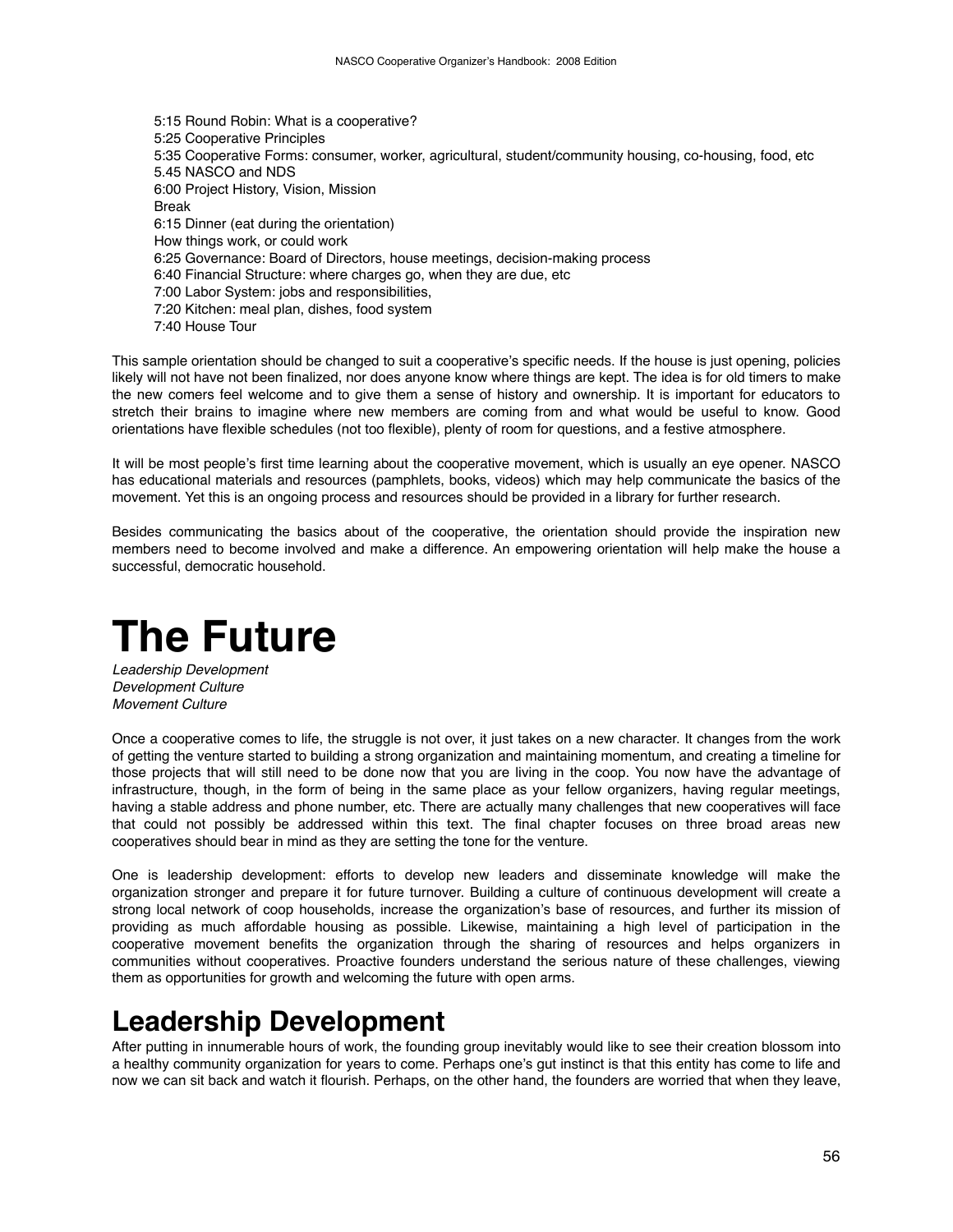5:15 Round Robin: What is a cooperative?
5:25 Cooperative Principles
5:35 Cooperative Forms: consumer, worker, agricultural, student/community housing, co-housing, food, etc
5.45 NASCO and NDS
6:00 Project History, Vision, Mission
Break
6:15 Dinner (eat during the orientation)
How things work, or could work
6:25 Governance: Board of Directors, house meetings, decision-making process
6:40 Financial Structure: where charges go, when they are due, etc
7:00 Labor System: jobs and responsibilities,
7:20 Kitchen: meal plan, dishes, food system
7:40 House Tour

This sample orientation should be changed to suit a cooperative's specific needs. If the house is just opening, policies likely will not have not been finalized, nor does anyone know where things are kept. The idea is for old timers to make the new comers feel welcome and to give them a sense of history and ownership. It is important for educators to stretch their brains to imagine where new members are coming from and what would be useful to know. Good orientations have flexible schedules (not too flexible), plenty of room for questions, and a festive atmosphere.

It will be most people's first time learning about the cooperative movement, which is usually an eye opener. NASCO has educational materials and resources (pamphlets, books, videos) which may help communicate the basics of the movement. Yet this is an ongoing process and resources should be provided in a library for further research.

Besides communicating the basics about of the cooperative, the orientation should provide the inspiration new members need to become involved and make a difference. An empowering orientation will help make the house a successful, democratic household.

# The Future

*Leadership Development*
*Development Culture*
*Movement Culture*

Once a cooperative comes to life, the struggle is not over, it just takes on a new character. It changes from the work of getting the venture started to building a strong organization and maintaining momentum, and creating a timeline for those projects that will still need to be done now that you are living in the coop. You now have the advantage of infrastructure, though, in the form of being in the same place as your fellow organizers, having regular meetings, having a stable address and phone number, etc. There are actually many challenges that new cooperatives will face that could not possibly be addressed within this text. The final chapter focuses on three broad areas new cooperatives should bear in mind as they are setting the tone for the venture.

One is leadership development: efforts to develop new leaders and disseminate knowledge will make the organization stronger and prepare it for future turnover. Building a culture of continuous development will create a strong local network of coop households, increase the organization's base of resources, and further its mission of providing as much affordable housing as possible. Likewise, maintaining a high level of participation in the cooperative movement benefits the organization through the sharing of resources and helps organizers in communities without cooperatives. Proactive founders understand the serious nature of these challenges, viewing them as opportunities for growth and welcoming the future with open arms.

## Leadership Development

After putting in innumerable hours of work, the founding group inevitably would like to see their creation blossom into a healthy community organization for years to come. Perhaps one's gut instinct is that this entity has come to life and now we can sit back and watch it flourish. Perhaps, on the other hand, the founders are worried that when they leave,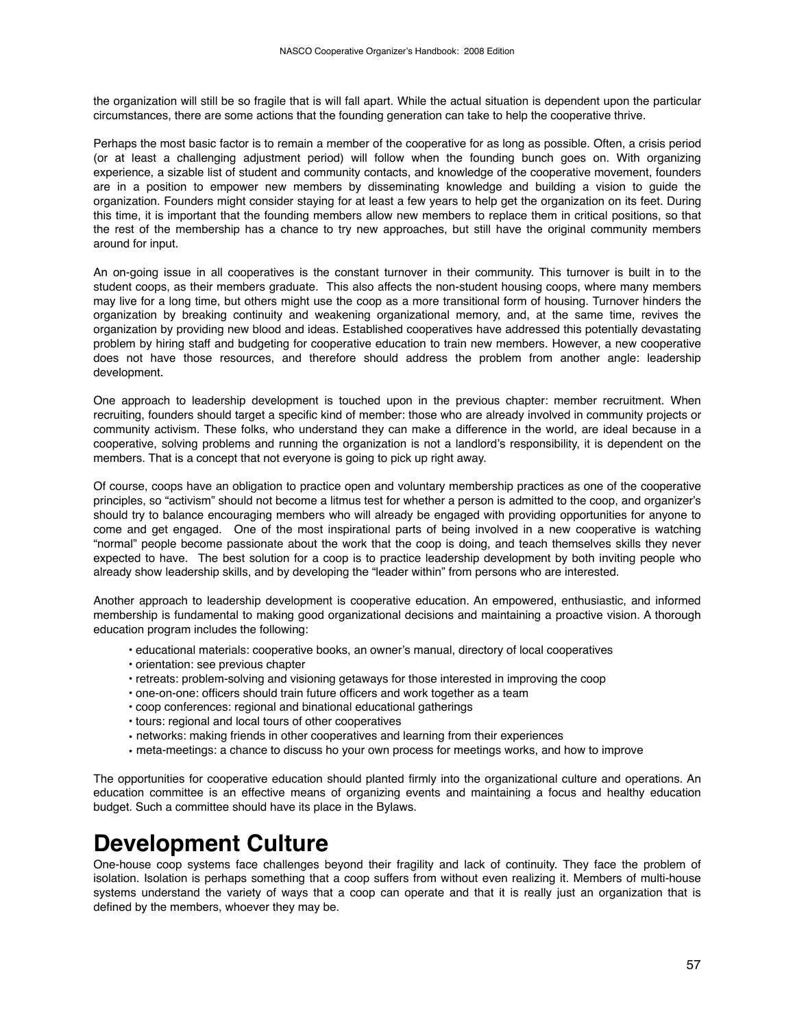the organization will still be so fragile that is will fall apart. While the actual situation is dependent upon the particular circumstances, there are some actions that the founding generation can take to help the cooperative thrive.

Perhaps the most basic factor is to remain a member of the cooperative for as long as possible. Often, a crisis period (or at least a challenging adjustment period) will follow when the founding bunch goes on. With organizing experience, a sizable list of student and community contacts, and knowledge of the cooperative movement, founders are in a position to empower new members by disseminating knowledge and building a vision to guide the organization. Founders might consider staying for at least a few years to help get the organization on its feet. During this time, it is important that the founding members allow new members to replace them in critical positions, so that the rest of the membership has a chance to try new approaches, but still have the original community members around for input.

An on-going issue in all cooperatives is the constant turnover in their community. This turnover is built in to the student coops, as their members graduate. This also affects the non-student housing coops, where many members may live for a long time, but others might use the coop as a more transitional form of housing. Turnover hinders the organization by breaking continuity and weakening organizational memory, and, at the same time, revives the organization by providing new blood and ideas. Established cooperatives have addressed this potentially devastating problem by hiring staff and budgeting for cooperative education to train new members. However, a new cooperative does not have those resources, and therefore should address the problem from another angle: leadership development.

One approach to leadership development is touched upon in the previous chapter: member recruitment. When recruiting, founders should target a specific kind of member: those who are already involved in community projects or community activism. These folks, who understand they can make a difference in the world, are ideal because in a cooperative, solving problems and running the organization is not a landlord's responsibility, it is dependent on the members. That is a concept that not everyone is going to pick up right away.

Of course, coops have an obligation to practice open and voluntary membership practices as one of the cooperative principles, so "activism" should not become a litmus test for whether a person is admitted to the coop, and organizer's should try to balance encouraging members who will already be engaged with providing opportunities for anyone to come and get engaged. One of the most inspirational parts of being involved in a new cooperative is watching "normal" people become passionate about the work that the coop is doing, and teach themselves skills they never expected to have. The best solution for a coop is to practice leadership development by both inviting people who already show leadership skills, and by developing the "leader within" from persons who are interested.

Another approach to leadership development is cooperative education. An empowered, enthusiastic, and informed membership is fundamental to making good organizational decisions and maintaining a proactive vision. A thorough education program includes the following:

- educational materials: cooperative books, an owner's manual, directory of local cooperatives
- orientation: see previous chapter
- retreats: problem-solving and visioning getaways for those interested in improving the coop
- one-on-one: officers should train future officers and work together as a team
- coop conferences: regional and binational educational gatherings
- tours: regional and local tours of other cooperatives
- networks: making friends in other cooperatives and learning from their experiences
- meta-meetings: a chance to discuss ho your own process for meetings works, and how to improve

The opportunities for cooperative education should planted firmly into the organizational culture and operations. An education committee is an effective means of organizing events and maintaining a focus and healthy education budget. Such a committee should have its place in the Bylaws.

# Development Culture

One-house coop systems face challenges beyond their fragility and lack of continuity. They face the problem of isolation. Isolation is perhaps something that a coop suffers from without even realizing it. Members of multi-house systems understand the variety of ways that a coop can operate and that it is really just an organization that is defined by the members, whoever they may be.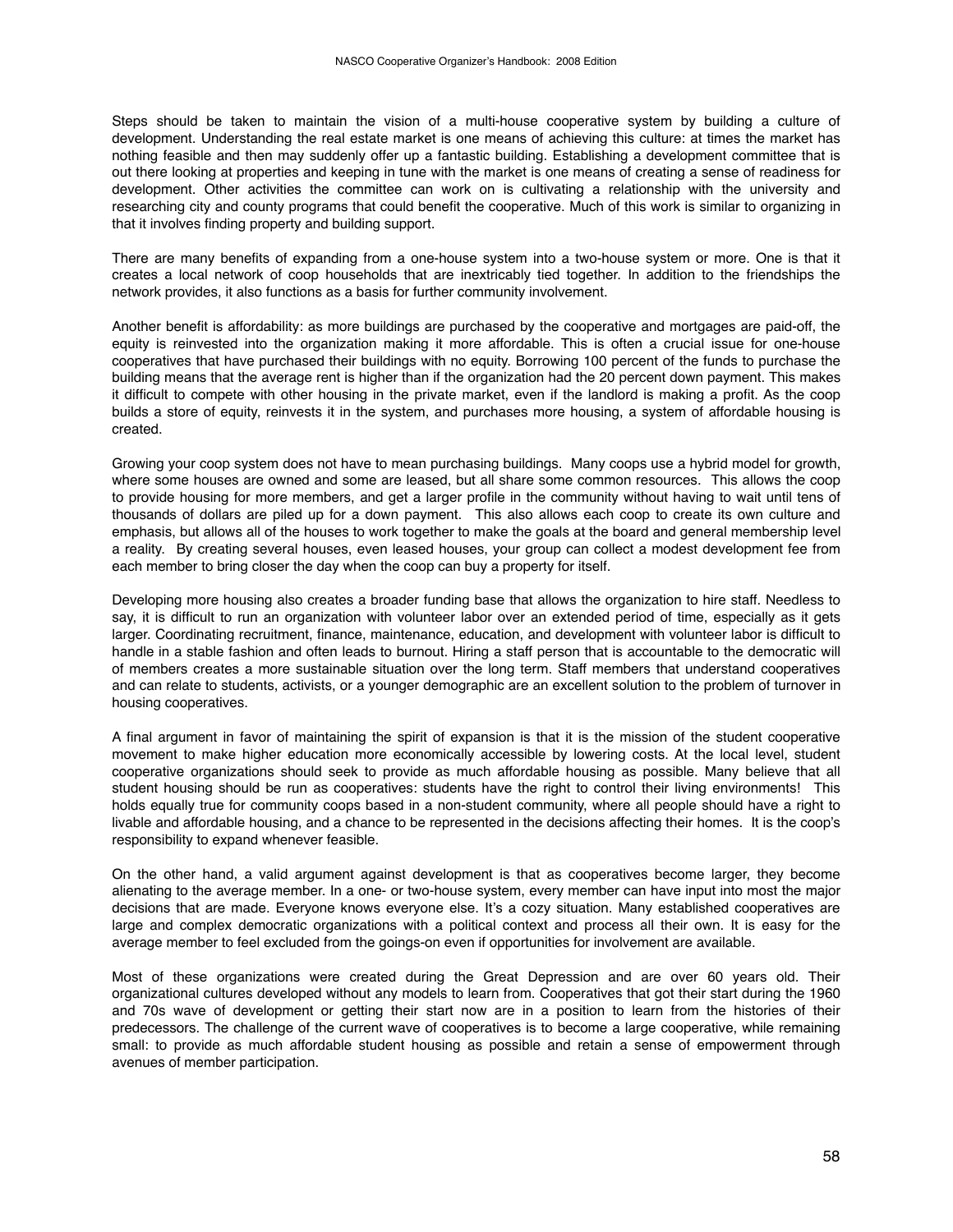Steps should be taken to maintain the vision of a multi-house cooperative system by building a culture of development. Understanding the real estate market is one means of achieving this culture: at times the market has nothing feasible and then may suddenly offer up a fantastic building. Establishing a development committee that is out there looking at properties and keeping in tune with the market is one means of creating a sense of readiness for development. Other activities the committee can work on is cultivating a relationship with the university and researching city and county programs that could benefit the cooperative. Much of this work is similar to organizing in that it involves finding property and building support.

There are many benefits of expanding from a one-house system into a two-house system or more. One is that it creates a local network of coop households that are inextricably tied together. In addition to the friendships the network provides, it also functions as a basis for further community involvement.

Another benefit is affordability: as more buildings are purchased by the cooperative and mortgages are paid-off, the equity is reinvested into the organization making it more affordable. This is often a crucial issue for one-house cooperatives that have purchased their buildings with no equity. Borrowing 100 percent of the funds to purchase the building means that the average rent is higher than if the organization had the 20 percent down payment. This makes it difficult to compete with other housing in the private market, even if the landlord is making a profit. As the coop builds a store of equity, reinvests it in the system, and purchases more housing, a system of affordable housing is created.

Growing your coop system does not have to mean purchasing buildings. Many coops use a hybrid model for growth, where some houses are owned and some are leased, but all share some common resources. This allows the coop to provide housing for more members, and get a larger profile in the community without having to wait until tens of thousands of dollars are piled up for a down payment. This also allows each coop to create its own culture and emphasis, but allows all of the houses to work together to make the goals at the board and general membership level a reality. By creating several houses, even leased houses, your group can collect a modest development fee from each member to bring closer the day when the coop can buy a property for itself.

Developing more housing also creates a broader funding base that allows the organization to hire staff. Needless to say, it is difficult to run an organization with volunteer labor over an extended period of time, especially as it gets larger. Coordinating recruitment, finance, maintenance, education, and development with volunteer labor is difficult to handle in a stable fashion and often leads to burnout. Hiring a staff person that is accountable to the democratic will of members creates a more sustainable situation over the long term. Staff members that understand cooperatives and can relate to students, activists, or a younger demographic are an excellent solution to the problem of turnover in housing cooperatives.

A final argument in favor of maintaining the spirit of expansion is that it is the mission of the student cooperative movement to make higher education more economically accessible by lowering costs. At the local level, student cooperative organizations should seek to provide as much affordable housing as possible. Many believe that all student housing should be run as cooperatives: students have the right to control their living environments! This holds equally true for community coops based in a non-student community, where all people should have a right to livable and affordable housing, and a chance to be represented in the decisions affecting their homes. It is the coop's responsibility to expand whenever feasible.

On the other hand, a valid argument against development is that as cooperatives become larger, they become alienating to the average member. In a one- or two-house system, every member can have input into most the major decisions that are made. Everyone knows everyone else. It's a cozy situation. Many established cooperatives are large and complex democratic organizations with a political context and process all their own. It is easy for the average member to feel excluded from the goings-on even if opportunities for involvement are available.

Most of these organizations were created during the Great Depression and are over 60 years old. Their organizational cultures developed without any models to learn from. Cooperatives that got their start during the 1960 and 70s wave of development or getting their start now are in a position to learn from the histories of their predecessors. The challenge of the current wave of cooperatives is to become a large cooperative, while remaining small: to provide as much affordable student housing as possible and retain a sense of empowerment through avenues of member participation.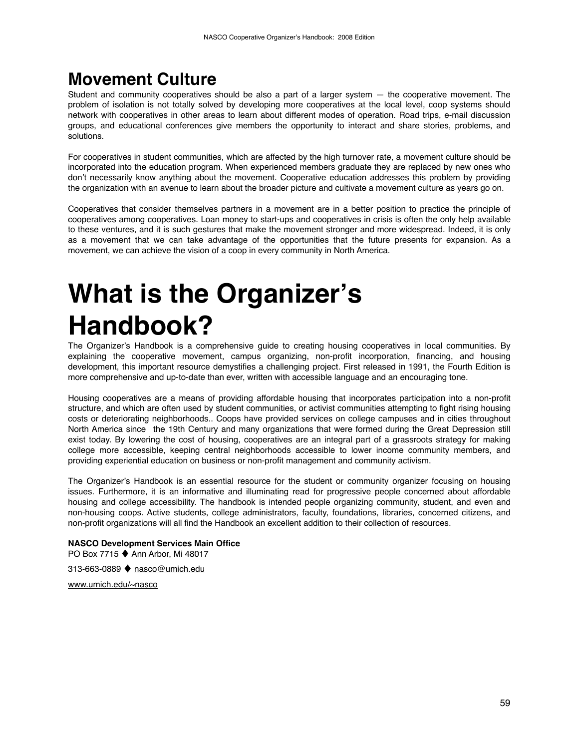## Movement Culture

Student and community cooperatives should be also a part of a larger system — the cooperative movement. The problem of isolation is not totally solved by developing more cooperatives at the local level, coop systems should network with cooperatives in other areas to learn about different modes of operation. Road trips, e-mail discussion groups, and educational conferences give members the opportunity to interact and share stories, problems, and solutions.

For cooperatives in student communities, which are affected by the high turnover rate, a movement culture should be incorporated into the education program. When experienced members graduate they are replaced by new ones who don't necessarily know anything about the movement. Cooperative education addresses this problem by providing the organization with an avenue to learn about the broader picture and cultivate a movement culture as years go on.

Cooperatives that consider themselves partners in a movement are in a better position to practice the principle of cooperatives among cooperatives. Loan money to start-ups and cooperatives in crisis is often the only help available to these ventures, and it is such gestures that make the movement stronger and more widespread. Indeed, it is only as a movement that we can take advantage of the opportunities that the future presents for expansion. As a movement, we can achieve the vision of a coop in every community in North America.

# What is the Organizer's Handbook?

The Organizer's Handbook is a comprehensive guide to creating housing cooperatives in local communities. By explaining the cooperative movement, campus organizing, non-profit incorporation, financing, and housing development, this important resource demystifies a challenging project. First released in 1991, the Fourth Edition is more comprehensive and up-to-date than ever, written with accessible language and an encouraging tone.

Housing cooperatives are a means of providing affordable housing that incorporates participation into a non-profit structure, and which are often used by student communities, or activist communities attempting to fight rising housing costs or deteriorating neighborhoods.. Coops have provided services on college campuses and in cities throughout North America since the 19th Century and many organizations that were formed during the Great Depression still exist today. By lowering the cost of housing, cooperatives are an integral part of a grassroots strategy for making college more accessible, keeping central neighborhoods accessible to lower income community members, and providing experiential education on business or non-profit management and community activism.

The Organizer's Handbook is an essential resource for the student or community organizer focusing on housing issues. Furthermore, it is an informative and illuminating read for progressive people concerned about affordable housing and college accessibility. The handbook is intended people organizing community, student, and even and non-housing coops. Active students, college administrators, faculty, foundations, libraries, concerned citizens, and non-profit organizations will all find the Handbook an excellent addition to their collection of resources.

**NASCO Development Services Main Office**
PO Box 7715 ♦ Ann Arbor, Mi 48017

313-663-0889 ♦ nasco@umich.edu

www.umich.edu/~nasco